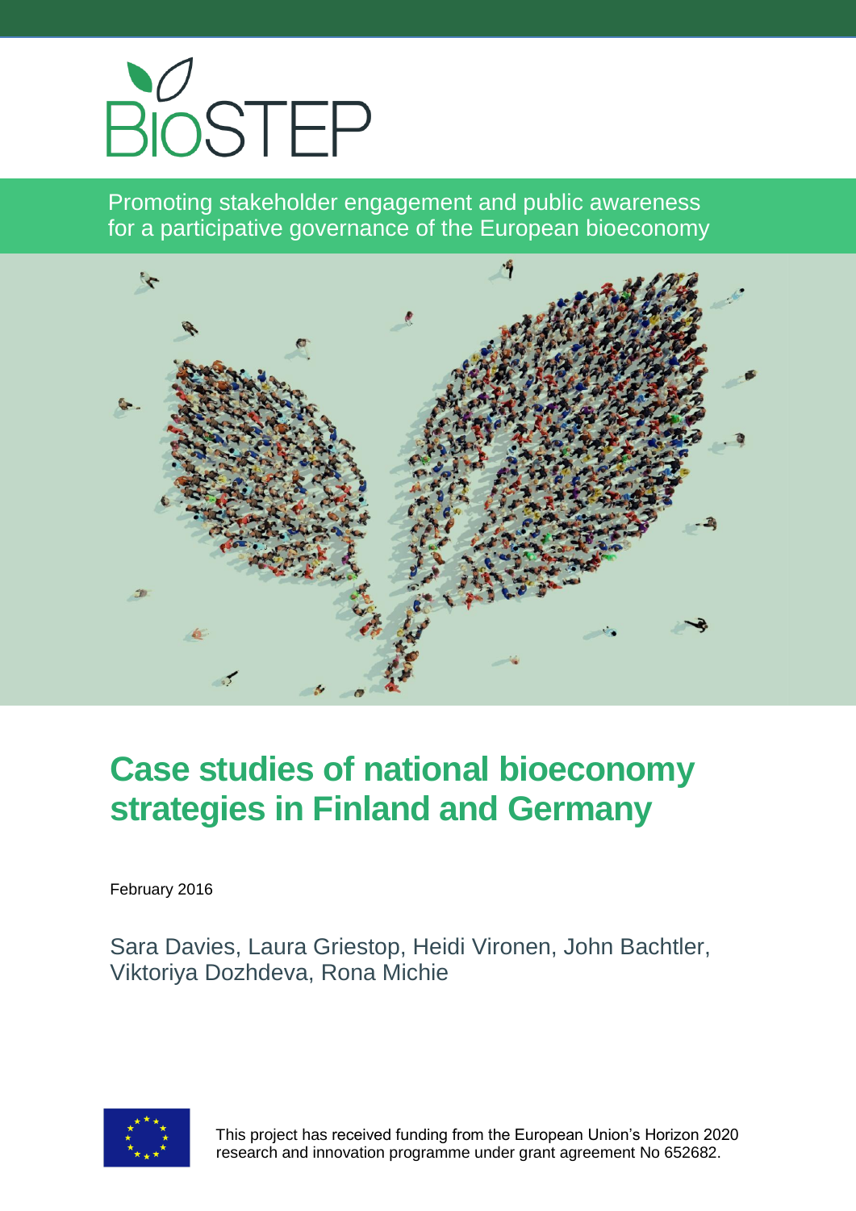BIOSTEP

Promoting stakeholder engagement and public awareness for a participative governance of the European bioeconomy

# Case studies of national bioeconomy strategies in Finland and Germany

February 2016

Sara Davies, Laura Griestop, Heidi Vironen, John Bachtler, Viktoriya Dozhdeva, Rona Michie

This project has received funding from the European Union's Horizon 2020 research and innovation programme under grant agreement No 652682.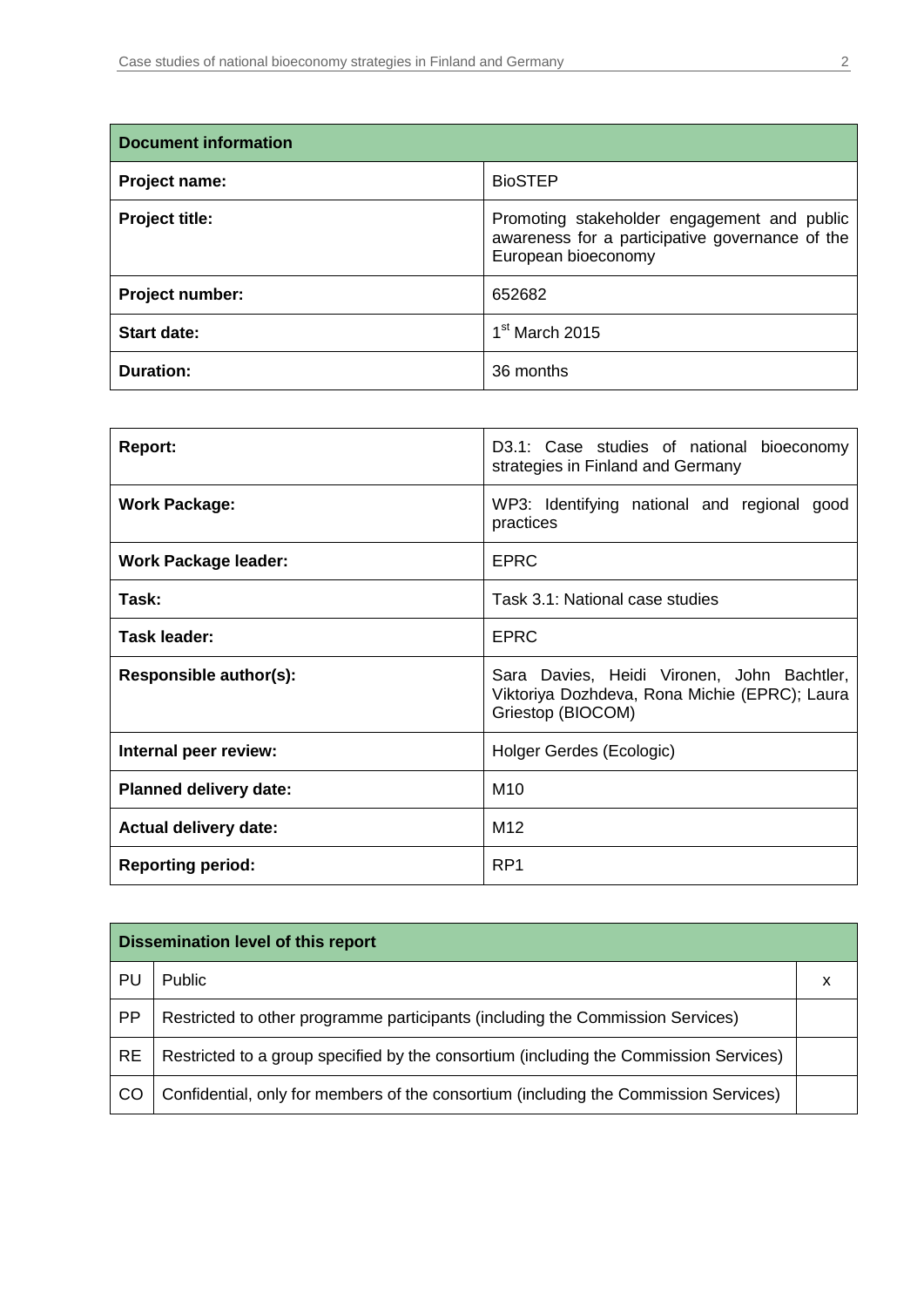| Document information | |
|---|---|
| **Project name:** | BioSTEP |
| **Project title:** | Promoting stakeholder engagement and public awareness for a participative governance of the European bioeconomy |
| **Project number:** | 652682 |
| **Start date:** | 1st March 2015 |
| **Duration:** | 36 months |

| | |
|---|---|
| **Report:** | D3.1: Case studies of national bioeconomy strategies in Finland and Germany |
| **Work Package:** | WP3: Identifying national and regional good practices |
| **Work Package leader:** | EPRC |
| **Task:** | Task 3.1: National case studies |
| **Task leader:** | EPRC |
| **Responsible author(s):** | Sara Davies, Heidi Vironen, John Bachtler, Viktoriya Dozhdeva, Rona Michie (EPRC); Laura Griestop (BIOCOM) |
| **Internal peer review:** | Holger Gerdes (Ecologic) |
| **Planned delivery date:** | M10 |
| **Actual delivery date:** | M12 |
| **Reporting period:** | RP1 |

| Dissemination level of this report | | |
|---|---|---|
| PU | Public | x |
| PP | Restricted to other programme participants (including the Commission Services) | |
| RE | Restricted to a group specified by the consortium (including the Commission Services) | |
| CO | Confidential, only for members of the consortium (including the Commission Services) | |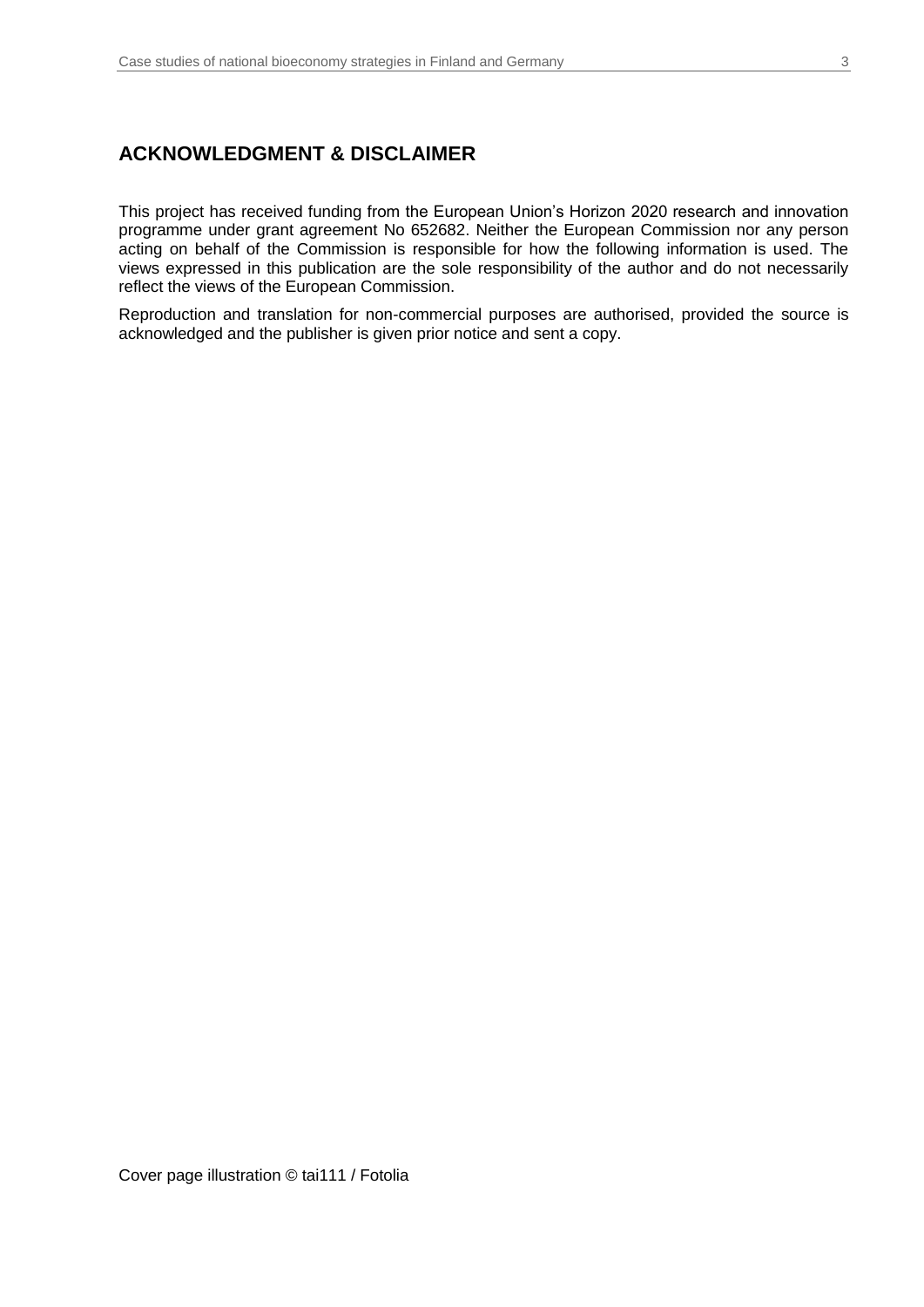## ACKNOWLEDGMENT & DISCLAIMER

This project has received funding from the European Union's Horizon 2020 research and innovation programme under grant agreement No 652682. Neither the European Commission nor any person acting on behalf of the Commission is responsible for how the following information is used. The views expressed in this publication are the sole responsibility of the author and do not necessarily reflect the views of the European Commission.

Reproduction and translation for non-commercial purposes are authorised, provided the source is acknowledged and the publisher is given prior notice and sent a copy.

Cover page illustration © tai111 / Fotolia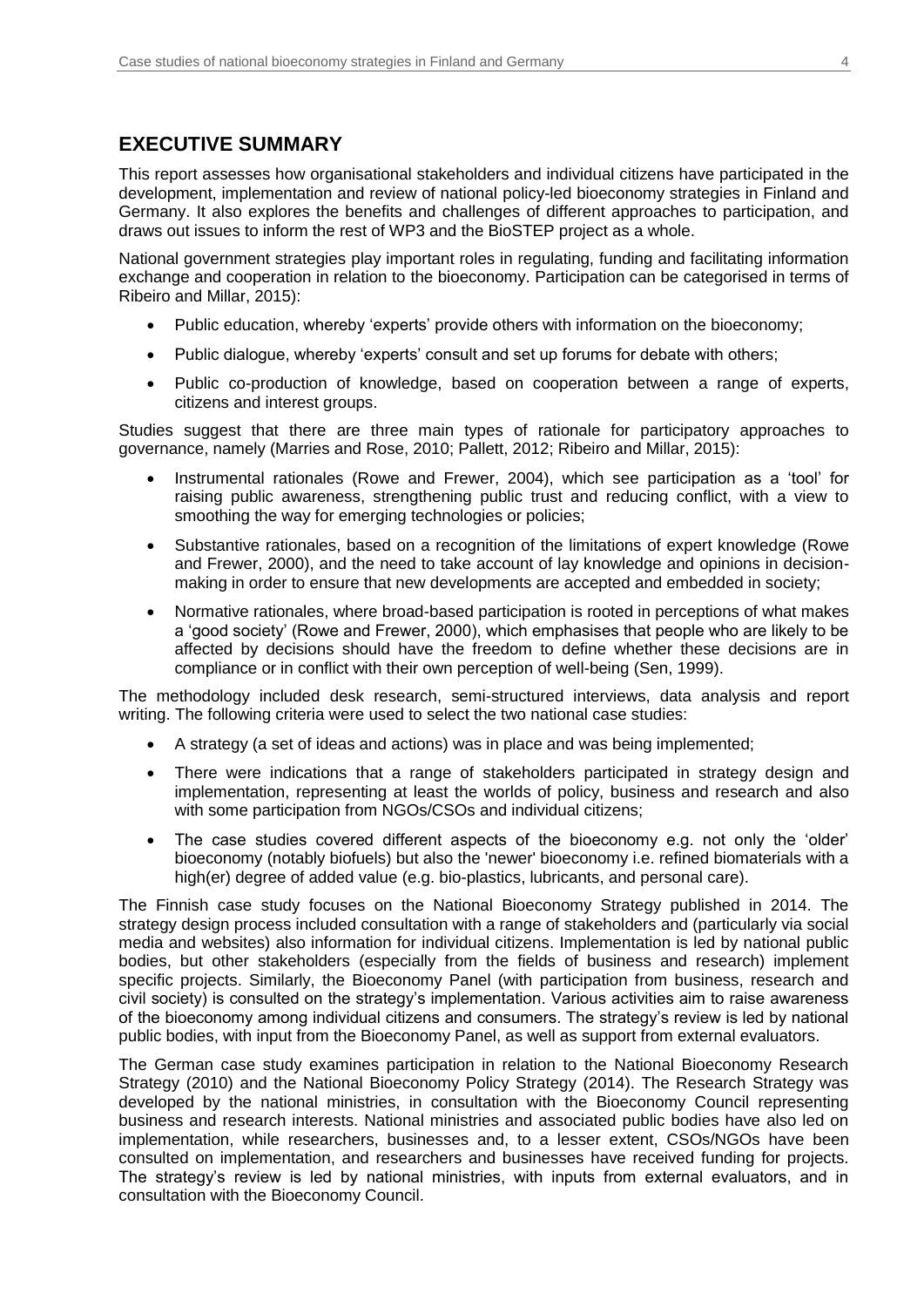## EXECUTIVE SUMMARY

This report assesses how organisational stakeholders and individual citizens have participated in the development, implementation and review of national policy-led bioeconomy strategies in Finland and Germany. It also explores the benefits and challenges of different approaches to participation, and draws out issues to inform the rest of WP3 and the BioSTEP project as a whole.

National government strategies play important roles in regulating, funding and facilitating information exchange and cooperation in relation to the bioeconomy. Participation can be categorised in terms of Ribeiro and Millar, 2015):

- Public education, whereby 'experts' provide others with information on the bioeconomy;
- Public dialogue, whereby 'experts' consult and set up forums for debate with others;
- Public co-production of knowledge, based on cooperation between a range of experts, citizens and interest groups.

Studies suggest that there are three main types of rationale for participatory approaches to governance, namely (Marries and Rose, 2010; Pallett, 2012; Ribeiro and Millar, 2015):

- Instrumental rationales (Rowe and Frewer, 2004), which see participation as a 'tool' for raising public awareness, strengthening public trust and reducing conflict, with a view to smoothing the way for emerging technologies or policies;
- Substantive rationales, based on a recognition of the limitations of expert knowledge (Rowe and Frewer, 2000), and the need to take account of lay knowledge and opinions in decision-making in order to ensure that new developments are accepted and embedded in society;
- Normative rationales, where broad-based participation is rooted in perceptions of what makes a 'good society' (Rowe and Frewer, 2000), which emphasises that people who are likely to be affected by decisions should have the freedom to define whether these decisions are in compliance or in conflict with their own perception of well-being (Sen, 1999).

The methodology included desk research, semi-structured interviews, data analysis and report writing. The following criteria were used to select the two national case studies:

- A strategy (a set of ideas and actions) was in place and was being implemented;
- There were indications that a range of stakeholders participated in strategy design and implementation, representing at least the worlds of policy, business and research and also with some participation from NGOs/CSOs and individual citizens;
- The case studies covered different aspects of the bioeconomy e.g. not only the 'older' bioeconomy (notably biofuels) but also the 'newer' bioeconomy i.e. refined biomaterials with a high(er) degree of added value (e.g. bio-plastics, lubricants, and personal care).

The Finnish case study focuses on the National Bioeconomy Strategy published in 2014. The strategy design process included consultation with a range of stakeholders and (particularly via social media and websites) also information for individual citizens. Implementation is led by national public bodies, but other stakeholders (especially from the fields of business and research) implement specific projects. Similarly, the Bioeconomy Panel (with participation from business, research and civil society) is consulted on the strategy's implementation. Various activities aim to raise awareness of the bioeconomy among individual citizens and consumers. The strategy's review is led by national public bodies, with input from the Bioeconomy Panel, as well as support from external evaluators.

The German case study examines participation in relation to the National Bioeconomy Research Strategy (2010) and the National Bioeconomy Policy Strategy (2014). The Research Strategy was developed by the national ministries, in consultation with the Bioeconomy Council representing business and research interests. National ministries and associated public bodies have also led on implementation, while researchers, businesses and, to a lesser extent, CSOs/NGOs have been consulted on implementation, and researchers and businesses have received funding for projects. The strategy's review is led by national ministries, with inputs from external evaluators, and in consultation with the Bioeconomy Council.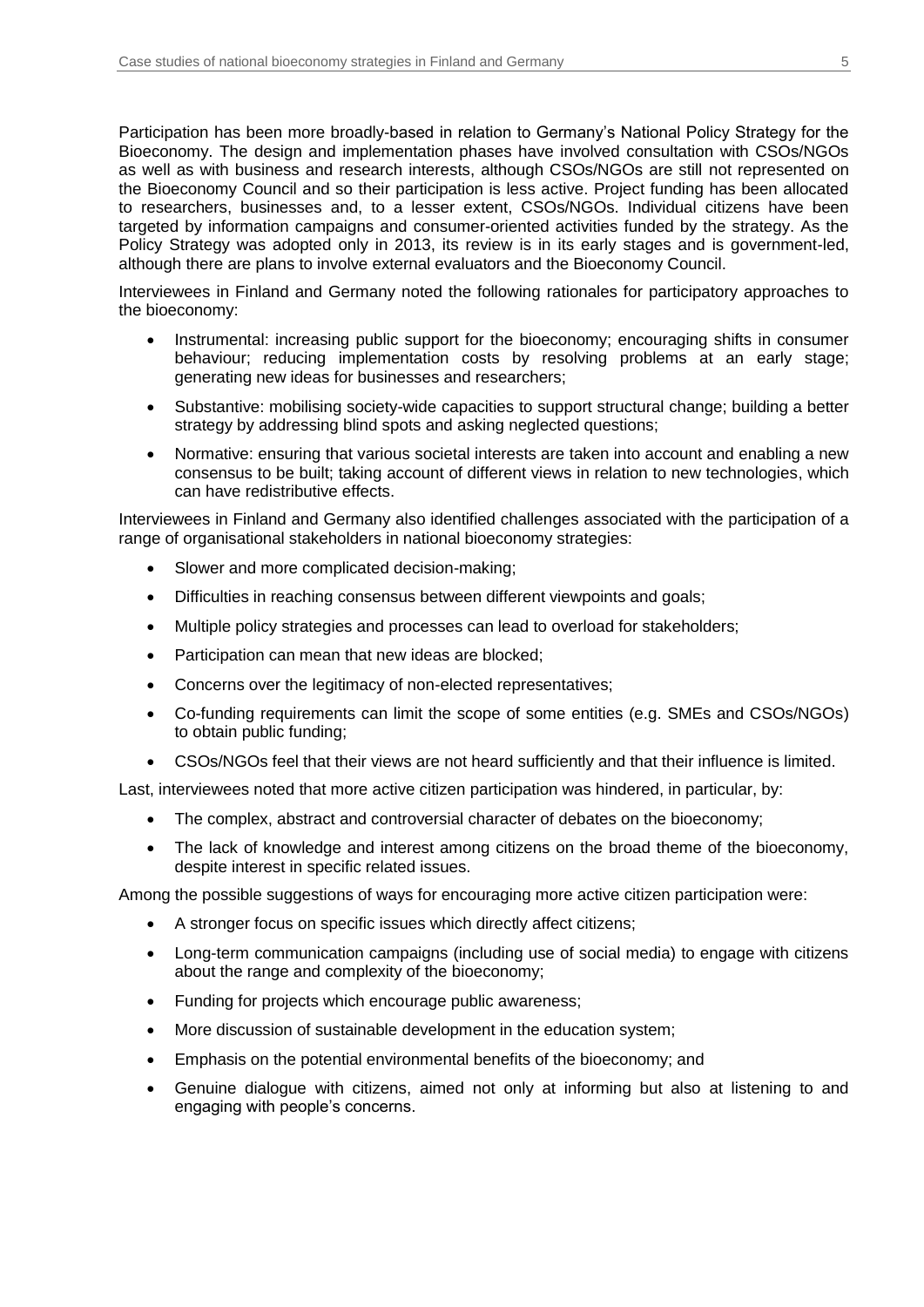Participation has been more broadly-based in relation to Germany's National Policy Strategy for the Bioeconomy. The design and implementation phases have involved consultation with CSOs/NGOs as well as with business and research interests, although CSOs/NGOs are still not represented on the Bioeconomy Council and so their participation is less active. Project funding has been allocated to researchers, businesses and, to a lesser extent, CSOs/NGOs. Individual citizens have been targeted by information campaigns and consumer-oriented activities funded by the strategy. As the Policy Strategy was adopted only in 2013, its review is in its early stages and is government-led, although there are plans to involve external evaluators and the Bioeconomy Council.

Interviewees in Finland and Germany noted the following rationales for participatory approaches to the bioeconomy:

- Instrumental: increasing public support for the bioeconomy; encouraging shifts in consumer behaviour; reducing implementation costs by resolving problems at an early stage; generating new ideas for businesses and researchers;
- Substantive: mobilising society-wide capacities to support structural change; building a better strategy by addressing blind spots and asking neglected questions;
- Normative: ensuring that various societal interests are taken into account and enabling a new consensus to be built; taking account of different views in relation to new technologies, which can have redistributive effects.

Interviewees in Finland and Germany also identified challenges associated with the participation of a range of organisational stakeholders in national bioeconomy strategies:

- Slower and more complicated decision-making;
- Difficulties in reaching consensus between different viewpoints and goals;
- Multiple policy strategies and processes can lead to overload for stakeholders;
- Participation can mean that new ideas are blocked;
- Concerns over the legitimacy of non-elected representatives;
- Co-funding requirements can limit the scope of some entities (e.g. SMEs and CSOs/NGOs) to obtain public funding;
- CSOs/NGOs feel that their views are not heard sufficiently and that their influence is limited.

Last, interviewees noted that more active citizen participation was hindered, in particular, by:

- The complex, abstract and controversial character of debates on the bioeconomy;
- The lack of knowledge and interest among citizens on the broad theme of the bioeconomy, despite interest in specific related issues.

Among the possible suggestions of ways for encouraging more active citizen participation were:

- A stronger focus on specific issues which directly affect citizens;
- Long-term communication campaigns (including use of social media) to engage with citizens about the range and complexity of the bioeconomy;
- Funding for projects which encourage public awareness;
- More discussion of sustainable development in the education system;
- Emphasis on the potential environmental benefits of the bioeconomy; and
- Genuine dialogue with citizens, aimed not only at informing but also at listening to and engaging with people's concerns.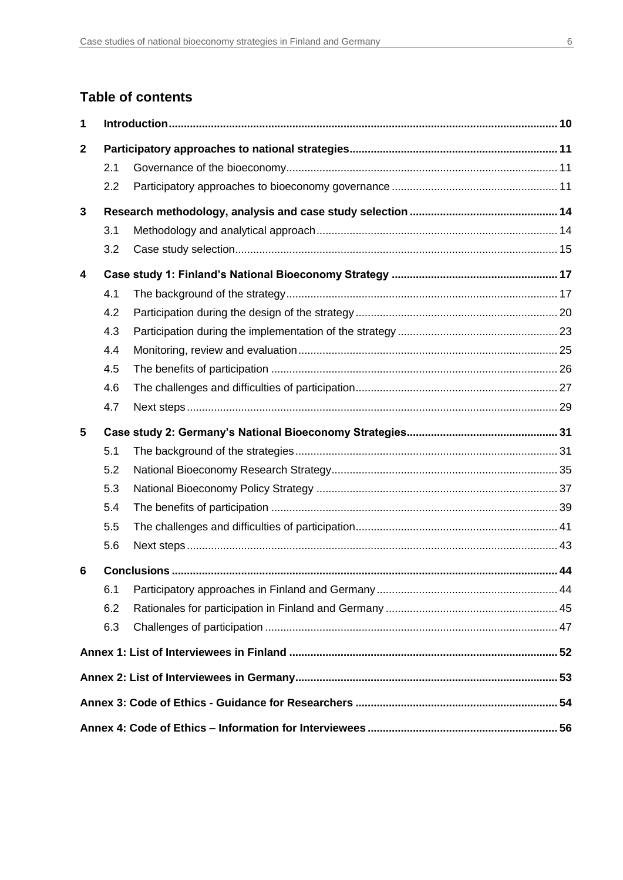## Table of contents

| | | | |
|---|---|---|---|
| **1** | **Introduction** | | **10** |
| **2** | **Participatory approaches to national strategies** | | **11** |
| | 2.1 | Governance of the bioeconomy | 11 |
| | 2.2 | Participatory approaches to bioeconomy governance | 11 |
| **3** | **Research methodology, analysis and case study selection** | | **14** |
| | 3.1 | Methodology and analytical approach | 14 |
| | 3.2 | Case study selection | 15 |
| **4** | **Case study 1: Finland's National Bioeconomy Strategy** | | **17** |
| | 4.1 | The background of the strategy | 17 |
| | 4.2 | Participation during the design of the strategy | 20 |
| | 4.3 | Participation during the implementation of the strategy | 23 |
| | 4.4 | Monitoring, review and evaluation | 25 |
| | 4.5 | The benefits of participation | 26 |
| | 4.6 | The challenges and difficulties of participation | 27 |
| | 4.7 | Next steps | 29 |
| **5** | **Case study 2: Germany's National Bioeconomy Strategies** | | **31** |
| | 5.1 | The background of the strategies | 31 |
| | 5.2 | National Bioeconomy Research Strategy | 35 |
| | 5.3 | National Bioeconomy Policy Strategy | 37 |
| | 5.4 | The benefits of participation | 39 |
| | 5.5 | The challenges and difficulties of participation | 41 |
| | 5.6 | Next steps | 43 |
| **6** | **Conclusions** | | **44** |
| | 6.1 | Participatory approaches in Finland and Germany | 44 |
| | 6.2 | Rationales for participation in Finland and Germany | 45 |
| | 6.3 | Challenges of participation | 47 |
| **Annex 1: List of Interviewees in Finland** | | | **52** |
| **Annex 2: List of Interviewees in Germany** | | | **53** |
| **Annex 3: Code of Ethics - Guidance for Researchers** | | | **54** |
| **Annex 4: Code of Ethics – Information for Interviewees** | | | **56** |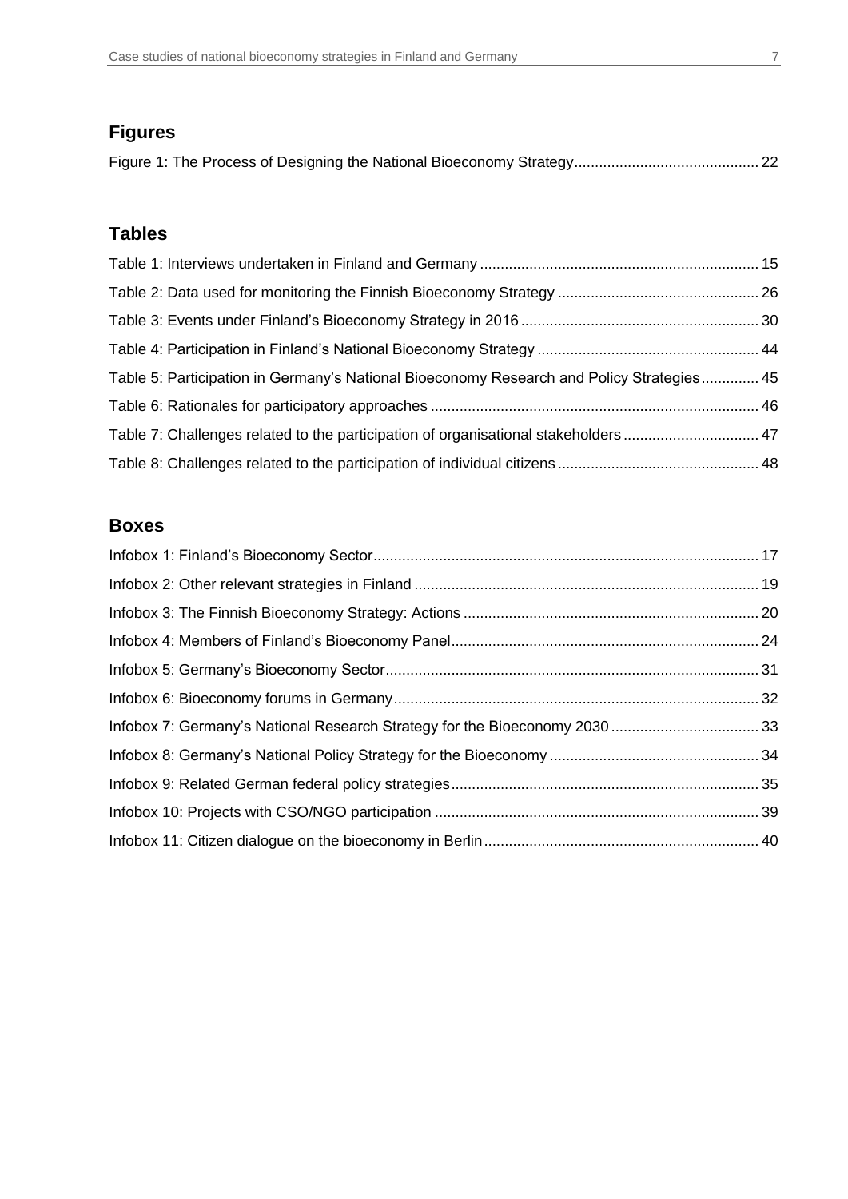## Figures

Figure 1: The Process of Designing the National Bioeconomy Strategy ............................................ 22

## Tables

Table 1: Interviews undertaken in Finland and Germany ................................................................... 15

Table 2: Data used for monitoring the Finnish Bioeconomy Strategy ................................................ 26

Table 3: Events under Finland's Bioeconomy Strategy in 2016 ......................................................... 30

Table 4: Participation in Finland's National Bioeconomy Strategy ..................................................... 44

Table 5: Participation in Germany's National Bioeconomy Research and Policy Strategies ............. 45

Table 6: Rationales for participatory approaches ............................................................................... 46

Table 7: Challenges related to the participation of organisational stakeholders ................................ 47

Table 8: Challenges related to the participation of individual citizens ................................................ 48

## Boxes

Infobox 1: Finland's Bioeconomy Sector ............................................................................................. 17

Infobox 2: Other relevant strategies in Finland ................................................................................... 19

Infobox 3: The Finnish Bioeconomy Strategy: Actions ....................................................................... 20

Infobox 4: Members of Finland's Bioeconomy Panel .......................................................................... 24

Infobox 5: Germany's Bioeconomy Sector .......................................................................................... 31

Infobox 6: Bioeconomy forums in Germany ........................................................................................ 32

Infobox 7: Germany's National Research Strategy for the Bioeconomy 2030 .................................... 33

Infobox 8: Germany's National Policy Strategy for the Bioeconomy .................................................. 34

Infobox 9: Related German federal policy strategies .......................................................................... 35

Infobox 10: Projects with CSO/NGO participation .............................................................................. 39

Infobox 11: Citizen dialogue on the bioeconomy in Berlin .................................................................. 40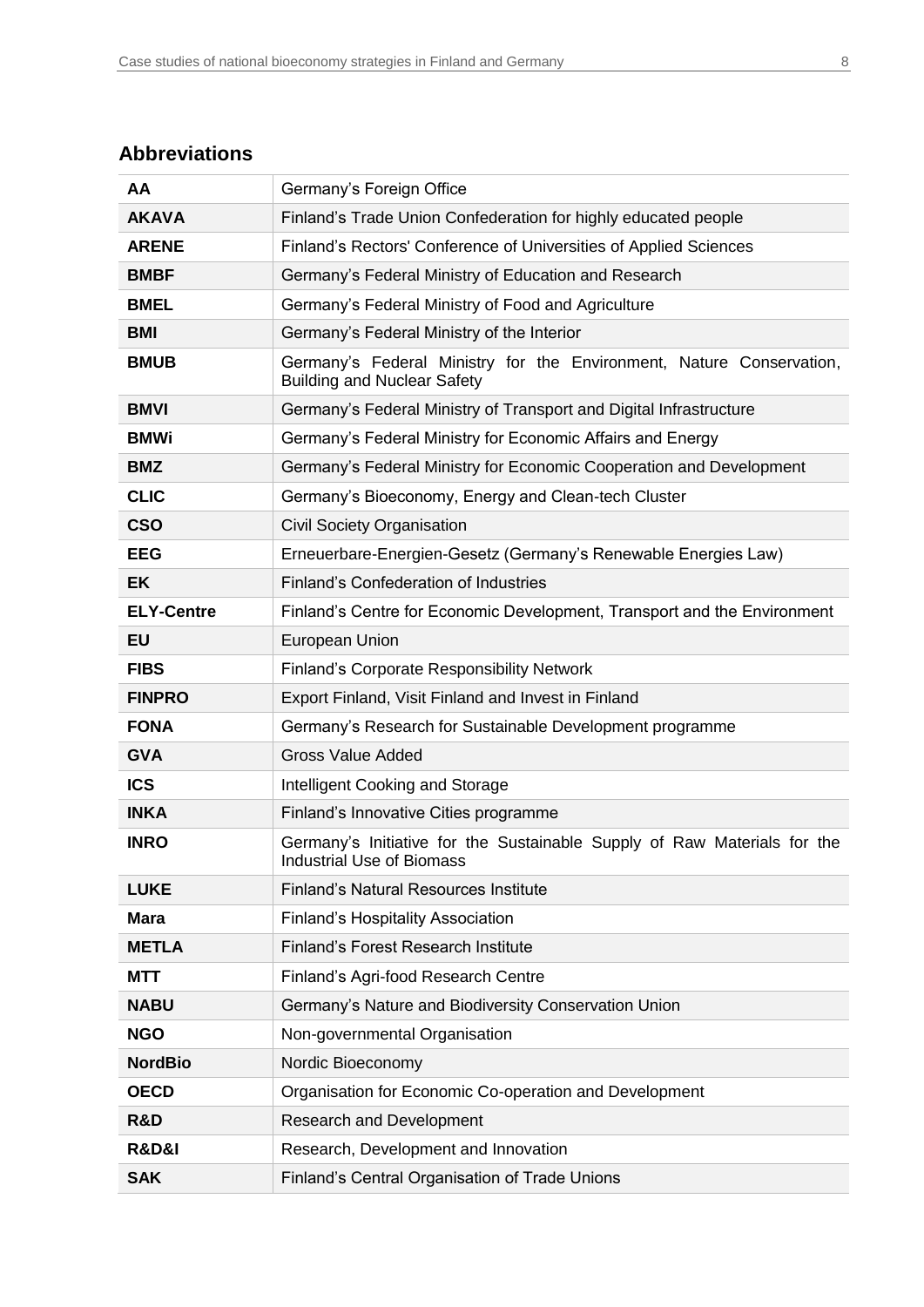## Abbreviations

| | |
|---|---|
| **AA** | Germany's Foreign Office |
| **AKAVA** | Finland's Trade Union Confederation for highly educated people |
| **ARENE** | Finland's Rectors' Conference of Universities of Applied Sciences |
| **BMBF** | Germany's Federal Ministry of Education and Research |
| **BMEL** | Germany's Federal Ministry of Food and Agriculture |
| **BMI** | Germany's Federal Ministry of the Interior |
| **BMUB** | Germany's Federal Ministry for the Environment, Nature Conservation, Building and Nuclear Safety |
| **BMVI** | Germany's Federal Ministry of Transport and Digital Infrastructure |
| **BMWi** | Germany's Federal Ministry for Economic Affairs and Energy |
| **BMZ** | Germany's Federal Ministry for Economic Cooperation and Development |
| **CLIC** | Germany's Bioeconomy, Energy and Clean-tech Cluster |
| **CSO** | Civil Society Organisation |
| **EEG** | Erneuerbare-Energien-Gesetz (Germany's Renewable Energies Law) |
| **EK** | Finland's Confederation of Industries |
| **ELY-Centre** | Finland's Centre for Economic Development, Transport and the Environment |
| **EU** | European Union |
| **FIBS** | Finland's Corporate Responsibility Network |
| **FINPRO** | Export Finland, Visit Finland and Invest in Finland |
| **FONA** | Germany's Research for Sustainable Development programme |
| **GVA** | Gross Value Added |
| **ICS** | Intelligent Cooking and Storage |
| **INKA** | Finland's Innovative Cities programme |
| **INRO** | Germany's Initiative for the Sustainable Supply of Raw Materials for the Industrial Use of Biomass |
| **LUKE** | Finland's Natural Resources Institute |
| **Mara** | Finland's Hospitality Association |
| **METLA** | Finland's Forest Research Institute |
| **MTT** | Finland's Agri-food Research Centre |
| **NABU** | Germany's Nature and Biodiversity Conservation Union |
| **NGO** | Non-governmental Organisation |
| **NordBio** | Nordic Bioeconomy |
| **OECD** | Organisation for Economic Co-operation and Development |
| **R&D** | Research and Development |
| **R&D&I** | Research, Development and Innovation |
| **SAK** | Finland's Central Organisation of Trade Unions |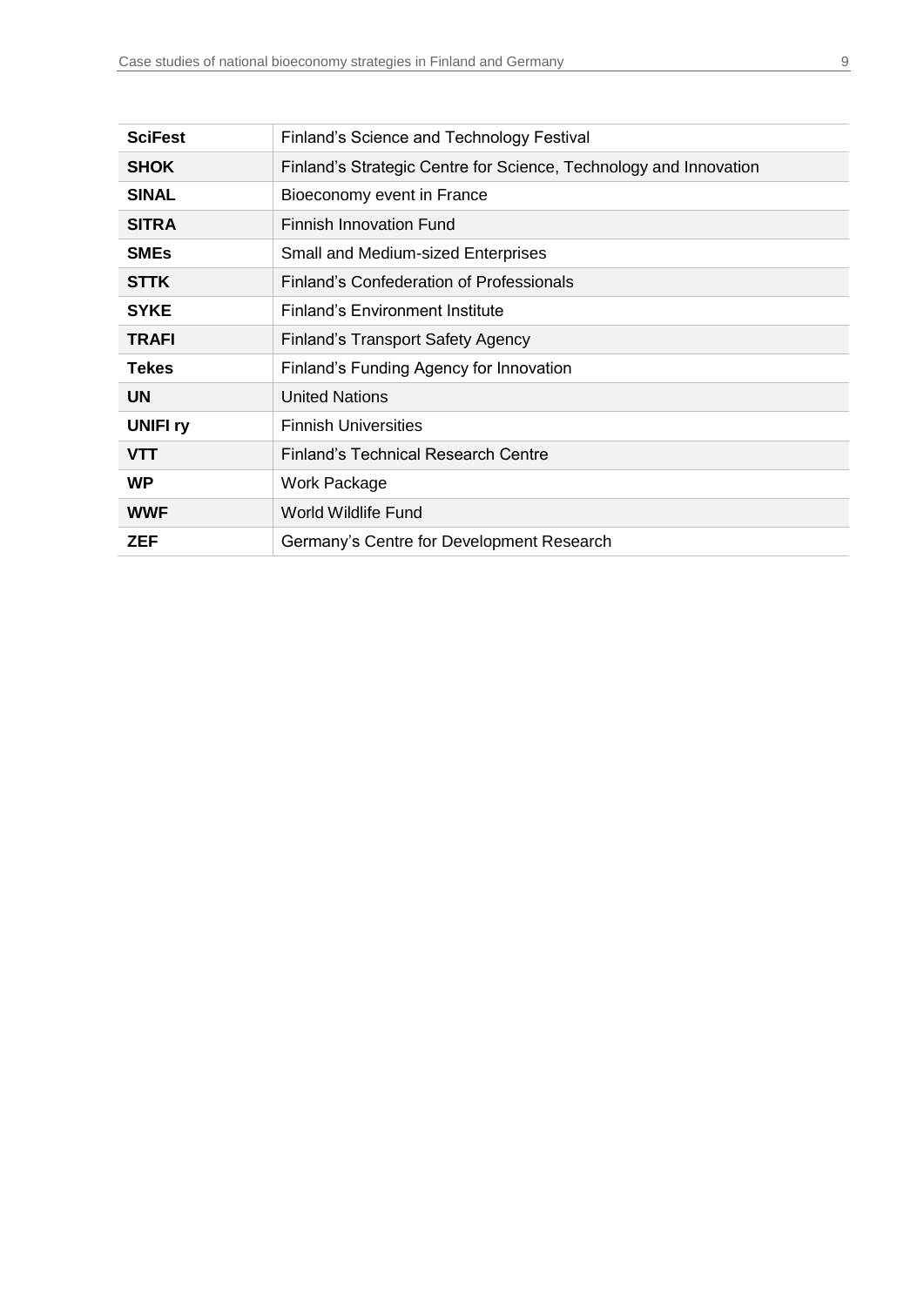| | |
|---|---|
| **SciFest** | Finland's Science and Technology Festival |
| **SHOK** | Finland's Strategic Centre for Science, Technology and Innovation |
| **SINAL** | Bioeconomy event in France |
| **SITRA** | Finnish Innovation Fund |
| **SMEs** | Small and Medium-sized Enterprises |
| **STTK** | Finland's Confederation of Professionals |
| **SYKE** | Finland's Environment Institute |
| **TRAFI** | Finland's Transport Safety Agency |
| **Tekes** | Finland's Funding Agency for Innovation |
| **UN** | United Nations |
| **UNIFI ry** | Finnish Universities |
| **VTT** | Finland's Technical Research Centre |
| **WP** | Work Package |
| **WWF** | World Wildlife Fund |
| **ZEF** | Germany's Centre for Development Research |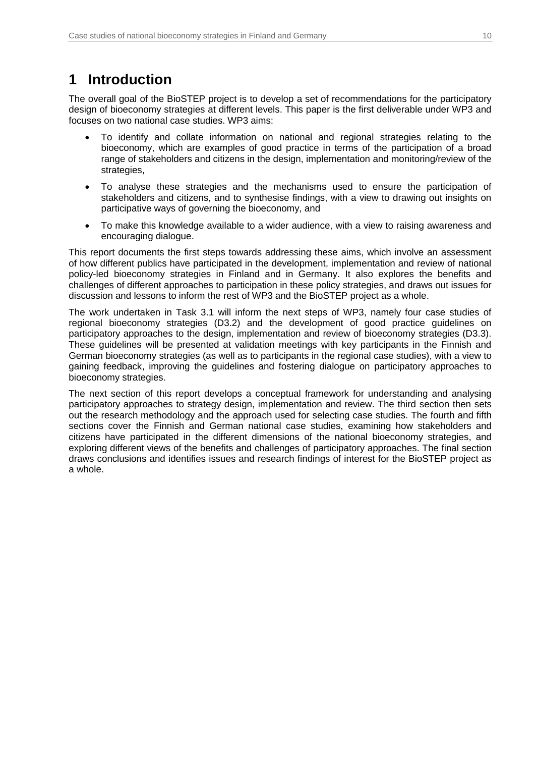# 1 Introduction

The overall goal of the BioSTEP project is to develop a set of recommendations for the participatory design of bioeconomy strategies at different levels. This paper is the first deliverable under WP3 and focuses on two national case studies. WP3 aims:

- To identify and collate information on national and regional strategies relating to the bioeconomy, which are examples of good practice in terms of the participation of a broad range of stakeholders and citizens in the design, implementation and monitoring/review of the strategies,
- To analyse these strategies and the mechanisms used to ensure the participation of stakeholders and citizens, and to synthesise findings, with a view to drawing out insights on participative ways of governing the bioeconomy, and
- To make this knowledge available to a wider audience, with a view to raising awareness and encouraging dialogue.

This report documents the first steps towards addressing these aims, which involve an assessment of how different publics have participated in the development, implementation and review of national policy-led bioeconomy strategies in Finland and in Germany. It also explores the benefits and challenges of different approaches to participation in these policy strategies, and draws out issues for discussion and lessons to inform the rest of WP3 and the BioSTEP project as a whole.

The work undertaken in Task 3.1 will inform the next steps of WP3, namely four case studies of regional bioeconomy strategies (D3.2) and the development of good practice guidelines on participatory approaches to the design, implementation and review of bioeconomy strategies (D3.3). These guidelines will be presented at validation meetings with key participants in the Finnish and German bioeconomy strategies (as well as to participants in the regional case studies), with a view to gaining feedback, improving the guidelines and fostering dialogue on participatory approaches to bioeconomy strategies.

The next section of this report develops a conceptual framework for understanding and analysing participatory approaches to strategy design, implementation and review. The third section then sets out the research methodology and the approach used for selecting case studies. The fourth and fifth sections cover the Finnish and German national case studies, examining how stakeholders and citizens have participated in the different dimensions of the national bioeconomy strategies, and exploring different views of the benefits and challenges of participatory approaches. The final section draws conclusions and identifies issues and research findings of interest for the BioSTEP project as a whole.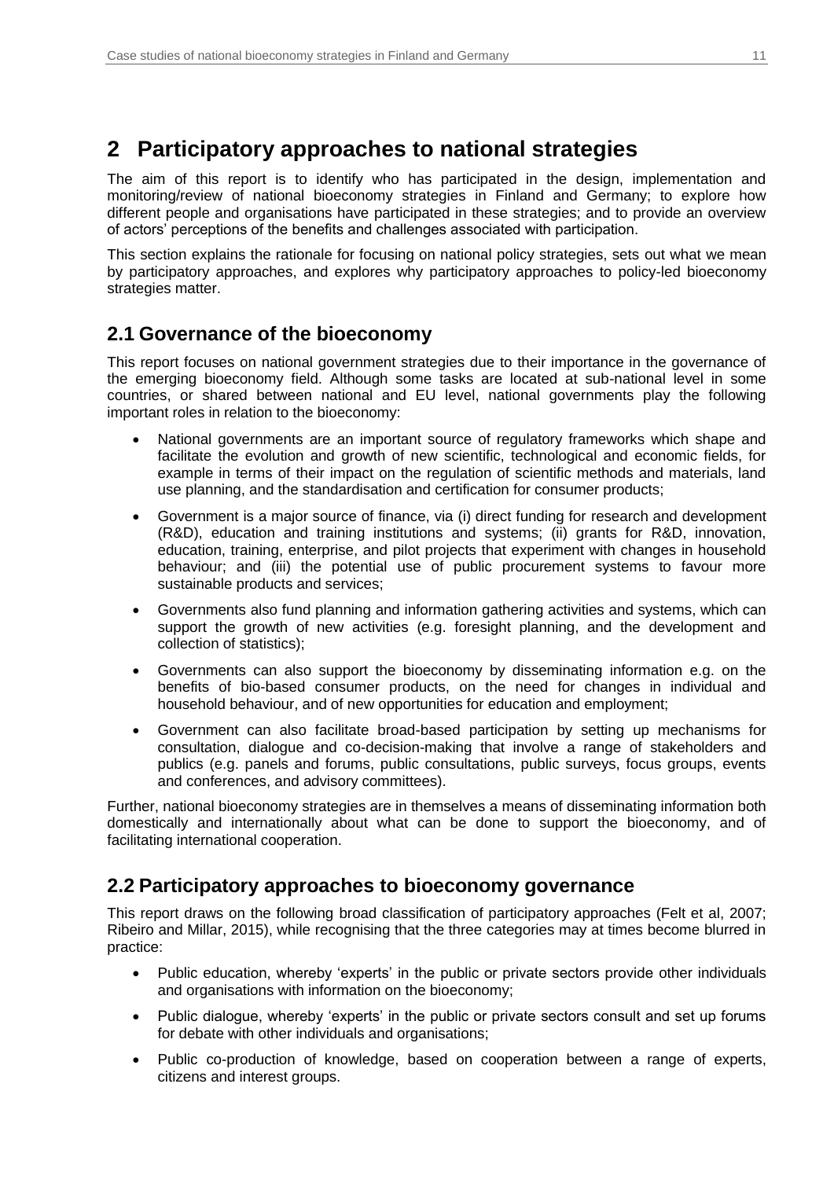# 2 Participatory approaches to national strategies

The aim of this report is to identify who has participated in the design, implementation and monitoring/review of national bioeconomy strategies in Finland and Germany; to explore how different people and organisations have participated in these strategies; and to provide an overview of actors' perceptions of the benefits and challenges associated with participation.

This section explains the rationale for focusing on national policy strategies, sets out what we mean by participatory approaches, and explores why participatory approaches to policy-led bioeconomy strategies matter.

## 2.1 Governance of the bioeconomy

This report focuses on national government strategies due to their importance in the governance of the emerging bioeconomy field. Although some tasks are located at sub-national level in some countries, or shared between national and EU level, national governments play the following important roles in relation to the bioeconomy:

- National governments are an important source of regulatory frameworks which shape and facilitate the evolution and growth of new scientific, technological and economic fields, for example in terms of their impact on the regulation of scientific methods and materials, land use planning, and the standardisation and certification for consumer products;
- Government is a major source of finance, via (i) direct funding for research and development (R&D), education and training institutions and systems; (ii) grants for R&D, innovation, education, training, enterprise, and pilot projects that experiment with changes in household behaviour; and (iii) the potential use of public procurement systems to favour more sustainable products and services;
- Governments also fund planning and information gathering activities and systems, which can support the growth of new activities (e.g. foresight planning, and the development and collection of statistics);
- Governments can also support the bioeconomy by disseminating information e.g. on the benefits of bio-based consumer products, on the need for changes in individual and household behaviour, and of new opportunities for education and employment;
- Government can also facilitate broad-based participation by setting up mechanisms for consultation, dialogue and co-decision-making that involve a range of stakeholders and publics (e.g. panels and forums, public consultations, public surveys, focus groups, events and conferences, and advisory committees).

Further, national bioeconomy strategies are in themselves a means of disseminating information both domestically and internationally about what can be done to support the bioeconomy, and of facilitating international cooperation.

## 2.2 Participatory approaches to bioeconomy governance

This report draws on the following broad classification of participatory approaches (Felt et al, 2007; Ribeiro and Millar, 2015), while recognising that the three categories may at times become blurred in practice:

- Public education, whereby 'experts' in the public or private sectors provide other individuals and organisations with information on the bioeconomy;
- Public dialogue, whereby 'experts' in the public or private sectors consult and set up forums for debate with other individuals and organisations;
- Public co-production of knowledge, based on cooperation between a range of experts, citizens and interest groups.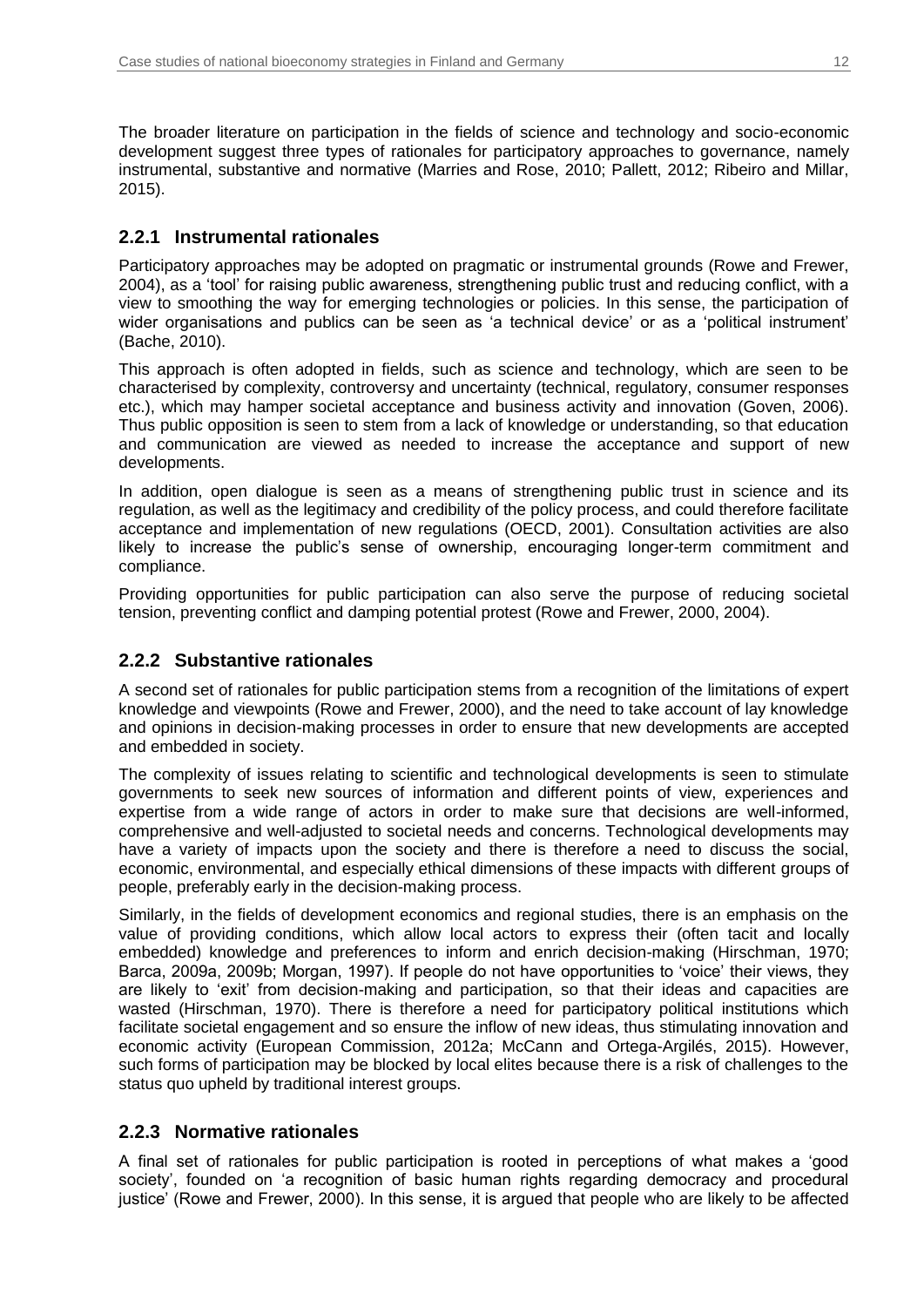The broader literature on participation in the fields of science and technology and socio-economic development suggest three types of rationales for participatory approaches to governance, namely instrumental, substantive and normative (Marries and Rose, 2010; Pallett, 2012; Ribeiro and Millar, 2015).

### 2.2.1 Instrumental rationales

Participatory approaches may be adopted on pragmatic or instrumental grounds (Rowe and Frewer, 2004), as a 'tool' for raising public awareness, strengthening public trust and reducing conflict, with a view to smoothing the way for emerging technologies or policies. In this sense, the participation of wider organisations and publics can be seen as 'a technical device' or as a 'political instrument' (Bache, 2010).

This approach is often adopted in fields, such as science and technology, which are seen to be characterised by complexity, controversy and uncertainty (technical, regulatory, consumer responses etc.), which may hamper societal acceptance and business activity and innovation (Goven, 2006). Thus public opposition is seen to stem from a lack of knowledge or understanding, so that education and communication are viewed as needed to increase the acceptance and support of new developments.

In addition, open dialogue is seen as a means of strengthening public trust in science and its regulation, as well as the legitimacy and credibility of the policy process, and could therefore facilitate acceptance and implementation of new regulations (OECD, 2001). Consultation activities are also likely to increase the public's sense of ownership, encouraging longer-term commitment and compliance.

Providing opportunities for public participation can also serve the purpose of reducing societal tension, preventing conflict and damping potential protest (Rowe and Frewer, 2000, 2004).

### 2.2.2 Substantive rationales

A second set of rationales for public participation stems from a recognition of the limitations of expert knowledge and viewpoints (Rowe and Frewer, 2000), and the need to take account of lay knowledge and opinions in decision-making processes in order to ensure that new developments are accepted and embedded in society.

The complexity of issues relating to scientific and technological developments is seen to stimulate governments to seek new sources of information and different points of view, experiences and expertise from a wide range of actors in order to make sure that decisions are well-informed, comprehensive and well-adjusted to societal needs and concerns. Technological developments may have a variety of impacts upon the society and there is therefore a need to discuss the social, economic, environmental, and especially ethical dimensions of these impacts with different groups of people, preferably early in the decision-making process.

Similarly, in the fields of development economics and regional studies, there is an emphasis on the value of providing conditions, which allow local actors to express their (often tacit and locally embedded) knowledge and preferences to inform and enrich decision-making (Hirschman, 1970; Barca, 2009a, 2009b; Morgan, 1997). If people do not have opportunities to 'voice' their views, they are likely to 'exit' from decision-making and participation, so that their ideas and capacities are wasted (Hirschman, 1970). There is therefore a need for participatory political institutions which facilitate societal engagement and so ensure the inflow of new ideas, thus stimulating innovation and economic activity (European Commission, 2012a; McCann and Ortega-Argilés, 2015). However, such forms of participation may be blocked by local elites because there is a risk of challenges to the status quo upheld by traditional interest groups.

### 2.2.3 Normative rationales

A final set of rationales for public participation is rooted in perceptions of what makes a 'good society', founded on 'a recognition of basic human rights regarding democracy and procedural justice' (Rowe and Frewer, 2000). In this sense, it is argued that people who are likely to be affected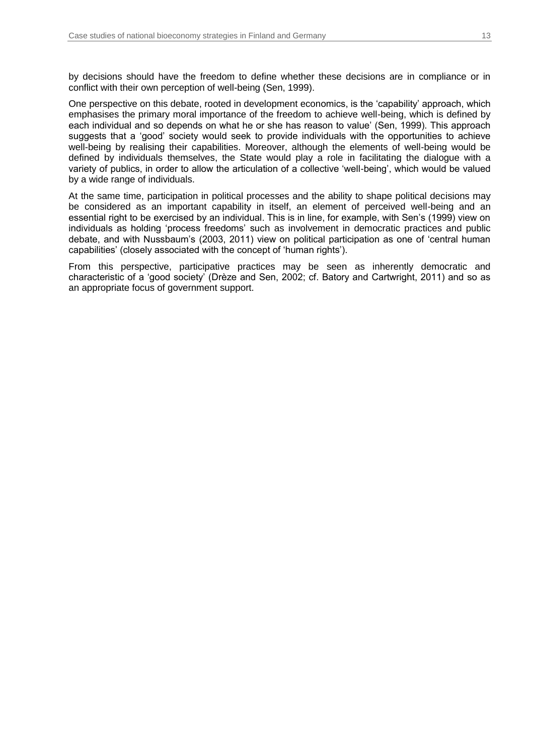by decisions should have the freedom to define whether these decisions are in compliance or in conflict with their own perception of well-being (Sen, 1999).

One perspective on this debate, rooted in development economics, is the 'capability' approach, which emphasises the primary moral importance of the freedom to achieve well-being, which is defined by each individual and so depends on what he or she has reason to value' (Sen, 1999). This approach suggests that a 'good' society would seek to provide individuals with the opportunities to achieve well-being by realising their capabilities. Moreover, although the elements of well-being would be defined by individuals themselves, the State would play a role in facilitating the dialogue with a variety of publics, in order to allow the articulation of a collective 'well-being', which would be valued by a wide range of individuals.

At the same time, participation in political processes and the ability to shape political decisions may be considered as an important capability in itself, an element of perceived well-being and an essential right to be exercised by an individual. This is in line, for example, with Sen's (1999) view on individuals as holding 'process freedoms' such as involvement in democratic practices and public debate, and with Nussbaum's (2003, 2011) view on political participation as one of 'central human capabilities' (closely associated with the concept of 'human rights').

From this perspective, participative practices may be seen as inherently democratic and characteristic of a 'good society' (Drèze and Sen, 2002; cf. Batory and Cartwright, 2011) and so as an appropriate focus of government support.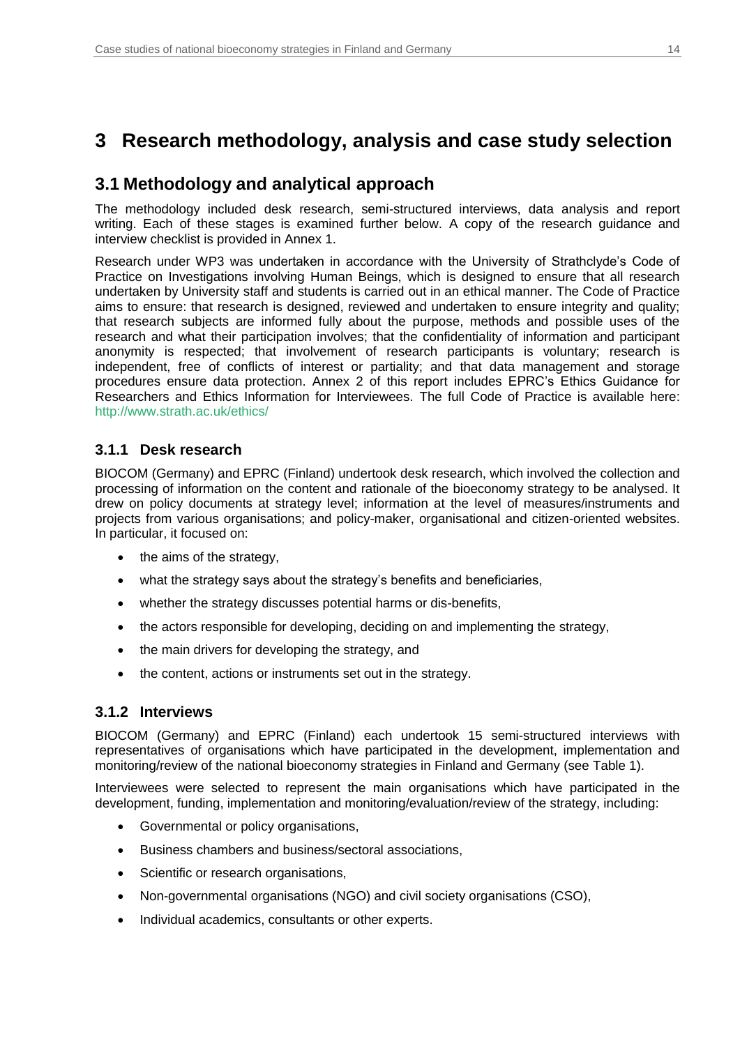# 3 Research methodology, analysis and case study selection

## 3.1 Methodology and analytical approach

The methodology included desk research, semi-structured interviews, data analysis and report writing. Each of these stages is examined further below. A copy of the research guidance and interview checklist is provided in Annex 1.

Research under WP3 was undertaken in accordance with the University of Strathclyde's Code of Practice on Investigations involving Human Beings, which is designed to ensure that all research undertaken by University staff and students is carried out in an ethical manner. The Code of Practice aims to ensure: that research is designed, reviewed and undertaken to ensure integrity and quality; that research subjects are informed fully about the purpose, methods and possible uses of the research and what their participation involves; that the confidentiality of information and participant anonymity is respected; that involvement of research participants is voluntary; research is independent, free of conflicts of interest or partiality; and that data management and storage procedures ensure data protection. Annex 2 of this report includes EPRC's Ethics Guidance for Researchers and Ethics Information for Interviewees. The full Code of Practice is available here: http://www.strath.ac.uk/ethics/

### 3.1.1 Desk research

BIOCOM (Germany) and EPRC (Finland) undertook desk research, which involved the collection and processing of information on the content and rationale of the bioeconomy strategy to be analysed. It drew on policy documents at strategy level; information at the level of measures/instruments and projects from various organisations; and policy-maker, organisational and citizen-oriented websites. In particular, it focused on:

- the aims of the strategy,
- what the strategy says about the strategy's benefits and beneficiaries,
- whether the strategy discusses potential harms or dis-benefits,
- the actors responsible for developing, deciding on and implementing the strategy,
- the main drivers for developing the strategy, and
- the content, actions or instruments set out in the strategy.

### 3.1.2 Interviews

BIOCOM (Germany) and EPRC (Finland) each undertook 15 semi-structured interviews with representatives of organisations which have participated in the development, implementation and monitoring/review of the national bioeconomy strategies in Finland and Germany (see Table 1).

Interviewees were selected to represent the main organisations which have participated in the development, funding, implementation and monitoring/evaluation/review of the strategy, including:

- Governmental or policy organisations,
- Business chambers and business/sectoral associations,
- Scientific or research organisations,
- Non-governmental organisations (NGO) and civil society organisations (CSO),
- Individual academics, consultants or other experts.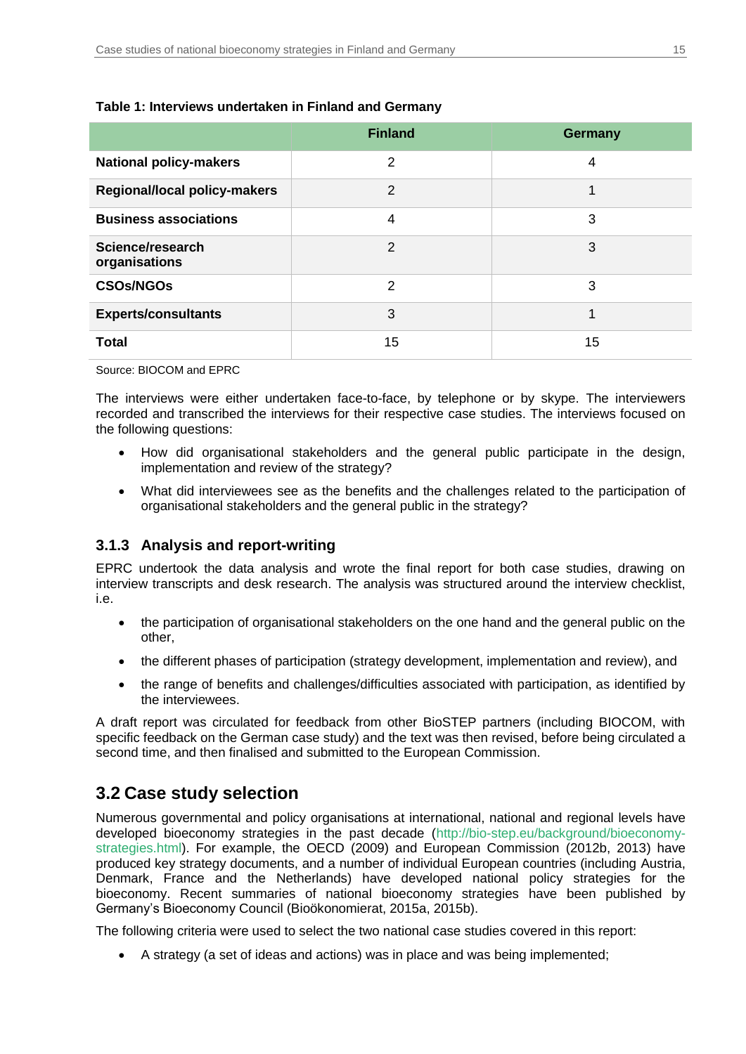**Table 1: Interviews undertaken in Finland and Germany**

| | Finland | Germany |
|---|---|---|
| **National policy-makers** | 2 | 4 |
| **Regional/local policy-makers** | 2 | 1 |
| **Business associations** | 4 | 3 |
| **Science/research organisations** | 2 | 3 |
| **CSOs/NGOs** | 2 | 3 |
| **Experts/consultants** | 3 | 1 |
| **Total** | 15 | 15 |

Source: BIOCOM and EPRC

The interviews were either undertaken face-to-face, by telephone or by skype. The interviewers recorded and transcribed the interviews for their respective case studies. The interviews focused on the following questions:

- How did organisational stakeholders and the general public participate in the design, implementation and review of the strategy?
- What did interviewees see as the benefits and the challenges related to the participation of organisational stakeholders and the general public in the strategy?

### 3.1.3 Analysis and report-writing

EPRC undertook the data analysis and wrote the final report for both case studies, drawing on interview transcripts and desk research. The analysis was structured around the interview checklist, i.e.

- the participation of organisational stakeholders on the one hand and the general public on the other,
- the different phases of participation (strategy development, implementation and review), and
- the range of benefits and challenges/difficulties associated with participation, as identified by the interviewees.

A draft report was circulated for feedback from other BioSTEP partners (including BIOCOM, with specific feedback on the German case study) and the text was then revised, before being circulated a second time, and then finalised and submitted to the European Commission.

## 3.2 Case study selection

Numerous governmental and policy organisations at international, national and regional levels have developed bioeconomy strategies in the past decade (http://bio-step.eu/background/bioeconomy-strategies.html). For example, the OECD (2009) and European Commission (2012b, 2013) have produced key strategy documents, and a number of individual European countries (including Austria, Denmark, France and the Netherlands) have developed national policy strategies for the bioeconomy. Recent summaries of national bioeconomy strategies have been published by Germany's Bioeconomy Council (Bioökonomierat, 2015a, 2015b).

The following criteria were used to select the two national case studies covered in this report:

- A strategy (a set of ideas and actions) was in place and was being implemented;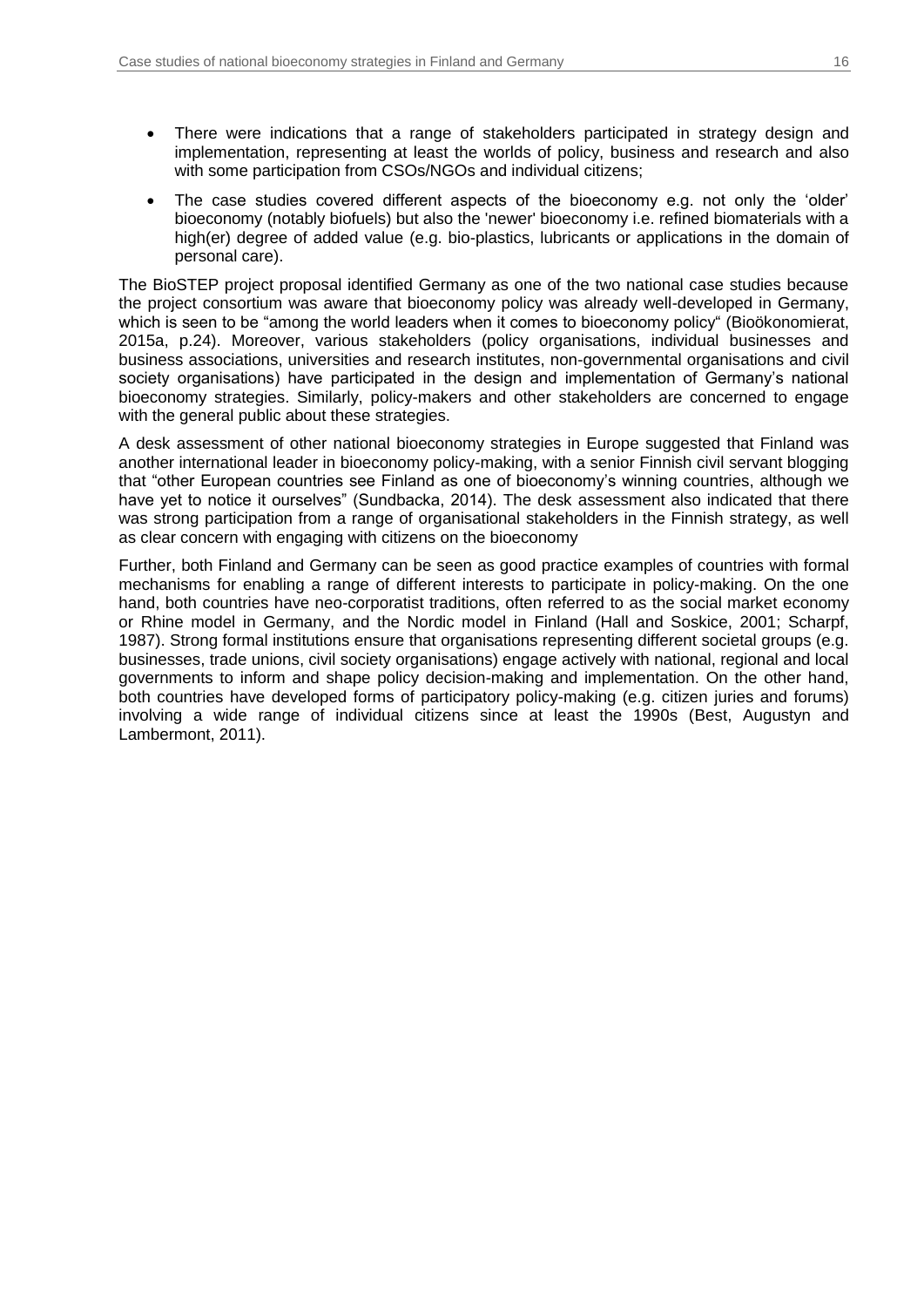- There were indications that a range of stakeholders participated in strategy design and implementation, representing at least the worlds of policy, business and research and also with some participation from CSOs/NGOs and individual citizens;
- The case studies covered different aspects of the bioeconomy e.g. not only the 'older' bioeconomy (notably biofuels) but also the 'newer' bioeconomy i.e. refined biomaterials with a high(er) degree of added value (e.g. bio-plastics, lubricants or applications in the domain of personal care).

The BioSTEP project proposal identified Germany as one of the two national case studies because the project consortium was aware that bioeconomy policy was already well-developed in Germany, which is seen to be "among the world leaders when it comes to bioeconomy policy" (Bioökonomierat, 2015a, p.24). Moreover, various stakeholders (policy organisations, individual businesses and business associations, universities and research institutes, non-governmental organisations and civil society organisations) have participated in the design and implementation of Germany's national bioeconomy strategies. Similarly, policy-makers and other stakeholders are concerned to engage with the general public about these strategies.

A desk assessment of other national bioeconomy strategies in Europe suggested that Finland was another international leader in bioeconomy policy-making, with a senior Finnish civil servant blogging that "other European countries see Finland as one of bioeconomy's winning countries, although we have yet to notice it ourselves" (Sundbacka, 2014). The desk assessment also indicated that there was strong participation from a range of organisational stakeholders in the Finnish strategy, as well as clear concern with engaging with citizens on the bioeconomy

Further, both Finland and Germany can be seen as good practice examples of countries with formal mechanisms for enabling a range of different interests to participate in policy-making. On the one hand, both countries have neo-corporatist traditions, often referred to as the social market economy or Rhine model in Germany, and the Nordic model in Finland (Hall and Soskice, 2001; Scharpf, 1987). Strong formal institutions ensure that organisations representing different societal groups (e.g. businesses, trade unions, civil society organisations) engage actively with national, regional and local governments to inform and shape policy decision-making and implementation. On the other hand, both countries have developed forms of participatory policy-making (e.g. citizen juries and forums) involving a wide range of individual citizens since at least the 1990s (Best, Augustyn and Lambermont, 2011).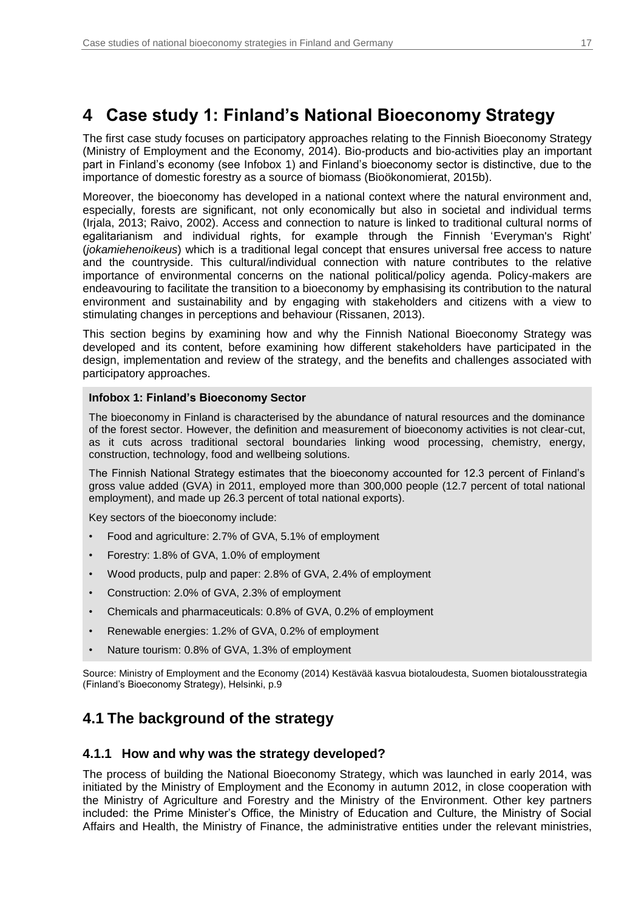# 4 Case study 1: Finland's National Bioeconomy Strategy

The first case study focuses on participatory approaches relating to the Finnish Bioeconomy Strategy (Ministry of Employment and the Economy, 2014). Bio-products and bio-activities play an important part in Finland's economy (see Infobox 1) and Finland's bioeconomy sector is distinctive, due to the importance of domestic forestry as a source of biomass (Bioökonomierat, 2015b).

Moreover, the bioeconomy has developed in a national context where the natural environment and, especially, forests are significant, not only economically but also in societal and individual terms (Irjala, 2013; Raivo, 2002). Access and connection to nature is linked to traditional cultural norms of egalitarianism and individual rights, for example through the Finnish 'Everyman's Right' (*jokamiehenoikeus*) which is a traditional legal concept that ensures universal free access to nature and the countryside. This cultural/individual connection with nature contributes to the relative importance of environmental concerns on the national political/policy agenda. Policy-makers are endeavouring to facilitate the transition to a bioeconomy by emphasising its contribution to the natural environment and sustainability and by engaging with stakeholders and citizens with a view to stimulating changes in perceptions and behaviour (Rissanen, 2013).

This section begins by examining how and why the Finnish National Bioeconomy Strategy was developed and its content, before examining how different stakeholders have participated in the design, implementation and review of the strategy, and the benefits and challenges associated with participatory approaches.

**Infobox 1: Finland's Bioeconomy Sector**

The bioeconomy in Finland is characterised by the abundance of natural resources and the dominance of the forest sector. However, the definition and measurement of bioeconomy activities is not clear-cut, as it cuts across traditional sectoral boundaries linking wood processing, chemistry, energy, construction, technology, food and wellbeing solutions.

The Finnish National Strategy estimates that the bioeconomy accounted for 12.3 percent of Finland's gross value added (GVA) in 2011, employed more than 300,000 people (12.7 percent of total national employment), and made up 26.3 percent of total national exports).

Key sectors of the bioeconomy include:

- Food and agriculture: 2.7% of GVA, 5.1% of employment
- Forestry: 1.8% of GVA, 1.0% of employment
- Wood products, pulp and paper: 2.8% of GVA, 2.4% of employment
- Construction: 2.0% of GVA, 2.3% of employment
- Chemicals and pharmaceuticals: 0.8% of GVA, 0.2% of employment
- Renewable energies: 1.2% of GVA, 0.2% of employment
- Nature tourism: 0.8% of GVA, 1.3% of employment

Source: Ministry of Employment and the Economy (2014) Kestävää kasvua biotaloudesta, Suomen biotalousstrategia (Finland's Bioeconomy Strategy), Helsinki, p.9

## 4.1 The background of the strategy

### 4.1.1 How and why was the strategy developed?

The process of building the National Bioeconomy Strategy, which was launched in early 2014, was initiated by the Ministry of Employment and the Economy in autumn 2012, in close cooperation with the Ministry of Agriculture and Forestry and the Ministry of the Environment. Other key partners included: the Prime Minister's Office, the Ministry of Education and Culture, the Ministry of Social Affairs and Health, the Ministry of Finance, the administrative entities under the relevant ministries,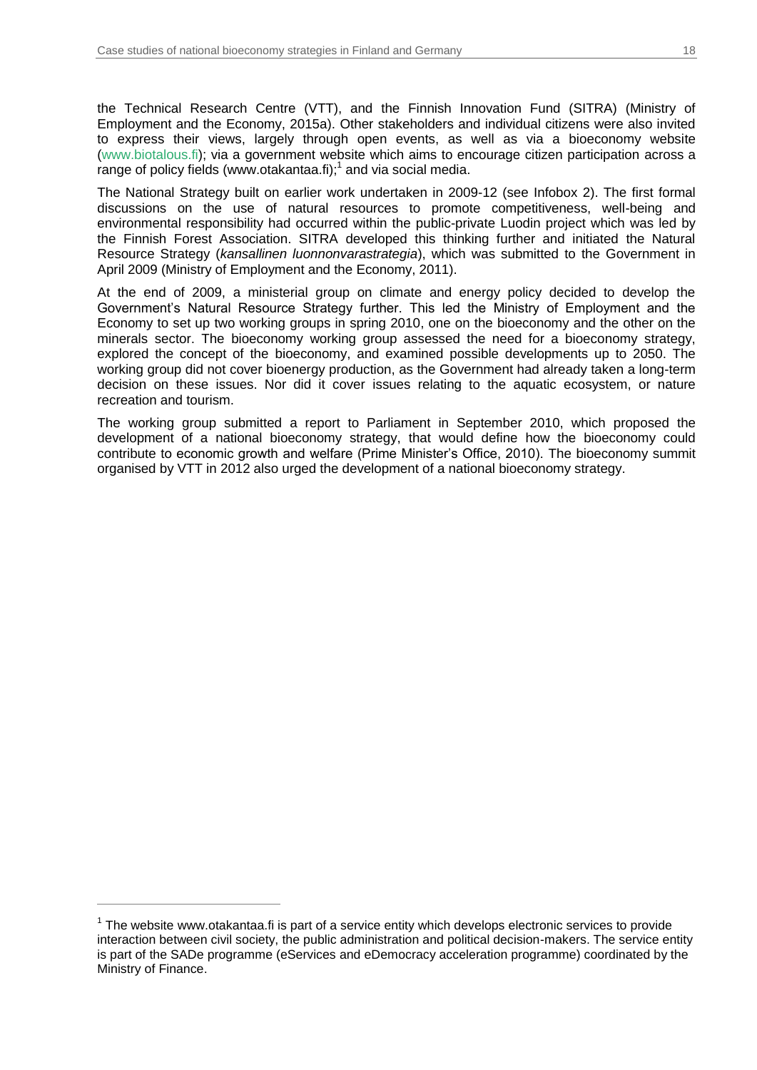the Technical Research Centre (VTT), and the Finnish Innovation Fund (SITRA) (Ministry of Employment and the Economy, 2015a). Other stakeholders and individual citizens were also invited to express their views, largely through open events, as well as via a bioeconomy website (www.biotalous.fi); via a government website which aims to encourage citizen participation across a range of policy fields (www.otakantaa.fi);[1] and via social media.

The National Strategy built on earlier work undertaken in 2009-12 (see Infobox 2). The first formal discussions on the use of natural resources to promote competitiveness, well-being and environmental responsibility had occurred within the public-private Luodin project which was led by the Finnish Forest Association. SITRA developed this thinking further and initiated the Natural Resource Strategy (*kansallinen luonnonvarastrategia*), which was submitted to the Government in April 2009 (Ministry of Employment and the Economy, 2011).

At the end of 2009, a ministerial group on climate and energy policy decided to develop the Government's Natural Resource Strategy further. This led the Ministry of Employment and the Economy to set up two working groups in spring 2010, one on the bioeconomy and the other on the minerals sector. The bioeconomy working group assessed the need for a bioeconomy strategy, explored the concept of the bioeconomy, and examined possible developments up to 2050. The working group did not cover bioenergy production, as the Government had already taken a long-term decision on these issues. Nor did it cover issues relating to the aquatic ecosystem, or nature recreation and tourism.

The working group submitted a report to Parliament in September 2010, which proposed the development of a national bioeconomy strategy, that would define how the bioeconomy could contribute to economic growth and welfare (Prime Minister's Office, 2010). The bioeconomy summit organised by VTT in 2012 also urged the development of a national bioeconomy strategy.

---

[1] The website www.otakantaa.fi is part of a service entity which develops electronic services to provide interaction between civil society, the public administration and political decision-makers. The service entity is part of the SADe programme (eServices and eDemocracy acceleration programme) coordinated by the Ministry of Finance.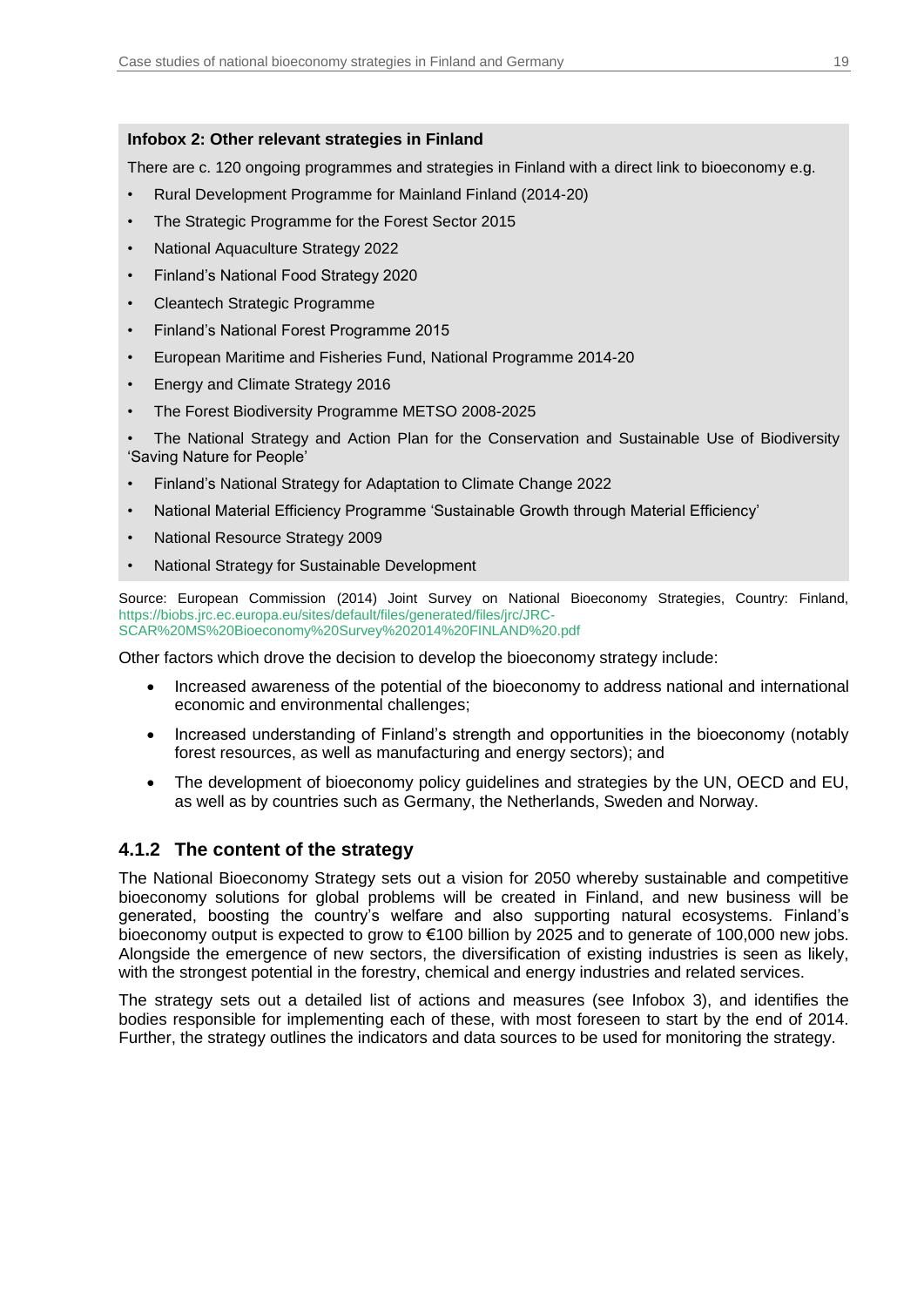**Infobox 2: Other relevant strategies in Finland**

There are c. 120 ongoing programmes and strategies in Finland with a direct link to bioeconomy e.g.

- Rural Development Programme for Mainland Finland (2014-20)
- The Strategic Programme for the Forest Sector 2015
- National Aquaculture Strategy 2022
- Finland's National Food Strategy 2020
- Cleantech Strategic Programme
- Finland's National Forest Programme 2015
- European Maritime and Fisheries Fund, National Programme 2014-20
- Energy and Climate Strategy 2016
- The Forest Biodiversity Programme METSO 2008-2025
- The National Strategy and Action Plan for the Conservation and Sustainable Use of Biodiversity 'Saving Nature for People'
- Finland's National Strategy for Adaptation to Climate Change 2022
- National Material Efficiency Programme 'Sustainable Growth through Material Efficiency'
- National Resource Strategy 2009
- National Strategy for Sustainable Development

Source: European Commission (2014) Joint Survey on National Bioeconomy Strategies, Country: Finland, https://biobs.jrc.ec.europa.eu/sites/default/files/generated/files/jrc/JRC-SCAR%20MS%20Bioeconomy%20Survey%202014%20FINLAND%20.pdf

Other factors which drove the decision to develop the bioeconomy strategy include:

- Increased awareness of the potential of the bioeconomy to address national and international economic and environmental challenges;
- Increased understanding of Finland's strength and opportunities in the bioeconomy (notably forest resources, as well as manufacturing and energy sectors); and
- The development of bioeconomy policy guidelines and strategies by the UN, OECD and EU, as well as by countries such as Germany, the Netherlands, Sweden and Norway.

### 4.1.2 The content of the strategy

The National Bioeconomy Strategy sets out a vision for 2050 whereby sustainable and competitive bioeconomy solutions for global problems will be created in Finland, and new business will be generated, boosting the country's welfare and also supporting natural ecosystems. Finland's bioeconomy output is expected to grow to €100 billion by 2025 and to generate of 100,000 new jobs. Alongside the emergence of new sectors, the diversification of existing industries is seen as likely, with the strongest potential in the forestry, chemical and energy industries and related services.

The strategy sets out a detailed list of actions and measures (see Infobox 3), and identifies the bodies responsible for implementing each of these, with most foreseen to start by the end of 2014. Further, the strategy outlines the indicators and data sources to be used for monitoring the strategy.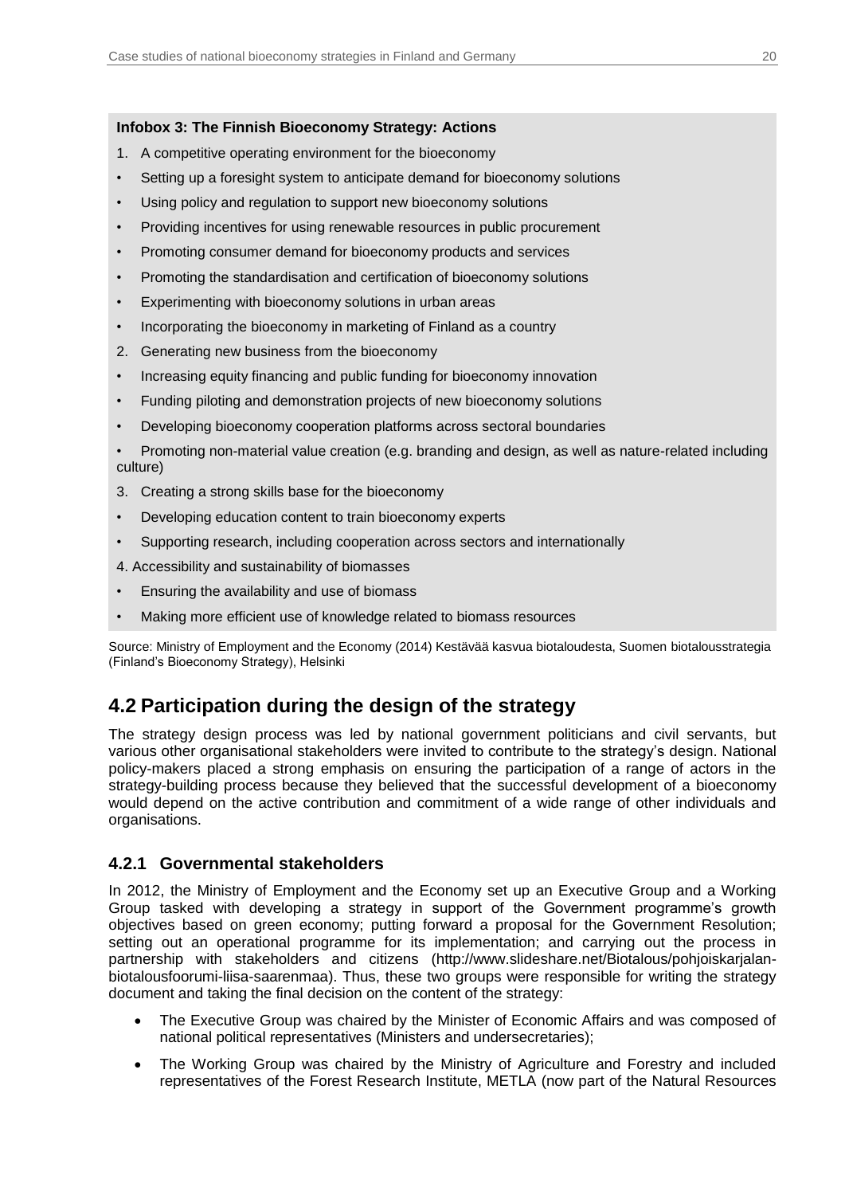**Infobox 3: The Finnish Bioeconomy Strategy: Actions**

1. A competitive operating environment for the bioeconomy

- Setting up a foresight system to anticipate demand for bioeconomy solutions
- Using policy and regulation to support new bioeconomy solutions
- Providing incentives for using renewable resources in public procurement
- Promoting consumer demand for bioeconomy products and services
- Promoting the standardisation and certification of bioeconomy solutions
- Experimenting with bioeconomy solutions in urban areas
- Incorporating the bioeconomy in marketing of Finland as a country

2. Generating new business from the bioeconomy

- Increasing equity financing and public funding for bioeconomy innovation
- Funding piloting and demonstration projects of new bioeconomy solutions
- Developing bioeconomy cooperation platforms across sectoral boundaries
- Promoting non-material value creation (e.g. branding and design, as well as nature-related including culture)

3. Creating a strong skills base for the bioeconomy

- Developing education content to train bioeconomy experts
- Supporting research, including cooperation across sectors and internationally

4. Accessibility and sustainability of biomasses

- Ensuring the availability and use of biomass
- Making more efficient use of knowledge related to biomass resources

Source: Ministry of Employment and the Economy (2014) Kestävää kasvua biotaloudesta, Suomen biotalousstrategia (Finland's Bioeconomy Strategy), Helsinki

## 4.2 Participation during the design of the strategy

The strategy design process was led by national government politicians and civil servants, but various other organisational stakeholders were invited to contribute to the strategy's design. National policy-makers placed a strong emphasis on ensuring the participation of a range of actors in the strategy-building process because they believed that the successful development of a bioeconomy would depend on the active contribution and commitment of a wide range of other individuals and organisations.

### 4.2.1 Governmental stakeholders

In 2012, the Ministry of Employment and the Economy set up an Executive Group and a Working Group tasked with developing a strategy in support of the Government programme's growth objectives based on green economy; putting forward a proposal for the Government Resolution; setting out an operational programme for its implementation; and carrying out the process in partnership with stakeholders and citizens (http://www.slideshare.net/Biotalous/pohjoiskarjalan-biotalousfoorumi-liisa-saarenmaa). Thus, these two groups were responsible for writing the strategy document and taking the final decision on the content of the strategy:

- The Executive Group was chaired by the Minister of Economic Affairs and was composed of national political representatives (Ministers and undersecretaries);
- The Working Group was chaired by the Ministry of Agriculture and Forestry and included representatives of the Forest Research Institute, METLA (now part of the Natural Resources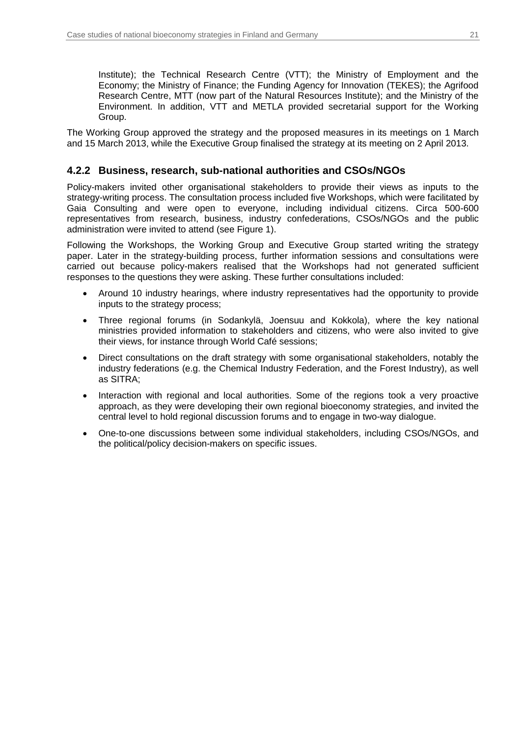Institute); the Technical Research Centre (VTT); the Ministry of Employment and the Economy; the Ministry of Finance; the Funding Agency for Innovation (TEKES); the Agrifood Research Centre, MTT (now part of the Natural Resources Institute); and the Ministry of the Environment. In addition, VTT and METLA provided secretarial support for the Working Group.

The Working Group approved the strategy and the proposed measures in its meetings on 1 March and 15 March 2013, while the Executive Group finalised the strategy at its meeting on 2 April 2013.

### 4.2.2 Business, research, sub-national authorities and CSOs/NGOs

Policy-makers invited other organisational stakeholders to provide their views as inputs to the strategy-writing process. The consultation process included five Workshops, which were facilitated by Gaia Consulting and were open to everyone, including individual citizens. Circa 500-600 representatives from research, business, industry confederations, CSOs/NGOs and the public administration were invited to attend (see Figure 1).

Following the Workshops, the Working Group and Executive Group started writing the strategy paper. Later in the strategy-building process, further information sessions and consultations were carried out because policy-makers realised that the Workshops had not generated sufficient responses to the questions they were asking. These further consultations included:

- Around 10 industry hearings, where industry representatives had the opportunity to provide inputs to the strategy process;
- Three regional forums (in Sodankylä, Joensuu and Kokkola), where the key national ministries provided information to stakeholders and citizens, who were also invited to give their views, for instance through World Café sessions;
- Direct consultations on the draft strategy with some organisational stakeholders, notably the industry federations (e.g. the Chemical Industry Federation, and the Forest Industry), as well as SITRA;
- Interaction with regional and local authorities. Some of the regions took a very proactive approach, as they were developing their own regional bioeconomy strategies, and invited the central level to hold regional discussion forums and to engage in two-way dialogue.
- One-to-one discussions between some individual stakeholders, including CSOs/NGOs, and the political/policy decision-makers on specific issues.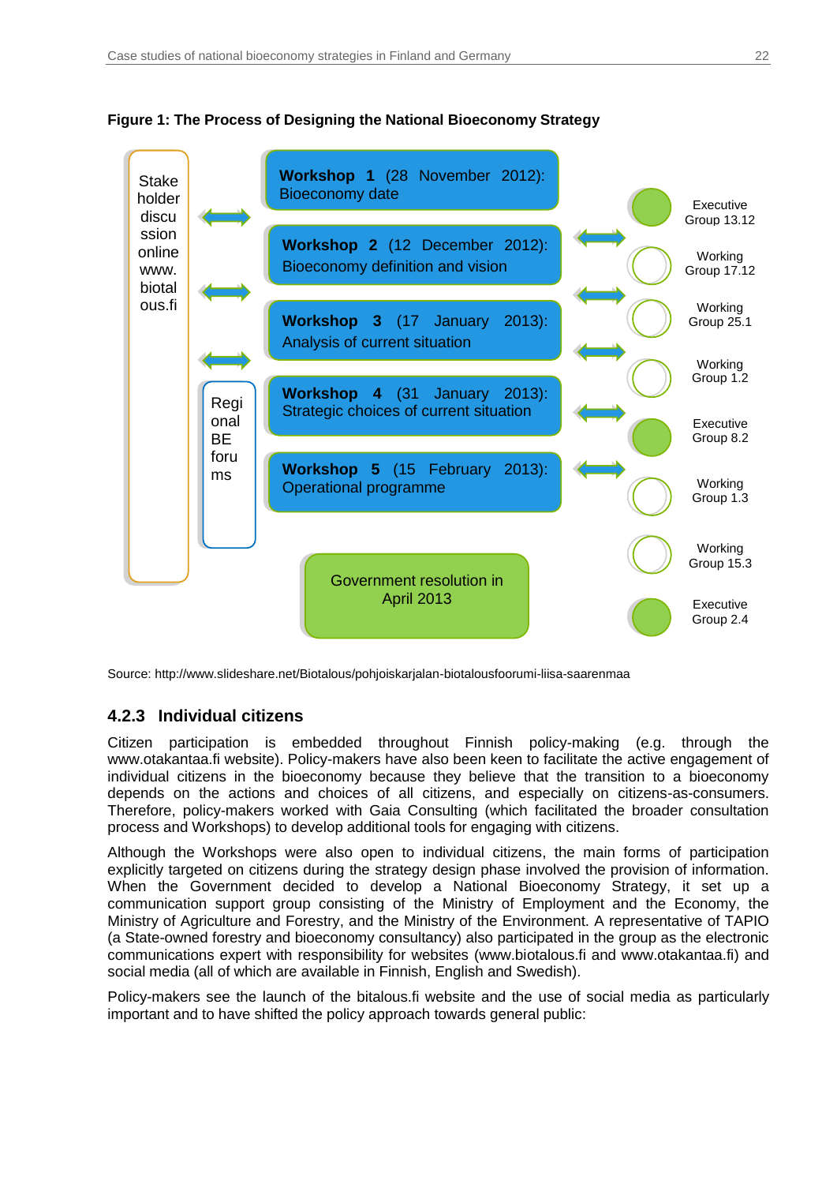**Figure 1: The Process of Designing the National Bioeconomy Strategy**

Stakeholder discussion online www.biotalous.fi

Regional BE forums

**Workshop 1** (28 November 2012): Bioeconomy date

**Workshop 2** (12 December 2012): Bioeconomy definition and vision

**Workshop 3** (17 January 2013): Analysis of current situation

**Workshop 4** (31 January 2013): Strategic choices of current situation

**Workshop 5** (15 February 2013): Operational programme

Government resolution in April 2013

Executive Group 13.12

Working Group 17.12

Working Group 25.1

Working Group 1.2

Executive Group 8.2

Working Group 1.3

Working Group 15.3

Executive Group 2.4

Source: http://www.slideshare.net/Biotalous/pohjoiskarjalan-biotalousfoorumi-liisa-saarenmaa

### 4.2.3 Individual citizens

Citizen participation is embedded throughout Finnish policy-making (e.g. through the www.otakantaa.fi website). Policy-makers have also been keen to facilitate the active engagement of individual citizens in the bioeconomy because they believe that the transition to a bioeconomy depends on the actions and choices of all citizens, and especially on citizens-as-consumers. Therefore, policy-makers worked with Gaia Consulting (which facilitated the broader consultation process and Workshops) to develop additional tools for engaging with citizens.

Although the Workshops were also open to individual citizens, the main forms of participation explicitly targeted on citizens during the strategy design phase involved the provision of information. When the Government decided to develop a National Bioeconomy Strategy, it set up a communication support group consisting of the Ministry of Employment and the Economy, the Ministry of Agriculture and Forestry, and the Ministry of the Environment. A representative of TAPIO (a State-owned forestry and bioeconomy consultancy) also participated in the group as the electronic communications expert with responsibility for websites (www.biotalous.fi and www.otakantaa.fi) and social media (all of which are available in Finnish, English and Swedish).

Policy-makers see the launch of the bitalous.fi website and the use of social media as particularly important and to have shifted the policy approach towards general public: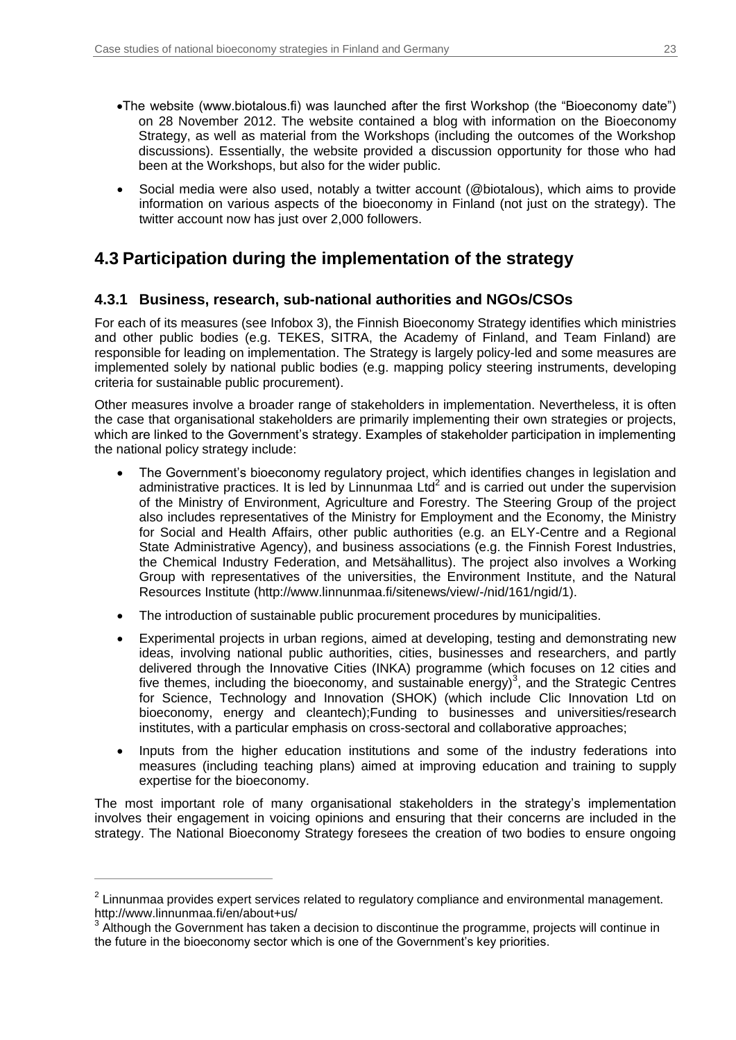- The website (www.biotalous.fi) was launched after the first Workshop (the "Bioeconomy date") on 28 November 2012. The website contained a blog with information on the Bioeconomy Strategy, as well as material from the Workshops (including the outcomes of the Workshop discussions). Essentially, the website provided a discussion opportunity for those who had been at the Workshops, but also for the wider public.
- Social media were also used, notably a twitter account (@biotalous), which aims to provide information on various aspects of the bioeconomy in Finland (not just on the strategy). The twitter account now has just over 2,000 followers.

## 4.3 Participation during the implementation of the strategy

### 4.3.1 Business, research, sub-national authorities and NGOs/CSOs

For each of its measures (see Infobox 3), the Finnish Bioeconomy Strategy identifies which ministries and other public bodies (e.g. TEKES, SITRA, the Academy of Finland, and Team Finland) are responsible for leading on implementation. The Strategy is largely policy-led and some measures are implemented solely by national public bodies (e.g. mapping policy steering instruments, developing criteria for sustainable public procurement).

Other measures involve a broader range of stakeholders in implementation. Nevertheless, it is often the case that organisational stakeholders are primarily implementing their own strategies or projects, which are linked to the Government's strategy. Examples of stakeholder participation in implementing the national policy strategy include:

- The Government's bioeconomy regulatory project, which identifies changes in legislation and administrative practices. It is led by Linnunmaa Ltd[2] and is carried out under the supervision of the Ministry of Environment, Agriculture and Forestry. The Steering Group of the project also includes representatives of the Ministry for Employment and the Economy, the Ministry for Social and Health Affairs, other public authorities (e.g. an ELY-Centre and a Regional State Administrative Agency), and business associations (e.g. the Finnish Forest Industries, the Chemical Industry Federation, and Metsähallitus). The project also involves a Working Group with representatives of the universities, the Environment Institute, and the Natural Resources Institute (http://www.linnunmaa.fi/sitenews/view/-/nid/161/ngid/1).
- The introduction of sustainable public procurement procedures by municipalities.
- Experimental projects in urban regions, aimed at developing, testing and demonstrating new ideas, involving national public authorities, cities, businesses and researchers, and partly delivered through the Innovative Cities (INKA) programme (which focuses on 12 cities and five themes, including the bioeconomy, and sustainable energy)[3], and the Strategic Centres for Science, Technology and Innovation (SHOK) (which include Clic Innovation Ltd on bioeconomy, energy and cleantech);Funding to businesses and universities/research institutes, with a particular emphasis on cross-sectoral and collaborative approaches;
- Inputs from the higher education institutions and some of the industry federations into measures (including teaching plans) aimed at improving education and training to supply expertise for the bioeconomy.

The most important role of many organisational stakeholders in the strategy's implementation involves their engagement in voicing opinions and ensuring that their concerns are included in the strategy. The National Bioeconomy Strategy foresees the creation of two bodies to ensure ongoing

---

[2] Linnunmaa provides expert services related to regulatory compliance and environmental management. http://www.linnunmaa.fi/en/about+us/

[3] Although the Government has taken a decision to discontinue the programme, projects will continue in the future in the bioeconomy sector which is one of the Government's key priorities.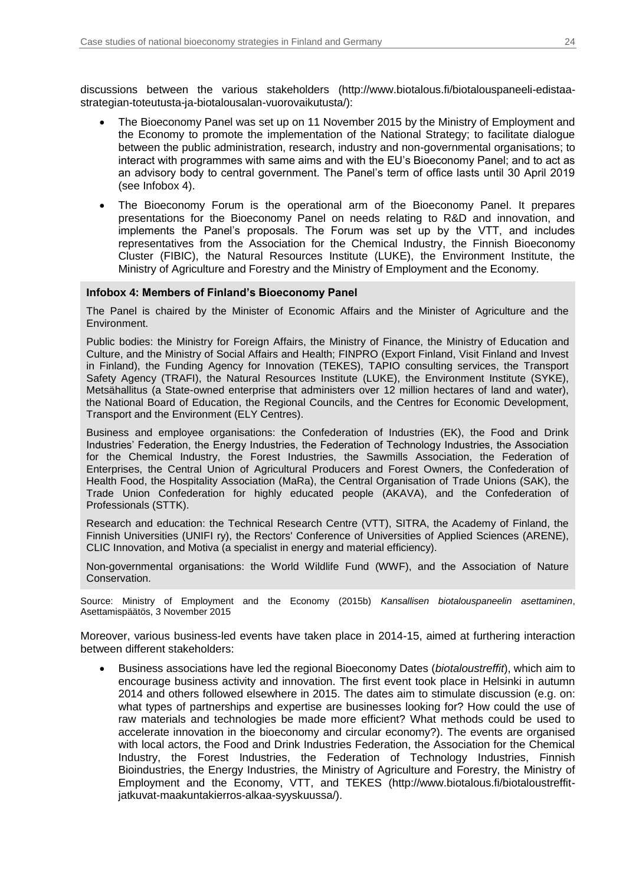discussions between the various stakeholders (http://www.biotalous.fi/biotalouspaneeli-edistaa-strategian-toteutusta-ja-biotalousalan-vuorovaikutusta/):

- The Bioeconomy Panel was set up on 11 November 2015 by the Ministry of Employment and the Economy to promote the implementation of the National Strategy; to facilitate dialogue between the public administration, research, industry and non-governmental organisations; to interact with programmes with same aims and with the EU's Bioeconomy Panel; and to act as an advisory body to central government. The Panel's term of office lasts until 30 April 2019 (see Infobox 4).
- The Bioeconomy Forum is the operational arm of the Bioeconomy Panel. It prepares presentations for the Bioeconomy Panel on needs relating to R&D and innovation, and implements the Panel's proposals. The Forum was set up by the VTT, and includes representatives from the Association for the Chemical Industry, the Finnish Bioeconomy Cluster (FIBIC), the Natural Resources Institute (LUKE), the Environment Institute, the Ministry of Agriculture and Forestry and the Ministry of Employment and the Economy.

**Infobox 4: Members of Finland's Bioeconomy Panel**

The Panel is chaired by the Minister of Economic Affairs and the Minister of Agriculture and the Environment.

Public bodies: the Ministry for Foreign Affairs, the Ministry of Finance, the Ministry of Education and Culture, and the Ministry of Social Affairs and Health; FINPRO (Export Finland, Visit Finland and Invest in Finland), the Funding Agency for Innovation (TEKES), TAPIO consulting services, the Transport Safety Agency (TRAFI), the Natural Resources Institute (LUKE), the Environment Institute (SYKE), Metsähallitus (a State-owned enterprise that administers over 12 million hectares of land and water), the National Board of Education, the Regional Councils, and the Centres for Economic Development, Transport and the Environment (ELY Centres).

Business and employee organisations: the Confederation of Industries (EK), the Food and Drink Industries' Federation, the Energy Industries, the Federation of Technology Industries, the Association for the Chemical Industry, the Forest Industries, the Sawmills Association, the Federation of Enterprises, the Central Union of Agricultural Producers and Forest Owners, the Confederation of Health Food, the Hospitality Association (MaRa), the Central Organisation of Trade Unions (SAK), the Trade Union Confederation for highly educated people (AKAVA), and the Confederation of Professionals (STTK).

Research and education: the Technical Research Centre (VTT), SITRA, the Academy of Finland, the Finnish Universities (UNIFI ry), the Rectors' Conference of Universities of Applied Sciences (ARENE), CLIC Innovation, and Motiva (a specialist in energy and material efficiency).

Non-governmental organisations: the World Wildlife Fund (WWF), and the Association of Nature Conservation.

Source: Ministry of Employment and the Economy (2015b) *Kansallisen biotalouspaneelin asettaminen*, Asettamispäätös, 3 November 2015

Moreover, various business-led events have taken place in 2014-15, aimed at furthering interaction between different stakeholders:

- Business associations have led the regional Bioeconomy Dates (*biotaloustreffit*), which aim to encourage business activity and innovation. The first event took place in Helsinki in autumn 2014 and others followed elsewhere in 2015. The dates aim to stimulate discussion (e.g. on: what types of partnerships and expertise are businesses looking for? How could the use of raw materials and technologies be made more efficient? What methods could be used to accelerate innovation in the bioeconomy and circular economy?). The events are organised with local actors, the Food and Drink Industries Federation, the Association for the Chemical Industry, the Forest Industries, the Federation of Technology Industries, Finnish Bioindustries, the Energy Industries, the Ministry of Agriculture and Forestry, the Ministry of Employment and the Economy, VTT, and TEKES (http://www.biotalous.fi/biotaloustreffit-jatkuvat-maakuntakierros-alkaa-syyskuussa/).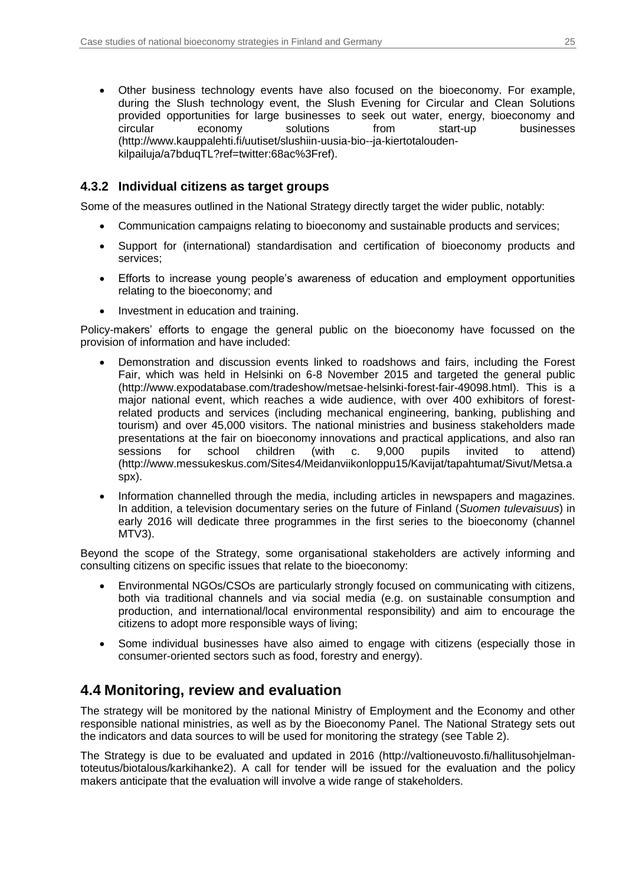- Other business technology events have also focused on the bioeconomy. For example, during the Slush technology event, the Slush Evening for Circular and Clean Solutions provided opportunities for large businesses to seek out water, energy, bioeconomy and circular economy solutions from start-up businesses (http://www.kauppalehti.fi/uutiset/slushiin-uusia-bio--ja-kiertotalouden-kilpailuja/a7bduqTL?ref=twitter:68ac%3Fref).

### 4.3.2 Individual citizens as target groups

Some of the measures outlined in the National Strategy directly target the wider public, notably:

- Communication campaigns relating to bioeconomy and sustainable products and services;
- Support for (international) standardisation and certification of bioeconomy products and services;
- Efforts to increase young people's awareness of education and employment opportunities relating to the bioeconomy; and
- Investment in education and training.

Policy-makers' efforts to engage the general public on the bioeconomy have focussed on the provision of information and have included:

- Demonstration and discussion events linked to roadshows and fairs, including the Forest Fair, which was held in Helsinki on 6-8 November 2015 and targeted the general public (http://www.expodatabase.com/tradeshow/metsae-helsinki-forest-fair-49098.html). This is a major national event, which reaches a wide audience, with over 400 exhibitors of forest-related products and services (including mechanical engineering, banking, publishing and tourism) and over 45,000 visitors. The national ministries and business stakeholders made presentations at the fair on bioeconomy innovations and practical applications, and also ran sessions for school children (with c. 9,000 pupils invited to attend) (http://www.messukeskus.com/Sites4/Meidanviikonloppu15/Kavijat/tapahtumat/Sivut/Metsa.aspx).
- Information channelled through the media, including articles in newspapers and magazines. In addition, a television documentary series on the future of Finland (*Suomen tulevaisuus*) in early 2016 will dedicate three programmes in the first series to the bioeconomy (channel MTV3).

Beyond the scope of the Strategy, some organisational stakeholders are actively informing and consulting citizens on specific issues that relate to the bioeconomy:

- Environmental NGOs/CSOs are particularly strongly focused on communicating with citizens, both via traditional channels and via social media (e.g. on sustainable consumption and production, and international/local environmental responsibility) and aim to encourage the citizens to adopt more responsible ways of living;
- Some individual businesses have also aimed to engage with citizens (especially those in consumer-oriented sectors such as food, forestry and energy).

## 4.4 Monitoring, review and evaluation

The strategy will be monitored by the national Ministry of Employment and the Economy and other responsible national ministries, as well as by the Bioeconomy Panel. The National Strategy sets out the indicators and data sources to will be used for monitoring the strategy (see Table 2).

The Strategy is due to be evaluated and updated in 2016 (http://valtioneuvosto.fi/hallitusohjelman-toteutus/biotalous/karkihanke2). A call for tender will be issued for the evaluation and the policy makers anticipate that the evaluation will involve a wide range of stakeholders.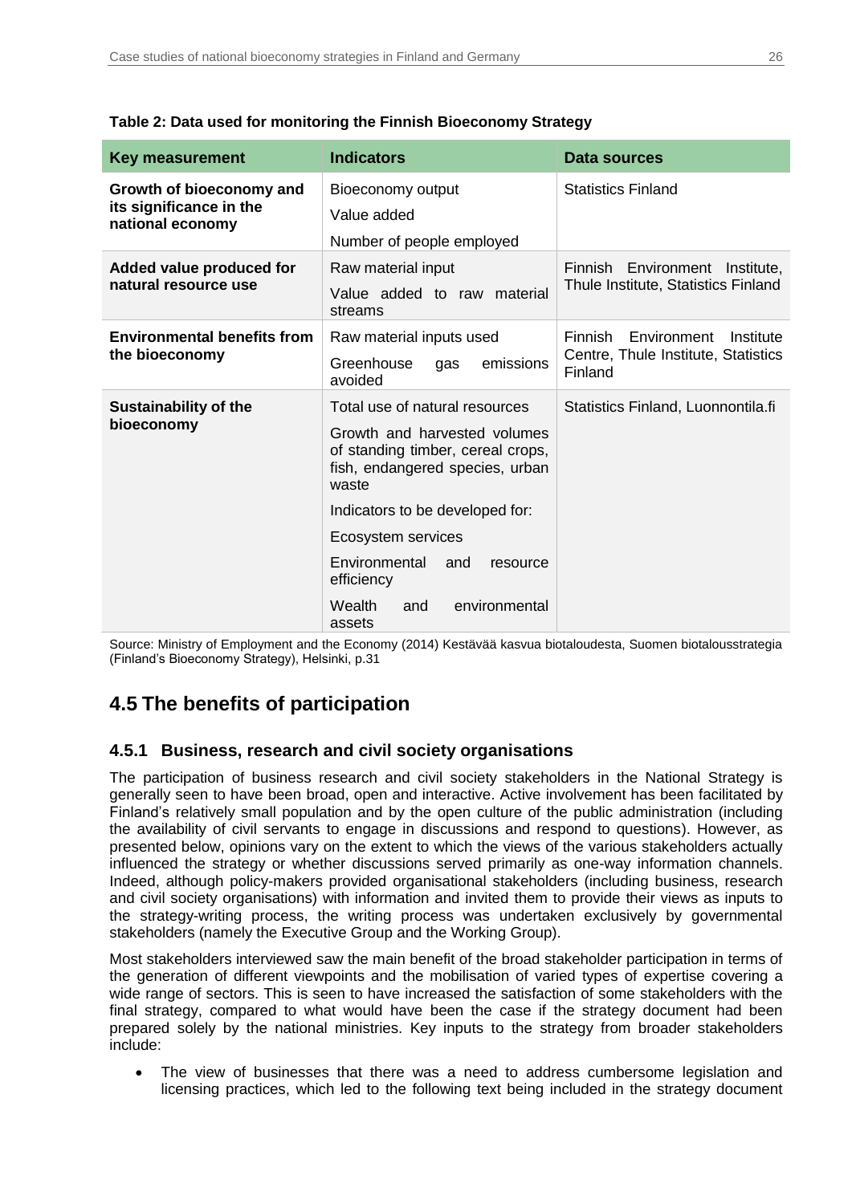**Table 2: Data used for monitoring the Finnish Bioeconomy Strategy**

| Key measurement | Indicators | Data sources |
| --- | --- | --- |
| **Growth of bioeconomy and its significance in the national economy** | Bioeconomy output<br>Value added<br>Number of people employed | Statistics Finland |
| **Added value produced for natural resource use** | Raw material input<br>Value added to raw material streams | Finnish Environment Institute, Thule Institute, Statistics Finland |
| **Environmental benefits from the bioeconomy** | Raw material inputs used<br>Greenhouse gas emissions avoided | Finnish Environment Institute Centre, Thule Institute, Statistics Finland |
| **Sustainability of the bioeconomy** | Total use of natural resources<br>Growth and harvested volumes of standing timber, cereal crops, fish, endangered species, urban waste<br>Indicators to be developed for:<br>Ecosystem services<br>Environmental and resource efficiency<br>Wealth and environmental assets | Statistics Finland, Luonnontila.fi |

Source: Ministry of Employment and the Economy (2014) Kestävää kasvua biotaloudesta, Suomen biotalousstrategia (Finland's Bioeconomy Strategy), Helsinki, p.31

## 4.5 The benefits of participation

### 4.5.1 Business, research and civil society organisations

The participation of business research and civil society stakeholders in the National Strategy is generally seen to have been broad, open and interactive. Active involvement has been facilitated by Finland's relatively small population and by the open culture of the public administration (including the availability of civil servants to engage in discussions and respond to questions). However, as presented below, opinions vary on the extent to which the views of the various stakeholders actually influenced the strategy or whether discussions served primarily as one-way information channels. Indeed, although policy-makers provided organisational stakeholders (including business, research and civil society organisations) with information and invited them to provide their views as inputs to the strategy-writing process, the writing process was undertaken exclusively by governmental stakeholders (namely the Executive Group and the Working Group).

Most stakeholders interviewed saw the main benefit of the broad stakeholder participation in terms of the generation of different viewpoints and the mobilisation of varied types of expertise covering a wide range of sectors. This is seen to have increased the satisfaction of some stakeholders with the final strategy, compared to what would have been the case if the strategy document had been prepared solely by the national ministries. Key inputs to the strategy from broader stakeholders include:

- The view of businesses that there was a need to address cumbersome legislation and licensing practices, which led to the following text being included in the strategy document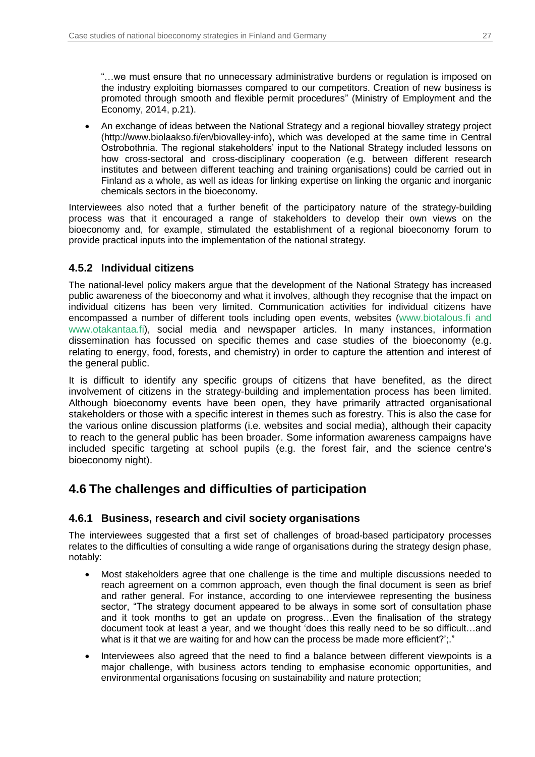"…we must ensure that no unnecessary administrative burdens or regulation is imposed on the industry exploiting biomasses compared to our competitors. Creation of new business is promoted through smooth and flexible permit procedures" (Ministry of Employment and the Economy, 2014, p.21).

- An exchange of ideas between the National Strategy and a regional biovalley strategy project (http://www.biolaakso.fi/en/biovalley-info), which was developed at the same time in Central Ostrobothnia. The regional stakeholders' input to the National Strategy included lessons on how cross-sectoral and cross-disciplinary cooperation (e.g. between different research institutes and between different teaching and training organisations) could be carried out in Finland as a whole, as well as ideas for linking expertise on linking the organic and inorganic chemicals sectors in the bioeconomy.

Interviewees also noted that a further benefit of the participatory nature of the strategy-building process was that it encouraged a range of stakeholders to develop their own views on the bioeconomy and, for example, stimulated the establishment of a regional bioeconomy forum to provide practical inputs into the implementation of the national strategy.

### 4.5.2 Individual citizens

The national-level policy makers argue that the development of the National Strategy has increased public awareness of the bioeconomy and what it involves, although they recognise that the impact on individual citizens has been very limited. Communication activities for individual citizens have encompassed a number of different tools including open events, websites (www.biotalous.fi and www.otakantaa.fi), social media and newspaper articles. In many instances, information dissemination has focussed on specific themes and case studies of the bioeconomy (e.g. relating to energy, food, forests, and chemistry) in order to capture the attention and interest of the general public.

It is difficult to identify any specific groups of citizens that have benefited, as the direct involvement of citizens in the strategy-building and implementation process has been limited. Although bioeconomy events have been open, they have primarily attracted organisational stakeholders or those with a specific interest in themes such as forestry. This is also the case for the various online discussion platforms (i.e. websites and social media), although their capacity to reach to the general public has been broader. Some information awareness campaigns have included specific targeting at school pupils (e.g. the forest fair, and the science centre's bioeconomy night).

## 4.6 The challenges and difficulties of participation

### 4.6.1 Business, research and civil society organisations

The interviewees suggested that a first set of challenges of broad-based participatory processes relates to the difficulties of consulting a wide range of organisations during the strategy design phase, notably:

- Most stakeholders agree that one challenge is the time and multiple discussions needed to reach agreement on a common approach, even though the final document is seen as brief and rather general. For instance, according to one interviewee representing the business sector, "The strategy document appeared to be always in some sort of consultation phase and it took months to get an update on progress…Even the finalisation of the strategy document took at least a year, and we thought 'does this really need to be so difficult…and what is it that we are waiting for and how can the process be made more efficient?';."
- Interviewees also agreed that the need to find a balance between different viewpoints is a major challenge, with business actors tending to emphasise economic opportunities, and environmental organisations focusing on sustainability and nature protection;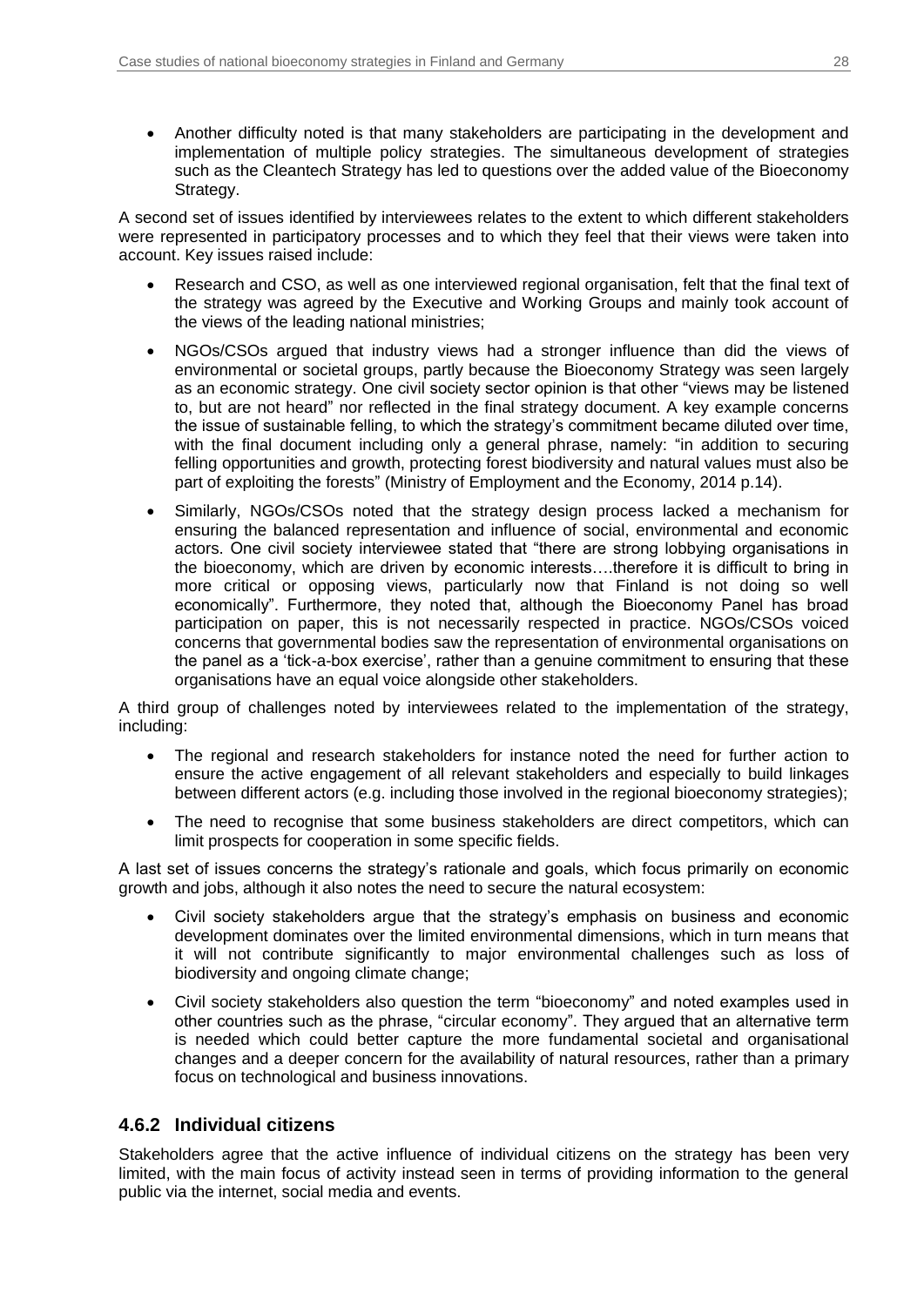- Another difficulty noted is that many stakeholders are participating in the development and implementation of multiple policy strategies. The simultaneous development of strategies such as the Cleantech Strategy has led to questions over the added value of the Bioeconomy Strategy.

A second set of issues identified by interviewees relates to the extent to which different stakeholders were represented in participatory processes and to which they feel that their views were taken into account. Key issues raised include:

- Research and CSO, as well as one interviewed regional organisation, felt that the final text of the strategy was agreed by the Executive and Working Groups and mainly took account of the views of the leading national ministries;
- NGOs/CSOs argued that industry views had a stronger influence than did the views of environmental or societal groups, partly because the Bioeconomy Strategy was seen largely as an economic strategy. One civil society sector opinion is that other "views may be listened to, but are not heard" nor reflected in the final strategy document. A key example concerns the issue of sustainable felling, to which the strategy's commitment became diluted over time, with the final document including only a general phrase, namely: "in addition to securing felling opportunities and growth, protecting forest biodiversity and natural values must also be part of exploiting the forests" (Ministry of Employment and the Economy, 2014 p.14).
- Similarly, NGOs/CSOs noted that the strategy design process lacked a mechanism for ensuring the balanced representation and influence of social, environmental and economic actors. One civil society interviewee stated that "there are strong lobbying organisations in the bioeconomy, which are driven by economic interests….therefore it is difficult to bring in more critical or opposing views, particularly now that Finland is not doing so well economically". Furthermore, they noted that, although the Bioeconomy Panel has broad participation on paper, this is not necessarily respected in practice. NGOs/CSOs voiced concerns that governmental bodies saw the representation of environmental organisations on the panel as a 'tick-a-box exercise', rather than a genuine commitment to ensuring that these organisations have an equal voice alongside other stakeholders.

A third group of challenges noted by interviewees related to the implementation of the strategy, including:

- The regional and research stakeholders for instance noted the need for further action to ensure the active engagement of all relevant stakeholders and especially to build linkages between different actors (e.g. including those involved in the regional bioeconomy strategies);
- The need to recognise that some business stakeholders are direct competitors, which can limit prospects for cooperation in some specific fields.

A last set of issues concerns the strategy's rationale and goals, which focus primarily on economic growth and jobs, although it also notes the need to secure the natural ecosystem:

- Civil society stakeholders argue that the strategy's emphasis on business and economic development dominates over the limited environmental dimensions, which in turn means that it will not contribute significantly to major environmental challenges such as loss of biodiversity and ongoing climate change;
- Civil society stakeholders also question the term "bioeconomy" and noted examples used in other countries such as the phrase, "circular economy". They argued that an alternative term is needed which could better capture the more fundamental societal and organisational changes and a deeper concern for the availability of natural resources, rather than a primary focus on technological and business innovations.

### 4.6.2 Individual citizens

Stakeholders agree that the active influence of individual citizens on the strategy has been very limited, with the main focus of activity instead seen in terms of providing information to the general public via the internet, social media and events.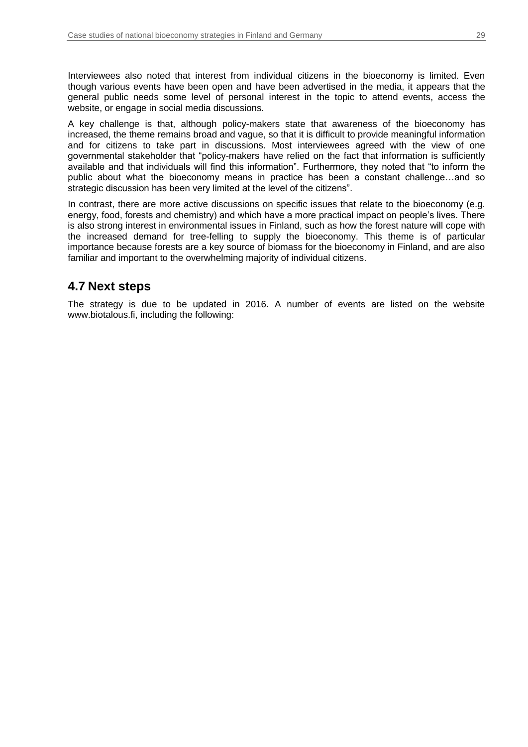Interviewees also noted that interest from individual citizens in the bioeconomy is limited. Even though various events have been open and have been advertised in the media, it appears that the general public needs some level of personal interest in the topic to attend events, access the website, or engage in social media discussions.

A key challenge is that, although policy-makers state that awareness of the bioeconomy has increased, the theme remains broad and vague, so that it is difficult to provide meaningful information and for citizens to take part in discussions. Most interviewees agreed with the view of one governmental stakeholder that "policy-makers have relied on the fact that information is sufficiently available and that individuals will find this information". Furthermore, they noted that "to inform the public about what the bioeconomy means in practice has been a constant challenge…and so strategic discussion has been very limited at the level of the citizens".

In contrast, there are more active discussions on specific issues that relate to the bioeconomy (e.g. energy, food, forests and chemistry) and which have a more practical impact on people's lives. There is also strong interest in environmental issues in Finland, such as how the forest nature will cope with the increased demand for tree-felling to supply the bioeconomy. This theme is of particular importance because forests are a key source of biomass for the bioeconomy in Finland, and are also familiar and important to the overwhelming majority of individual citizens.

## 4.7 Next steps

The strategy is due to be updated in 2016. A number of events are listed on the website www.biotalous.fi, including the following: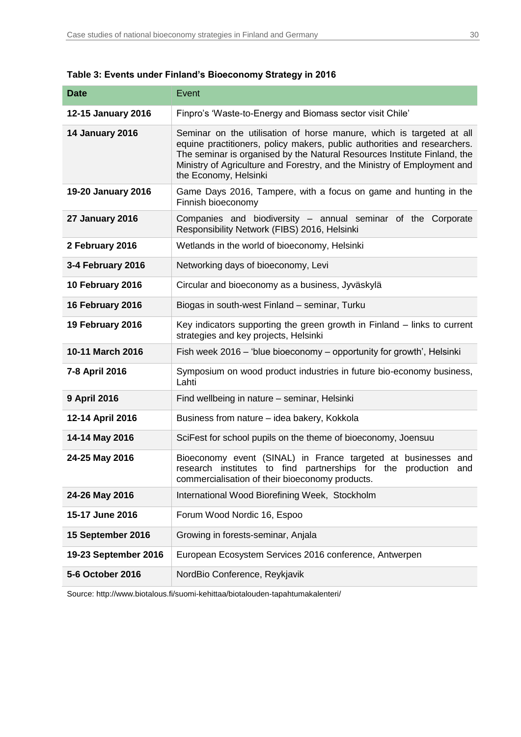**Table 3: Events under Finland's Bioeconomy Strategy in 2016**

| Date | Event |
|---|---|
| **12-15 January 2016** | Finpro's 'Waste-to-Energy and Biomass sector visit Chile' |
| **14 January 2016** | Seminar on the utilisation of horse manure, which is targeted at all equine practitioners, policy makers, public authorities and researchers. The seminar is organised by the Natural Resources Institute Finland, the Ministry of Agriculture and Forestry, and the Ministry of Employment and the Economy, Helsinki |
| **19-20 January 2016** | Game Days 2016, Tampere, with a focus on game and hunting in the Finnish bioeconomy |
| **27 January 2016** | Companies and biodiversity – annual seminar of the Corporate Responsibility Network (FIBS) 2016, Helsinki |
| **2 February 2016** | Wetlands in the world of bioeconomy, Helsinki |
| **3-4 February 2016** | Networking days of bioeconomy, Levi |
| **10 February 2016** | Circular and bioeconomy as a business, Jyväskylä |
| **16 February 2016** | Biogas in south-west Finland – seminar, Turku |
| **19 February 2016** | Key indicators supporting the green growth in Finland – links to current strategies and key projects, Helsinki |
| **10-11 March 2016** | Fish week 2016 – 'blue bioeconomy – opportunity for growth', Helsinki |
| **7-8 April 2016** | Symposium on wood product industries in future bio-economy business, Lahti |
| **9 April 2016** | Find wellbeing in nature – seminar, Helsinki |
| **12-14 April 2016** | Business from nature – idea bakery, Kokkola |
| **14-14 May 2016** | SciFest for school pupils on the theme of bioeconomy, Joensuu |
| **24-25 May 2016** | Bioeconomy event (SINAL) in France targeted at businesses and research institutes to find partnerships for the production and commercialisation of their bioeconomy products. |
| **24-26 May 2016** | International Wood Biorefining Week, Stockholm |
| **15-17 June 2016** | Forum Wood Nordic 16, Espoo |
| **15 September 2016** | Growing in forests-seminar, Anjala |
| **19-23 September 2016** | European Ecosystem Services 2016 conference, Antwerpen |
| **5-6 October 2016** | NordBio Conference, Reykjavik |

Source: http://www.biotalous.fi/suomi-kehittaa/biotalouden-tapahtumakalenteri/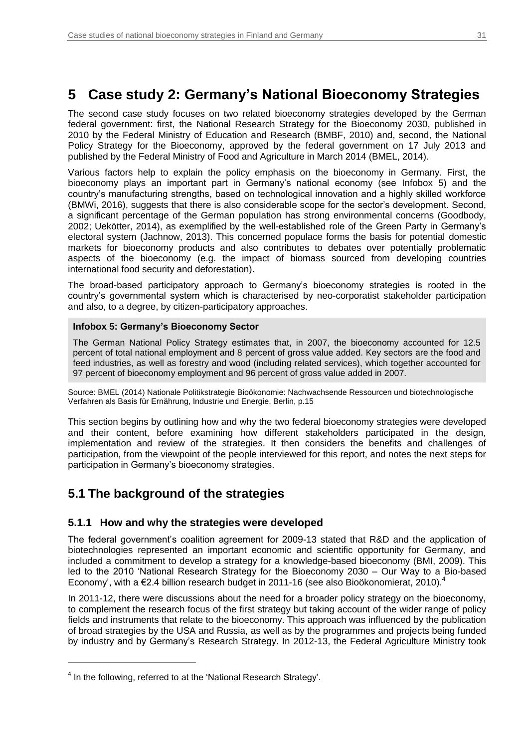# 5 Case study 2: Germany's National Bioeconomy Strategies

The second case study focuses on two related bioeconomy strategies developed by the German federal government: first, the National Research Strategy for the Bioeconomy 2030, published in 2010 by the Federal Ministry of Education and Research (BMBF, 2010) and, second, the National Policy Strategy for the Bioeconomy, approved by the federal government on 17 July 2013 and published by the Federal Ministry of Food and Agriculture in March 2014 (BMEL, 2014).

Various factors help to explain the policy emphasis on the bioeconomy in Germany. First, the bioeconomy plays an important part in Germany's national economy (see Infobox 5) and the country's manufacturing strengths, based on technological innovation and a highly skilled workforce (BMWi, 2016), suggests that there is also considerable scope for the sector's development. Second, a significant percentage of the German population has strong environmental concerns (Goodbody, 2002; Uekötter, 2014), as exemplified by the well-established role of the Green Party in Germany's electoral system (Jachnow, 2013). This concerned populace forms the basis for potential domestic markets for bioeconomy products and also contributes to debates over potentially problematic aspects of the bioeconomy (e.g. the impact of biomass sourced from developing countries international food security and deforestation).

The broad-based participatory approach to Germany's bioeconomy strategies is rooted in the country's governmental system which is characterised by neo-corporatist stakeholder participation and also, to a degree, by citizen-participatory approaches.

**Infobox 5: Germany's Bioeconomy Sector**

The German National Policy Strategy estimates that, in 2007, the bioeconomy accounted for 12.5 percent of total national employment and 8 percent of gross value added. Key sectors are the food and feed industries, as well as forestry and wood (including related services), which together accounted for 97 percent of bioeconomy employment and 96 percent of gross value added in 2007.

Source: BMEL (2014) Nationale Politikstrategie Bioökonomie: Nachwachsende Ressourcen und biotechnologische Verfahren als Basis für Ernährung, Industrie und Energie, Berlin, p.15

This section begins by outlining how and why the two federal bioeconomy strategies were developed and their content, before examining how different stakeholders participated in the design, implementation and review of the strategies. It then considers the benefits and challenges of participation, from the viewpoint of the people interviewed for this report, and notes the next steps for participation in Germany's bioeconomy strategies.

## 5.1 The background of the strategies

### 5.1.1 How and why the strategies were developed

The federal government's coalition agreement for 2009-13 stated that R&D and the application of biotechnologies represented an important economic and scientific opportunity for Germany, and included a commitment to develop a strategy for a knowledge-based bioeconomy (BMI, 2009). This led to the 2010 'National Research Strategy for the Bioeconomy 2030 – Our Way to a Bio-based Economy', with a €2.4 billion research budget in 2011-16 (see also Bioökonomierat, 2010).[4]

In 2011-12, there were discussions about the need for a broader policy strategy on the bioeconomy, to complement the research focus of the first strategy but taking account of the wider range of policy fields and instruments that relate to the bioeconomy. This approach was influenced by the publication of broad strategies by the USA and Russia, as well as by the programmes and projects being funded by industry and by Germany's Research Strategy. In 2012-13, the Federal Agriculture Ministry took

[4] In the following, referred to at the 'National Research Strategy'.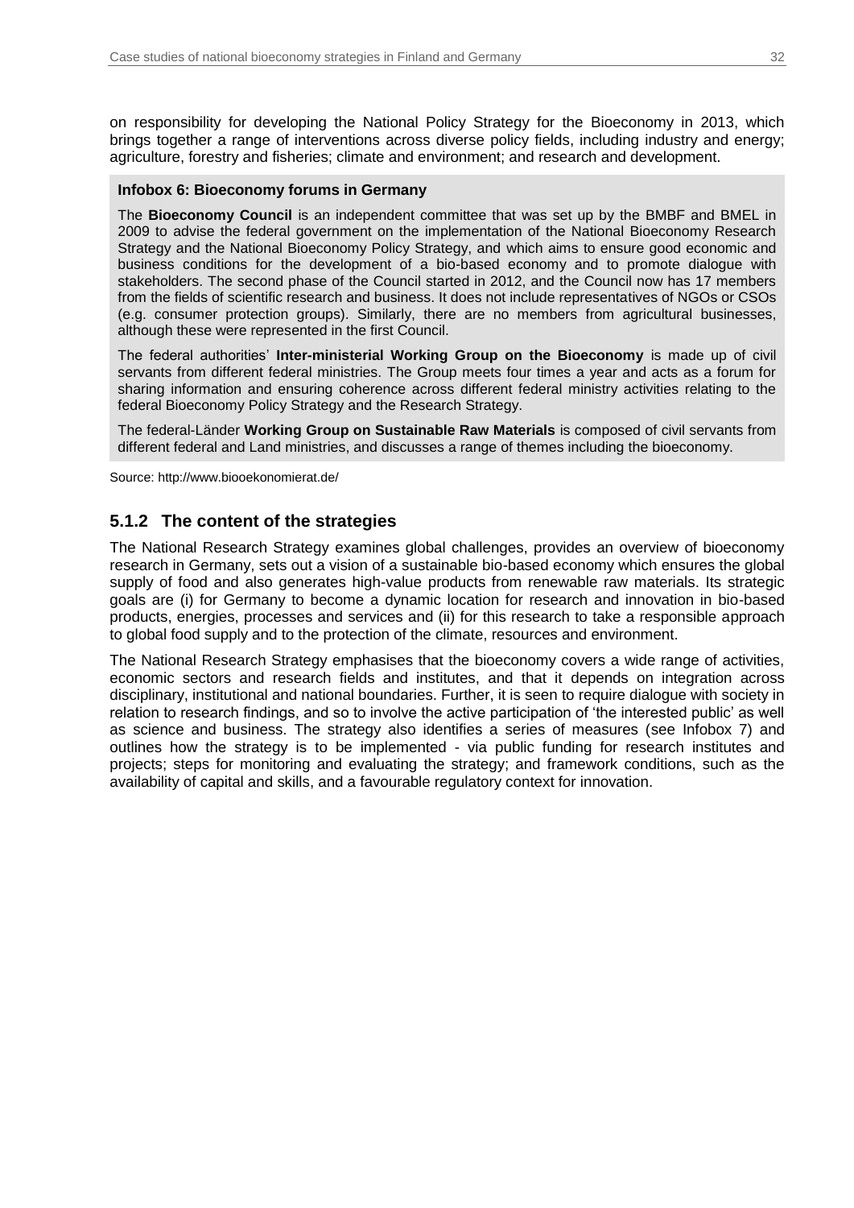on responsibility for developing the National Policy Strategy for the Bioeconomy in 2013, which brings together a range of interventions across diverse policy fields, including industry and energy; agriculture, forestry and fisheries; climate and environment; and research and development.

**Infobox 6: Bioeconomy forums in Germany**

The **Bioeconomy Council** is an independent committee that was set up by the BMBF and BMEL in 2009 to advise the federal government on the implementation of the National Bioeconomy Research Strategy and the National Bioeconomy Policy Strategy, and which aims to ensure good economic and business conditions for the development of a bio-based economy and to promote dialogue with stakeholders. The second phase of the Council started in 2012, and the Council now has 17 members from the fields of scientific research and business. It does not include representatives of NGOs or CSOs (e.g. consumer protection groups). Similarly, there are no members from agricultural businesses, although these were represented in the first Council.

The federal authorities' **Inter-ministerial Working Group on the Bioeconomy** is made up of civil servants from different federal ministries. The Group meets four times a year and acts as a forum for sharing information and ensuring coherence across different federal ministry activities relating to the federal Bioeconomy Policy Strategy and the Research Strategy.

The federal-Länder **Working Group on Sustainable Raw Materials** is composed of civil servants from different federal and Land ministries, and discusses a range of themes including the bioeconomy.

Source: http://www.biooekonomierat.de/

### 5.1.2 The content of the strategies

The National Research Strategy examines global challenges, provides an overview of bioeconomy research in Germany, sets out a vision of a sustainable bio-based economy which ensures the global supply of food and also generates high-value products from renewable raw materials. Its strategic goals are (i) for Germany to become a dynamic location for research and innovation in bio-based products, energies, processes and services and (ii) for this research to take a responsible approach to global food supply and to the protection of the climate, resources and environment.

The National Research Strategy emphasises that the bioeconomy covers a wide range of activities, economic sectors and research fields and institutes, and that it depends on integration across disciplinary, institutional and national boundaries. Further, it is seen to require dialogue with society in relation to research findings, and so to involve the active participation of 'the interested public' as well as science and business. The strategy also identifies a series of measures (see Infobox 7) and outlines how the strategy is to be implemented - via public funding for research institutes and projects; steps for monitoring and evaluating the strategy; and framework conditions, such as the availability of capital and skills, and a favourable regulatory context for innovation.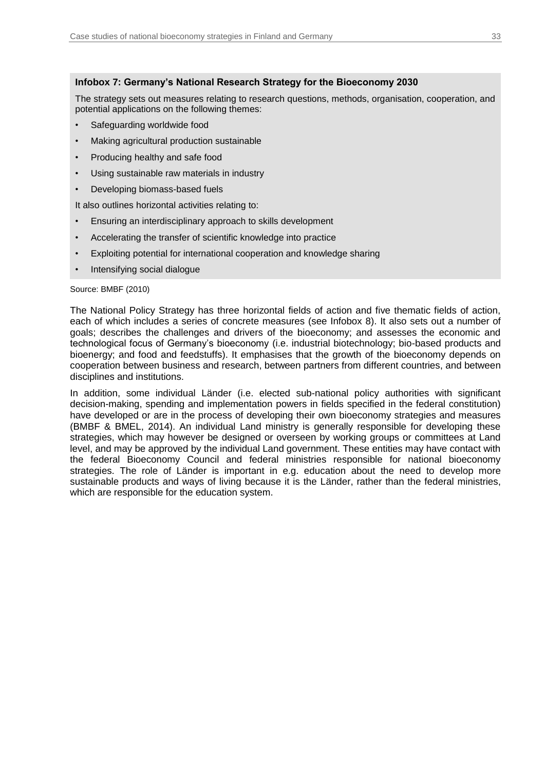**Infobox 7: Germany’s National Research Strategy for the Bioeconomy 2030**

The strategy sets out measures relating to research questions, methods, organisation, cooperation, and potential applications on the following themes:

- Safeguarding worldwide food
- Making agricultural production sustainable
- Producing healthy and safe food
- Using sustainable raw materials in industry
- Developing biomass-based fuels

It also outlines horizontal activities relating to:

- Ensuring an interdisciplinary approach to skills development
- Accelerating the transfer of scientific knowledge into practice
- Exploiting potential for international cooperation and knowledge sharing
- Intensifying social dialogue

Source: BMBF (2010)

The National Policy Strategy has three horizontal fields of action and five thematic fields of action, each of which includes a series of concrete measures (see Infobox 8). It also sets out a number of goals; describes the challenges and drivers of the bioeconomy; and assesses the economic and technological focus of Germany’s bioeconomy (i.e. industrial biotechnology; bio-based products and bioenergy; and food and feedstuffs). It emphasises that the growth of the bioeconomy depends on cooperation between business and research, between partners from different countries, and between disciplines and institutions.

In addition, some individual Länder (i.e. elected sub-national policy authorities with significant decision-making, spending and implementation powers in fields specified in the federal constitution) have developed or are in the process of developing their own bioeconomy strategies and measures (BMBF & BMEL, 2014). An individual Land ministry is generally responsible for developing these strategies, which may however be designed or overseen by working groups or committees at Land level, and may be approved by the individual Land government. These entities may have contact with the federal Bioeconomy Council and federal ministries responsible for national bioeconomy strategies. The role of Länder is important in e.g. education about the need to develop more sustainable products and ways of living because it is the Länder, rather than the federal ministries, which are responsible for the education system.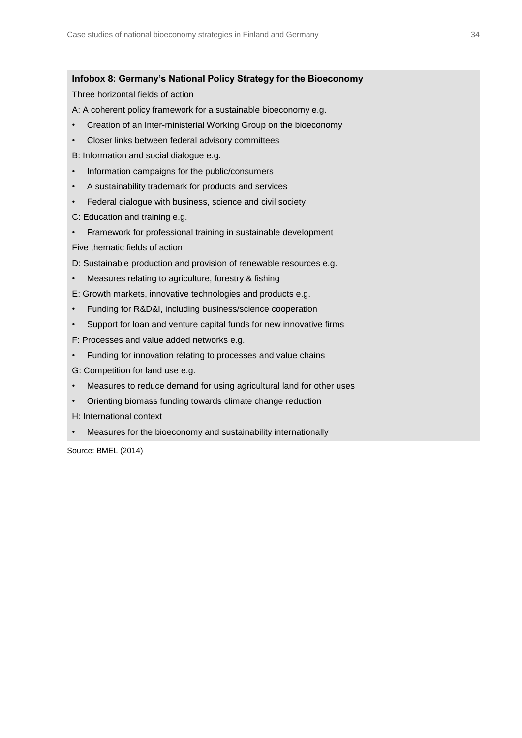**Infobox 8: Germany's National Policy Strategy for the Bioeconomy**

Three horizontal fields of action

A: A coherent policy framework for a sustainable bioeconomy e.g.

- Creation of an Inter-ministerial Working Group on the bioeconomy
- Closer links between federal advisory committees

B: Information and social dialogue e.g.

- Information campaigns for the public/consumers
- A sustainability trademark for products and services
- Federal dialogue with business, science and civil society

C: Education and training e.g.

- Framework for professional training in sustainable development

Five thematic fields of action

D: Sustainable production and provision of renewable resources e.g.

- Measures relating to agriculture, forestry & fishing

E: Growth markets, innovative technologies and products e.g.

- Funding for R&D&I, including business/science cooperation
- Support for loan and venture capital funds for new innovative firms

F: Processes and value added networks e.g.

- Funding for innovation relating to processes and value chains

G: Competition for land use e.g.

- Measures to reduce demand for using agricultural land for other uses
- Orienting biomass funding towards climate change reduction

H: International context

- Measures for the bioeconomy and sustainability internationally

Source: BMEL (2014)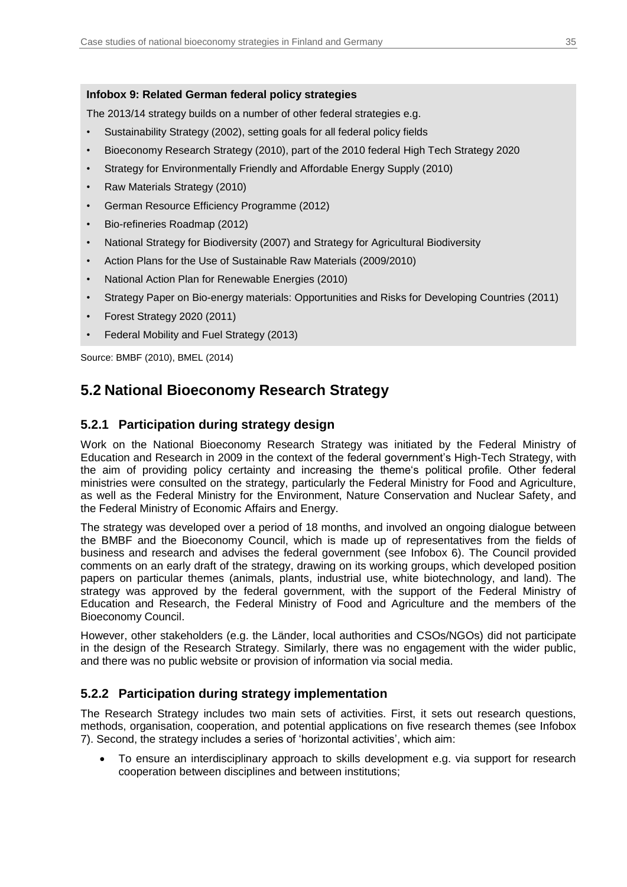**Infobox 9: Related German federal policy strategies**

The 2013/14 strategy builds on a number of other federal strategies e.g.

- Sustainability Strategy (2002), setting goals for all federal policy fields
- Bioeconomy Research Strategy (2010), part of the 2010 federal High Tech Strategy 2020
- Strategy for Environmentally Friendly and Affordable Energy Supply (2010)
- Raw Materials Strategy (2010)
- German Resource Efficiency Programme (2012)
- Bio-refineries Roadmap (2012)
- National Strategy for Biodiversity (2007) and Strategy for Agricultural Biodiversity
- Action Plans for the Use of Sustainable Raw Materials (2009/2010)
- National Action Plan for Renewable Energies (2010)
- Strategy Paper on Bio-energy materials: Opportunities and Risks for Developing Countries (2011)
- Forest Strategy 2020 (2011)
- Federal Mobility and Fuel Strategy (2013)

Source: BMBF (2010), BMEL (2014)

## 5.2 National Bioeconomy Research Strategy

### 5.2.1 Participation during strategy design

Work on the National Bioeconomy Research Strategy was initiated by the Federal Ministry of Education and Research in 2009 in the context of the federal government's High-Tech Strategy, with the aim of providing policy certainty and increasing the theme's political profile. Other federal ministries were consulted on the strategy, particularly the Federal Ministry for Food and Agriculture, as well as the Federal Ministry for the Environment, Nature Conservation and Nuclear Safety, and the Federal Ministry of Economic Affairs and Energy.

The strategy was developed over a period of 18 months, and involved an ongoing dialogue between the BMBF and the Bioeconomy Council, which is made up of representatives from the fields of business and research and advises the federal government (see Infobox 6). The Council provided comments on an early draft of the strategy, drawing on its working groups, which developed position papers on particular themes (animals, plants, industrial use, white biotechnology, and land). The strategy was approved by the federal government, with the support of the Federal Ministry of Education and Research, the Federal Ministry of Food and Agriculture and the members of the Bioeconomy Council.

However, other stakeholders (e.g. the Länder, local authorities and CSOs/NGOs) did not participate in the design of the Research Strategy. Similarly, there was no engagement with the wider public, and there was no public website or provision of information via social media.

### 5.2.2 Participation during strategy implementation

The Research Strategy includes two main sets of activities. First, it sets out research questions, methods, organisation, cooperation, and potential applications on five research themes (see Infobox 7). Second, the strategy includes a series of 'horizontal activities', which aim:

- To ensure an interdisciplinary approach to skills development e.g. via support for research cooperation between disciplines and between institutions;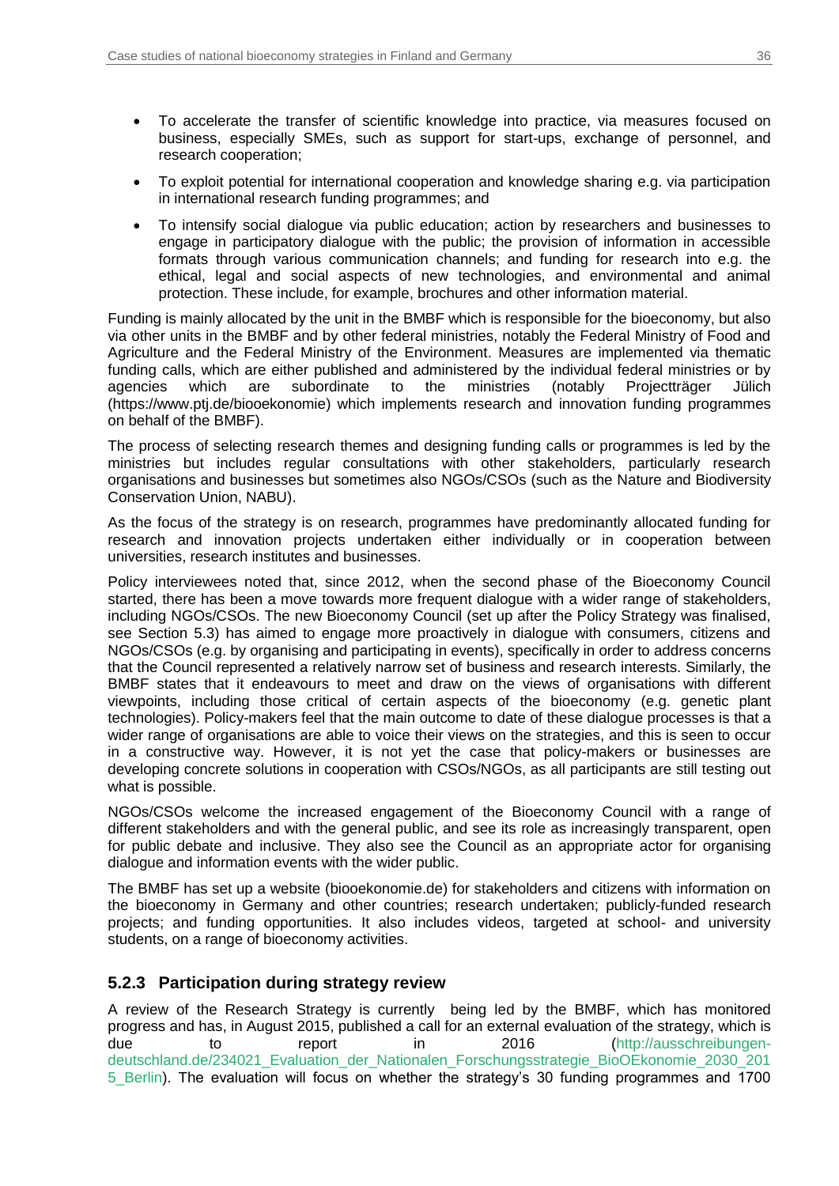- To accelerate the transfer of scientific knowledge into practice, via measures focused on business, especially SMEs, such as support for start-ups, exchange of personnel, and research cooperation;
- To exploit potential for international cooperation and knowledge sharing e.g. via participation in international research funding programmes; and
- To intensify social dialogue via public education; action by researchers and businesses to engage in participatory dialogue with the public; the provision of information in accessible formats through various communication channels; and funding for research into e.g. the ethical, legal and social aspects of new technologies, and environmental and animal protection. These include, for example, brochures and other information material.

Funding is mainly allocated by the unit in the BMBF which is responsible for the bioeconomy, but also via other units in the BMBF and by other federal ministries, notably the Federal Ministry of Food and Agriculture and the Federal Ministry of the Environment. Measures are implemented via thematic funding calls, which are either published and administered by the individual federal ministries or by agencies which are subordinate to the ministries (notably Projectträger Jülich (https://www.ptj.de/biooekonomie) which implements research and innovation funding programmes on behalf of the BMBF).

The process of selecting research themes and designing funding calls or programmes is led by the ministries but includes regular consultations with other stakeholders, particularly research organisations and businesses but sometimes also NGOs/CSOs (such as the Nature and Biodiversity Conservation Union, NABU).

As the focus of the strategy is on research, programmes have predominantly allocated funding for research and innovation projects undertaken either individually or in cooperation between universities, research institutes and businesses.

Policy interviewees noted that, since 2012, when the second phase of the Bioeconomy Council started, there has been a move towards more frequent dialogue with a wider range of stakeholders, including NGOs/CSOs. The new Bioeconomy Council (set up after the Policy Strategy was finalised, see Section 5.3) has aimed to engage more proactively in dialogue with consumers, citizens and NGOs/CSOs (e.g. by organising and participating in events), specifically in order to address concerns that the Council represented a relatively narrow set of business and research interests. Similarly, the BMBF states that it endeavours to meet and draw on the views of organisations with different viewpoints, including those critical of certain aspects of the bioeconomy (e.g. genetic plant technologies). Policy-makers feel that the main outcome to date of these dialogue processes is that a wider range of organisations are able to voice their views on the strategies, and this is seen to occur in a constructive way. However, it is not yet the case that policy-makers or businesses are developing concrete solutions in cooperation with CSOs/NGOs, as all participants are still testing out what is possible.

NGOs/CSOs welcome the increased engagement of the Bioeconomy Council with a range of different stakeholders and with the general public, and see its role as increasingly transparent, open for public debate and inclusive. They also see the Council as an appropriate actor for organising dialogue and information events with the wider public.

The BMBF has set up a website (biooekonomie.de) for stakeholders and citizens with information on the bioeconomy in Germany and other countries; research undertaken; publicly-funded research projects; and funding opportunities. It also includes videos, targeted at school- and university students, on a range of bioeconomy activities.

### 5.2.3 Participation during strategy review

A review of the Research Strategy is currently being led by the BMBF, which has monitored progress and has, in August 2015, published a call for an external evaluation of the strategy, which is due to report in 2016 (http://ausschreibungen-deutschland.de/234021_Evaluation_der_Nationalen_Forschungsstrategie_BioOEkonomie_2030_2015_Berlin). The evaluation will focus on whether the strategy's 30 funding programmes and 1700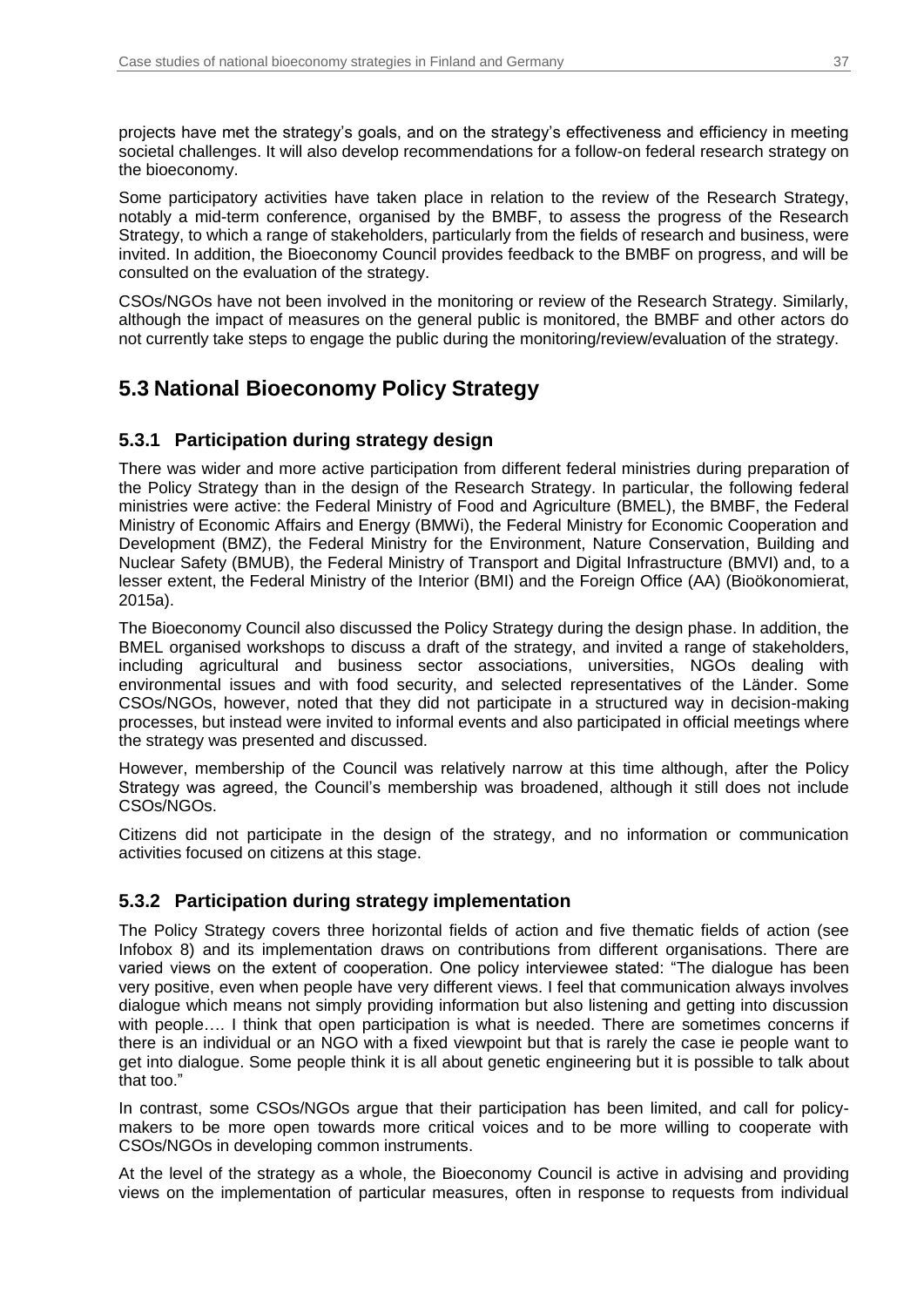projects have met the strategy's goals, and on the strategy's effectiveness and efficiency in meeting societal challenges. It will also develop recommendations for a follow-on federal research strategy on the bioeconomy.

Some participatory activities have taken place in relation to the review of the Research Strategy, notably a mid-term conference, organised by the BMBF, to assess the progress of the Research Strategy, to which a range of stakeholders, particularly from the fields of research and business, were invited. In addition, the Bioeconomy Council provides feedback to the BMBF on progress, and will be consulted on the evaluation of the strategy.

CSOs/NGOs have not been involved in the monitoring or review of the Research Strategy. Similarly, although the impact of measures on the general public is monitored, the BMBF and other actors do not currently take steps to engage the public during the monitoring/review/evaluation of the strategy.

## 5.3 National Bioeconomy Policy Strategy

### 5.3.1 Participation during strategy design

There was wider and more active participation from different federal ministries during preparation of the Policy Strategy than in the design of the Research Strategy. In particular, the following federal ministries were active: the Federal Ministry of Food and Agriculture (BMEL), the BMBF, the Federal Ministry of Economic Affairs and Energy (BMWi), the Federal Ministry for Economic Cooperation and Development (BMZ), the Federal Ministry for the Environment, Nature Conservation, Building and Nuclear Safety (BMUB), the Federal Ministry of Transport and Digital Infrastructure (BMVI) and, to a lesser extent, the Federal Ministry of the Interior (BMI) and the Foreign Office (AA) (Bioökonomierat, 2015a).

The Bioeconomy Council also discussed the Policy Strategy during the design phase. In addition, the BMEL organised workshops to discuss a draft of the strategy, and invited a range of stakeholders, including agricultural and business sector associations, universities, NGOs dealing with environmental issues and with food security, and selected representatives of the Länder. Some CSOs/NGOs, however, noted that they did not participate in a structured way in decision-making processes, but instead were invited to informal events and also participated in official meetings where the strategy was presented and discussed.

However, membership of the Council was relatively narrow at this time although, after the Policy Strategy was agreed, the Council's membership was broadened, although it still does not include CSOs/NGOs.

Citizens did not participate in the design of the strategy, and no information or communication activities focused on citizens at this stage.

### 5.3.2 Participation during strategy implementation

The Policy Strategy covers three horizontal fields of action and five thematic fields of action (see Infobox 8) and its implementation draws on contributions from different organisations. There are varied views on the extent of cooperation. One policy interviewee stated: "The dialogue has been very positive, even when people have very different views. I feel that communication always involves dialogue which means not simply providing information but also listening and getting into discussion with people…. I think that open participation is what is needed. There are sometimes concerns if there is an individual or an NGO with a fixed viewpoint but that is rarely the case ie people want to get into dialogue. Some people think it is all about genetic engineering but it is possible to talk about that too."

In contrast, some CSOs/NGOs argue that their participation has been limited, and call for policy-makers to be more open towards more critical voices and to be more willing to cooperate with CSOs/NGOs in developing common instruments.

At the level of the strategy as a whole, the Bioeconomy Council is active in advising and providing views on the implementation of particular measures, often in response to requests from individual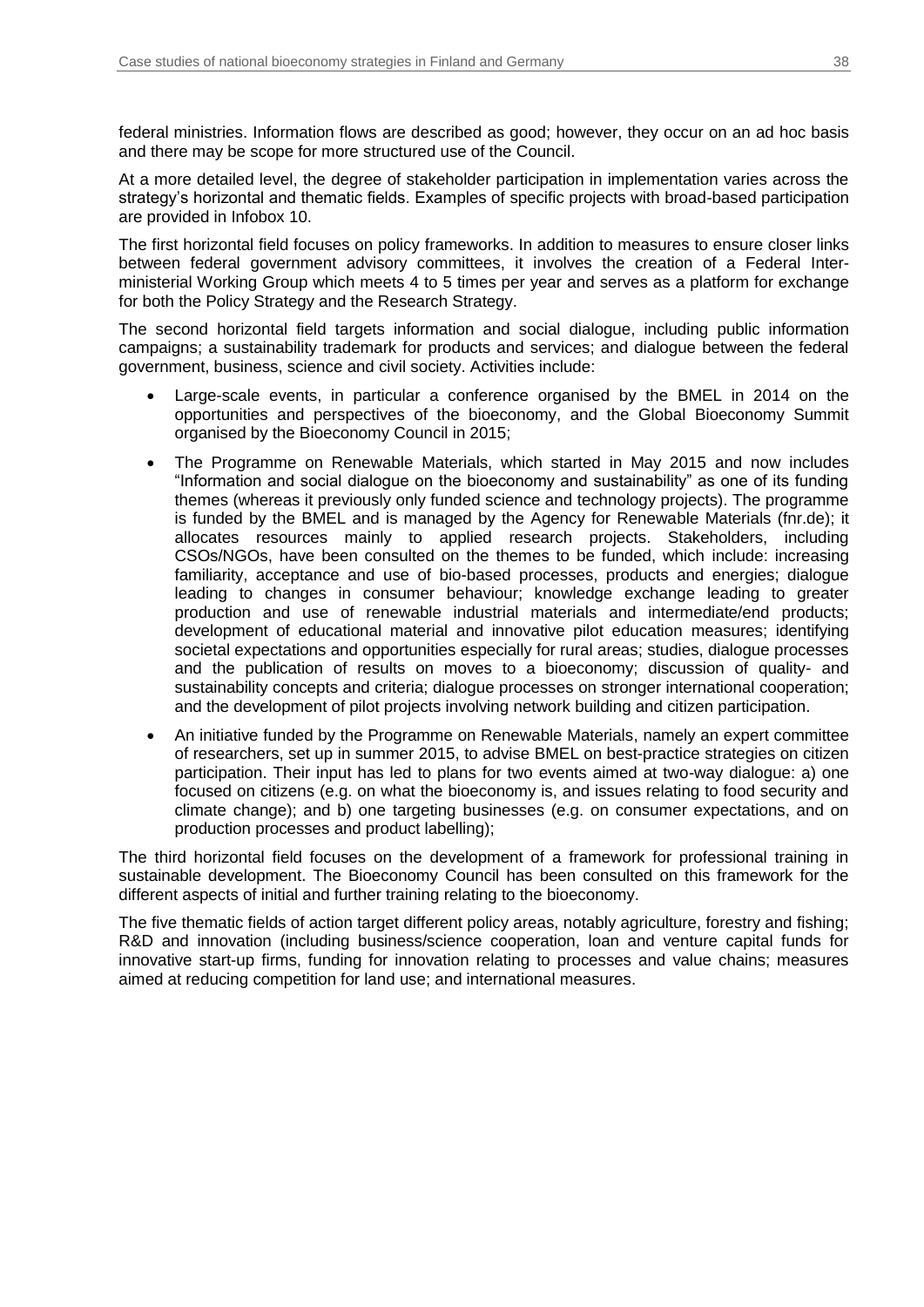federal ministries. Information flows are described as good; however, they occur on an ad hoc basis and there may be scope for more structured use of the Council.

At a more detailed level, the degree of stakeholder participation in implementation varies across the strategy's horizontal and thematic fields. Examples of specific projects with broad-based participation are provided in Infobox 10.

The first horizontal field focuses on policy frameworks. In addition to measures to ensure closer links between federal government advisory committees, it involves the creation of a Federal Inter-ministerial Working Group which meets 4 to 5 times per year and serves as a platform for exchange for both the Policy Strategy and the Research Strategy.

The second horizontal field targets information and social dialogue, including public information campaigns; a sustainability trademark for products and services; and dialogue between the federal government, business, science and civil society. Activities include:

- Large-scale events, in particular a conference organised by the BMEL in 2014 on the opportunities and perspectives of the bioeconomy, and the Global Bioeconomy Summit organised by the Bioeconomy Council in 2015;
- The Programme on Renewable Materials, which started in May 2015 and now includes "Information and social dialogue on the bioeconomy and sustainability" as one of its funding themes (whereas it previously only funded science and technology projects). The programme is funded by the BMEL and is managed by the Agency for Renewable Materials (fnr.de); it allocates resources mainly to applied research projects. Stakeholders, including CSOs/NGOs, have been consulted on the themes to be funded, which include: increasing familiarity, acceptance and use of bio-based processes, products and energies; dialogue leading to changes in consumer behaviour; knowledge exchange leading to greater production and use of renewable industrial materials and intermediate/end products; development of educational material and innovative pilot education measures; identifying societal expectations and opportunities especially for rural areas; studies, dialogue processes and the publication of results on moves to a bioeconomy; discussion of quality- and sustainability concepts and criteria; dialogue processes on stronger international cooperation; and the development of pilot projects involving network building and citizen participation.
- An initiative funded by the Programme on Renewable Materials, namely an expert committee of researchers, set up in summer 2015, to advise BMEL on best-practice strategies on citizen participation. Their input has led to plans for two events aimed at two-way dialogue: a) one focused on citizens (e.g. on what the bioeconomy is, and issues relating to food security and climate change); and b) one targeting businesses (e.g. on consumer expectations, and on production processes and product labelling);

The third horizontal field focuses on the development of a framework for professional training in sustainable development. The Bioeconomy Council has been consulted on this framework for the different aspects of initial and further training relating to the bioeconomy.

The five thematic fields of action target different policy areas, notably agriculture, forestry and fishing; R&D and innovation (including business/science cooperation, loan and venture capital funds for innovative start-up firms, funding for innovation relating to processes and value chains; measures aimed at reducing competition for land use; and international measures.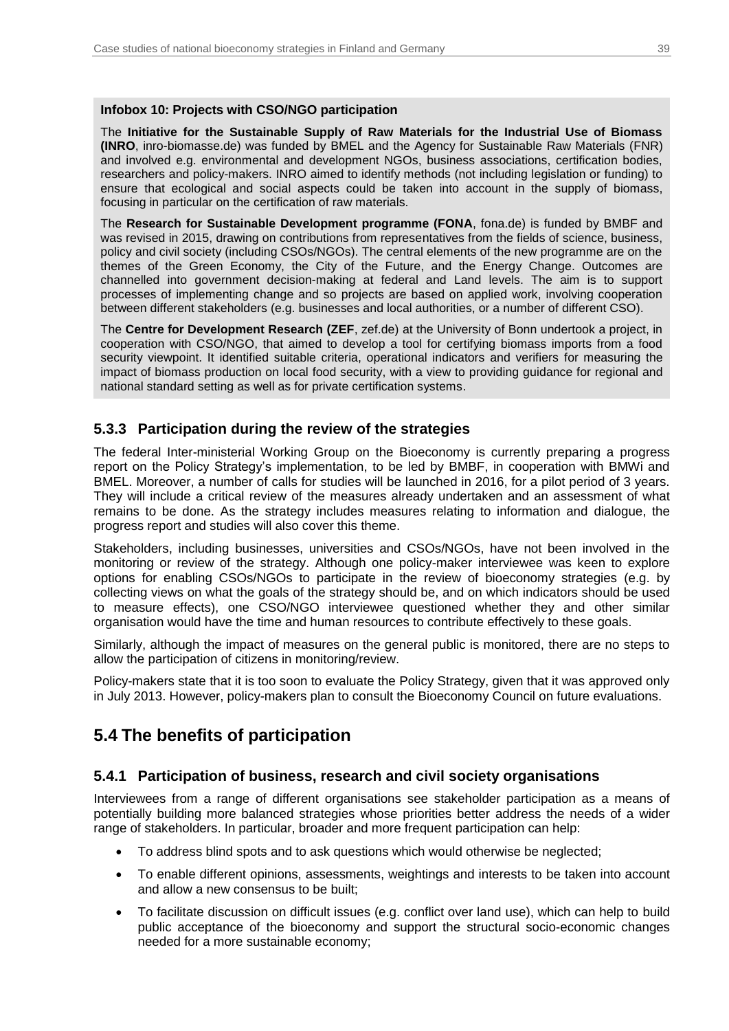**Infobox 10: Projects with CSO/NGO participation**

The **Initiative for the Sustainable Supply of Raw Materials for the Industrial Use of Biomass (INRO**, inro-biomasse.de) was funded by BMEL and the Agency for Sustainable Raw Materials (FNR) and involved e.g. environmental and development NGOs, business associations, certification bodies, researchers and policy-makers. INRO aimed to identify methods (not including legislation or funding) to ensure that ecological and social aspects could be taken into account in the supply of biomass, focusing in particular on the certification of raw materials.

The **Research for Sustainable Development programme (FONA**, fona.de) is funded by BMBF and was revised in 2015, drawing on contributions from representatives from the fields of science, business, policy and civil society (including CSOs/NGOs). The central elements of the new programme are on the themes of the Green Economy, the City of the Future, and the Energy Change. Outcomes are channelled into government decision-making at federal and Land levels. The aim is to support processes of implementing change and so projects are based on applied work, involving cooperation between different stakeholders (e.g. businesses and local authorities, or a number of different CSO).

The **Centre for Development Research (ZEF**, zef.de) at the University of Bonn undertook a project, in cooperation with CSO/NGO, that aimed to develop a tool for certifying biomass imports from a food security viewpoint. It identified suitable criteria, operational indicators and verifiers for measuring the impact of biomass production on local food security, with a view to providing guidance for regional and national standard setting as well as for private certification systems.

### 5.3.3 Participation during the review of the strategies

The federal Inter-ministerial Working Group on the Bioeconomy is currently preparing a progress report on the Policy Strategy's implementation, to be led by BMBF, in cooperation with BMWi and BMEL. Moreover, a number of calls for studies will be launched in 2016, for a pilot period of 3 years. They will include a critical review of the measures already undertaken and an assessment of what remains to be done. As the strategy includes measures relating to information and dialogue, the progress report and studies will also cover this theme.

Stakeholders, including businesses, universities and CSOs/NGOs, have not been involved in the monitoring or review of the strategy. Although one policy-maker interviewee was keen to explore options for enabling CSOs/NGOs to participate in the review of bioeconomy strategies (e.g. by collecting views on what the goals of the strategy should be, and on which indicators should be used to measure effects), one CSO/NGO interviewee questioned whether they and other similar organisation would have the time and human resources to contribute effectively to these goals.

Similarly, although the impact of measures on the general public is monitored, there are no steps to allow the participation of citizens in monitoring/review.

Policy-makers state that it is too soon to evaluate the Policy Strategy, given that it was approved only in July 2013. However, policy-makers plan to consult the Bioeconomy Council on future evaluations.

## 5.4 The benefits of participation

### 5.4.1 Participation of business, research and civil society organisations

Interviewees from a range of different organisations see stakeholder participation as a means of potentially building more balanced strategies whose priorities better address the needs of a wider range of stakeholders. In particular, broader and more frequent participation can help:

- To address blind spots and to ask questions which would otherwise be neglected;
- To enable different opinions, assessments, weightings and interests to be taken into account and allow a new consensus to be built;
- To facilitate discussion on difficult issues (e.g. conflict over land use), which can help to build public acceptance of the bioeconomy and support the structural socio-economic changes needed for a more sustainable economy;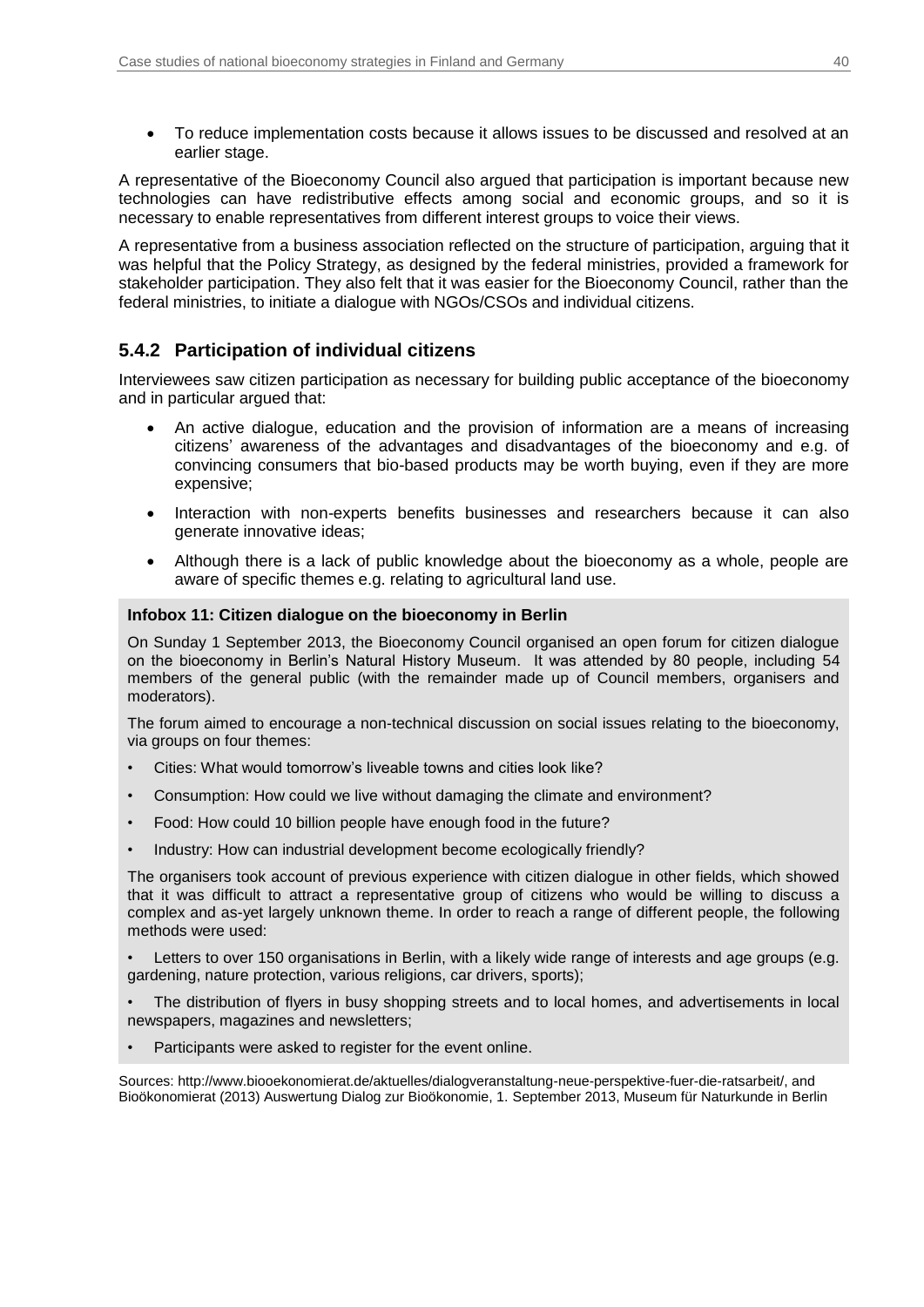- To reduce implementation costs because it allows issues to be discussed and resolved at an earlier stage.

A representative of the Bioeconomy Council also argued that participation is important because new technologies can have redistributive effects among social and economic groups, and so it is necessary to enable representatives from different interest groups to voice their views.

A representative from a business association reflected on the structure of participation, arguing that it was helpful that the Policy Strategy, as designed by the federal ministries, provided a framework for stakeholder participation. They also felt that it was easier for the Bioeconomy Council, rather than the federal ministries, to initiate a dialogue with NGOs/CSOs and individual citizens.

### 5.4.2 Participation of individual citizens

Interviewees saw citizen participation as necessary for building public acceptance of the bioeconomy and in particular argued that:

- An active dialogue, education and the provision of information are a means of increasing citizens' awareness of the advantages and disadvantages of the bioeconomy and e.g. of convincing consumers that bio-based products may be worth buying, even if they are more expensive;
- Interaction with non-experts benefits businesses and researchers because it can also generate innovative ideas;
- Although there is a lack of public knowledge about the bioeconomy as a whole, people are aware of specific themes e.g. relating to agricultural land use.

**Infobox 11: Citizen dialogue on the bioeconomy in Berlin**

On Sunday 1 September 2013, the Bioeconomy Council organised an open forum for citizen dialogue on the bioeconomy in Berlin's Natural History Museum. It was attended by 80 people, including 54 members of the general public (with the remainder made up of Council members, organisers and moderators).

The forum aimed to encourage a non-technical discussion on social issues relating to the bioeconomy, via groups on four themes:

- Cities: What would tomorrow's liveable towns and cities look like?
- Consumption: How could we live without damaging the climate and environment?
- Food: How could 10 billion people have enough food in the future?
- Industry: How can industrial development become ecologically friendly?

The organisers took account of previous experience with citizen dialogue in other fields, which showed that it was difficult to attract a representative group of citizens who would be willing to discuss a complex and as-yet largely unknown theme. In order to reach a range of different people, the following methods were used:

- Letters to over 150 organisations in Berlin, with a likely wide range of interests and age groups (e.g. gardening, nature protection, various religions, car drivers, sports);
- The distribution of flyers in busy shopping streets and to local homes, and advertisements in local newspapers, magazines and newsletters;
- Participants were asked to register for the event online.

Sources: http://www.biooekonomierat.de/aktuelles/dialogveranstaltung-neue-perspektive-fuer-die-ratsarbeit/, and Bioökonomierat (2013) Auswertung Dialog zur Bioökonomie, 1. September 2013, Museum für Naturkunde in Berlin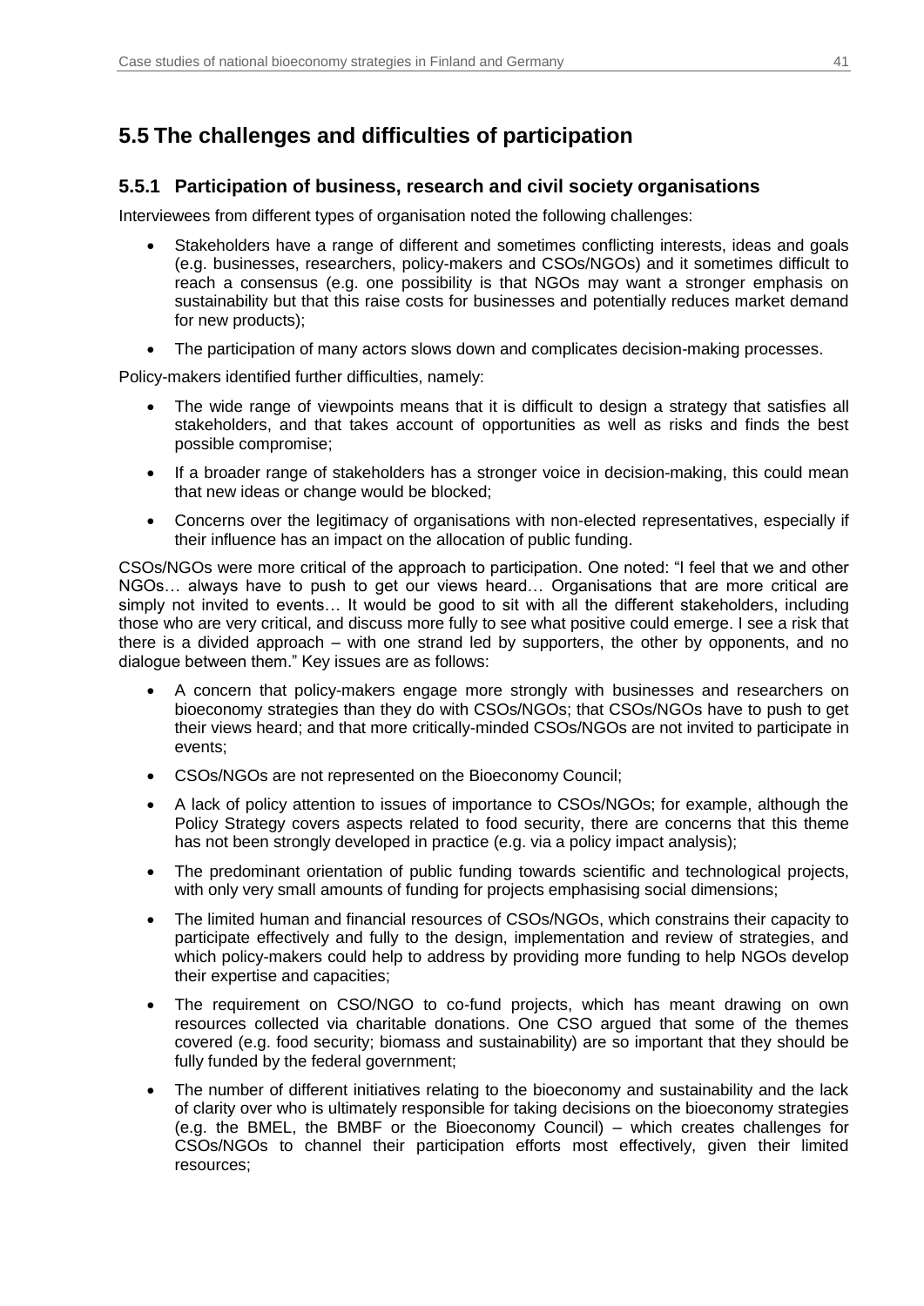## 5.5 The challenges and difficulties of participation

### 5.5.1 Participation of business, research and civil society organisations

Interviewees from different types of organisation noted the following challenges:

- Stakeholders have a range of different and sometimes conflicting interests, ideas and goals (e.g. businesses, researchers, policy-makers and CSOs/NGOs) and it sometimes difficult to reach a consensus (e.g. one possibility is that NGOs may want a stronger emphasis on sustainability but that this raise costs for businesses and potentially reduces market demand for new products);
- The participation of many actors slows down and complicates decision-making processes.

Policy-makers identified further difficulties, namely:

- The wide range of viewpoints means that it is difficult to design a strategy that satisfies all stakeholders, and that takes account of opportunities as well as risks and finds the best possible compromise;
- If a broader range of stakeholders has a stronger voice in decision-making, this could mean that new ideas or change would be blocked;
- Concerns over the legitimacy of organisations with non-elected representatives, especially if their influence has an impact on the allocation of public funding.

CSOs/NGOs were more critical of the approach to participation. One noted: "I feel that we and other NGOs… always have to push to get our views heard… Organisations that are more critical are simply not invited to events… It would be good to sit with all the different stakeholders, including those who are very critical, and discuss more fully to see what positive could emerge. I see a risk that there is a divided approach – with one strand led by supporters, the other by opponents, and no dialogue between them." Key issues are as follows:

- A concern that policy-makers engage more strongly with businesses and researchers on bioeconomy strategies than they do with CSOs/NGOs; that CSOs/NGOs have to push to get their views heard; and that more critically-minded CSOs/NGOs are not invited to participate in events;
- CSOs/NGOs are not represented on the Bioeconomy Council;
- A lack of policy attention to issues of importance to CSOs/NGOs; for example, although the Policy Strategy covers aspects related to food security, there are concerns that this theme has not been strongly developed in practice (e.g. via a policy impact analysis);
- The predominant orientation of public funding towards scientific and technological projects, with only very small amounts of funding for projects emphasising social dimensions;
- The limited human and financial resources of CSOs/NGOs, which constrains their capacity to participate effectively and fully to the design, implementation and review of strategies, and which policy-makers could help to address by providing more funding to help NGOs develop their expertise and capacities;
- The requirement on CSO/NGO to co-fund projects, which has meant drawing on own resources collected via charitable donations. One CSO argued that some of the themes covered (e.g. food security; biomass and sustainability) are so important that they should be fully funded by the federal government;
- The number of different initiatives relating to the bioeconomy and sustainability and the lack of clarity over who is ultimately responsible for taking decisions on the bioeconomy strategies (e.g. the BMEL, the BMBF or the Bioeconomy Council) – which creates challenges for CSOs/NGOs to channel their participation efforts most effectively, given their limited resources;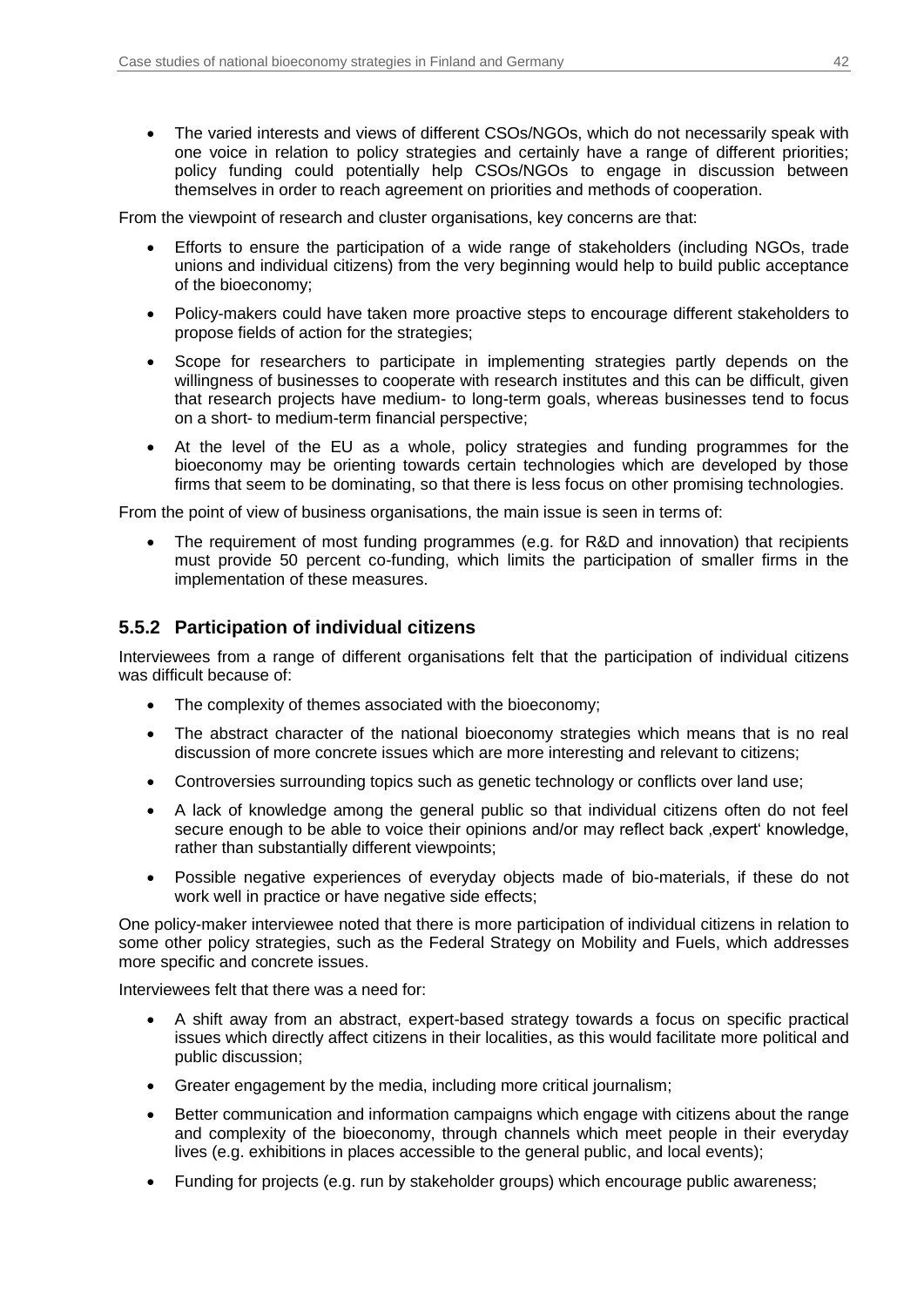- The varied interests and views of different CSOs/NGOs, which do not necessarily speak with one voice in relation to policy strategies and certainly have a range of different priorities; policy funding could potentially help CSOs/NGOs to engage in discussion between themselves in order to reach agreement on priorities and methods of cooperation.

From the viewpoint of research and cluster organisations, key concerns are that:

- Efforts to ensure the participation of a wide range of stakeholders (including NGOs, trade unions and individual citizens) from the very beginning would help to build public acceptance of the bioeconomy;
- Policy-makers could have taken more proactive steps to encourage different stakeholders to propose fields of action for the strategies;
- Scope for researchers to participate in implementing strategies partly depends on the willingness of businesses to cooperate with research institutes and this can be difficult, given that research projects have medium- to long-term goals, whereas businesses tend to focus on a short- to medium-term financial perspective;
- At the level of the EU as a whole, policy strategies and funding programmes for the bioeconomy may be orienting towards certain technologies which are developed by those firms that seem to be dominating, so that there is less focus on other promising technologies.

From the point of view of business organisations, the main issue is seen in terms of:

- The requirement of most funding programmes (e.g. for R&D and innovation) that recipients must provide 50 percent co-funding, which limits the participation of smaller firms in the implementation of these measures.

### 5.5.2 Participation of individual citizens

Interviewees from a range of different organisations felt that the participation of individual citizens was difficult because of:

- The complexity of themes associated with the bioeconomy;
- The abstract character of the national bioeconomy strategies which means that is no real discussion of more concrete issues which are more interesting and relevant to citizens;
- Controversies surrounding topics such as genetic technology or conflicts over land use;
- A lack of knowledge among the general public so that individual citizens often do not feel secure enough to be able to voice their opinions and/or may reflect back ‚expert' knowledge, rather than substantially different viewpoints;
- Possible negative experiences of everyday objects made of bio-materials, if these do not work well in practice or have negative side effects;

One policy-maker interviewee noted that there is more participation of individual citizens in relation to some other policy strategies, such as the Federal Strategy on Mobility and Fuels, which addresses more specific and concrete issues.

Interviewees felt that there was a need for:

- A shift away from an abstract, expert-based strategy towards a focus on specific practical issues which directly affect citizens in their localities, as this would facilitate more political and public discussion;
- Greater engagement by the media, including more critical journalism;
- Better communication and information campaigns which engage with citizens about the range and complexity of the bioeconomy, through channels which meet people in their everyday lives (e.g. exhibitions in places accessible to the general public, and local events);
- Funding for projects (e.g. run by stakeholder groups) which encourage public awareness;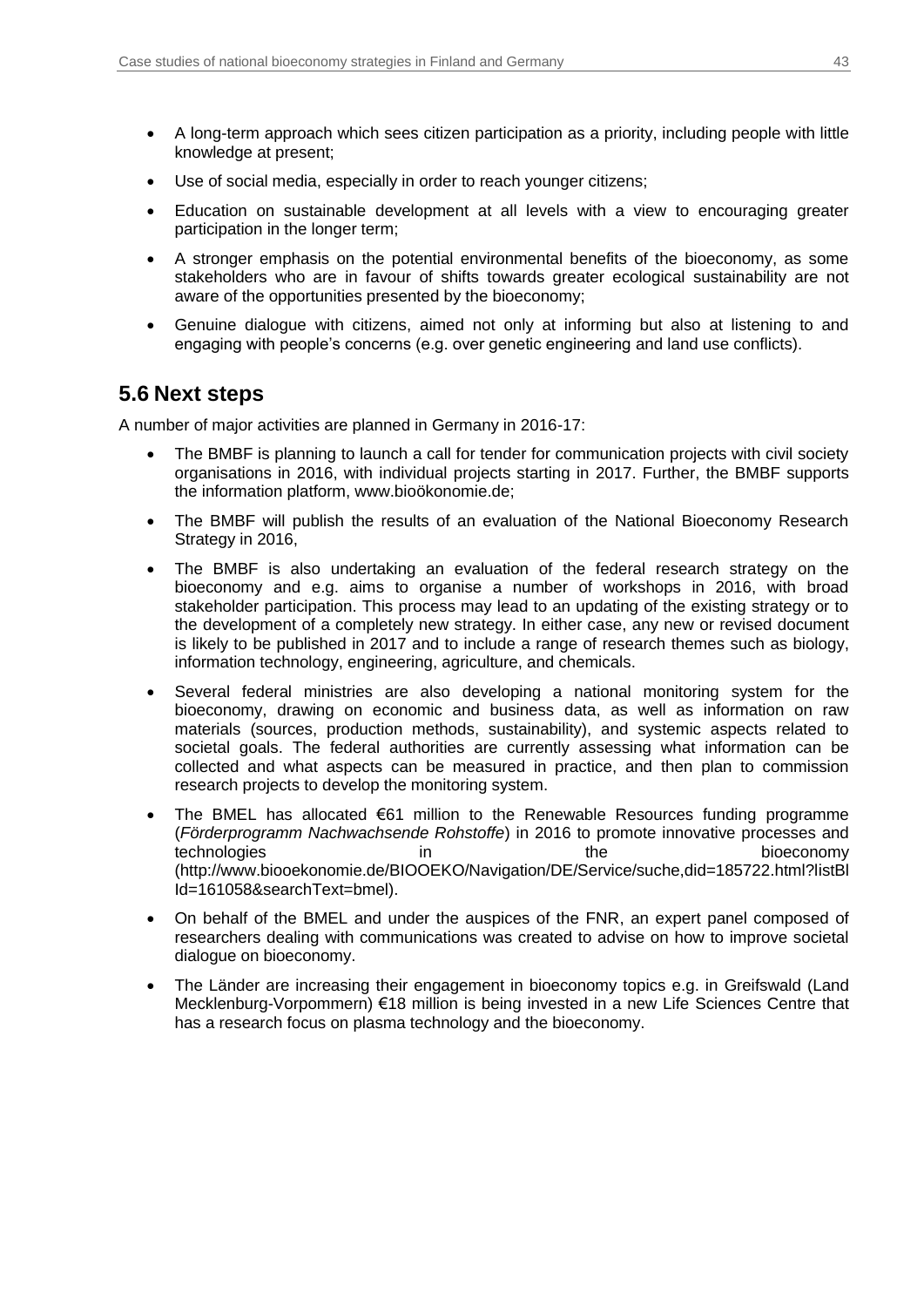- A long-term approach which sees citizen participation as a priority, including people with little knowledge at present;
- Use of social media, especially in order to reach younger citizens;
- Education on sustainable development at all levels with a view to encouraging greater participation in the longer term;
- A stronger emphasis on the potential environmental benefits of the bioeconomy, as some stakeholders who are in favour of shifts towards greater ecological sustainability are not aware of the opportunities presented by the bioeconomy;
- Genuine dialogue with citizens, aimed not only at informing but also at listening to and engaging with people's concerns (e.g. over genetic engineering and land use conflicts).

## 5.6 Next steps

A number of major activities are planned in Germany in 2016-17:

- The BMBF is planning to launch a call for tender for communication projects with civil society organisations in 2016, with individual projects starting in 2017. Further, the BMBF supports the information platform, www.bioökonomie.de;
- The BMBF will publish the results of an evaluation of the National Bioeconomy Research Strategy in 2016,
- The BMBF is also undertaking an evaluation of the federal research strategy on the bioeconomy and e.g. aims to organise a number of workshops in 2016, with broad stakeholder participation. This process may lead to an updating of the existing strategy or to the development of a completely new strategy. In either case, any new or revised document is likely to be published in 2017 and to include a range of research themes such as biology, information technology, engineering, agriculture, and chemicals.
- Several federal ministries are also developing a national monitoring system for the bioeconomy, drawing on economic and business data, as well as information on raw materials (sources, production methods, sustainability), and systemic aspects related to societal goals. The federal authorities are currently assessing what information can be collected and what aspects can be measured in practice, and then plan to commission research projects to develop the monitoring system.
- The BMEL has allocated €61 million to the Renewable Resources funding programme (*Förderprogramm Nachwachsende Rohstoffe*) in 2016 to promote innovative processes and technologies in the bioeconomy (http://www.biooekonomie.de/BIOOEKO/Navigation/DE/Service/suche,did=185722.html?listBlId=161058&searchText=bmel).
- On behalf of the BMEL and under the auspices of the FNR, an expert panel composed of researchers dealing with communications was created to advise on how to improve societal dialogue on bioeconomy.
- The Länder are increasing their engagement in bioeconomy topics e.g. in Greifswald (Land Mecklenburg-Vorpommern) €18 million is being invested in a new Life Sciences Centre that has a research focus on plasma technology and the bioeconomy.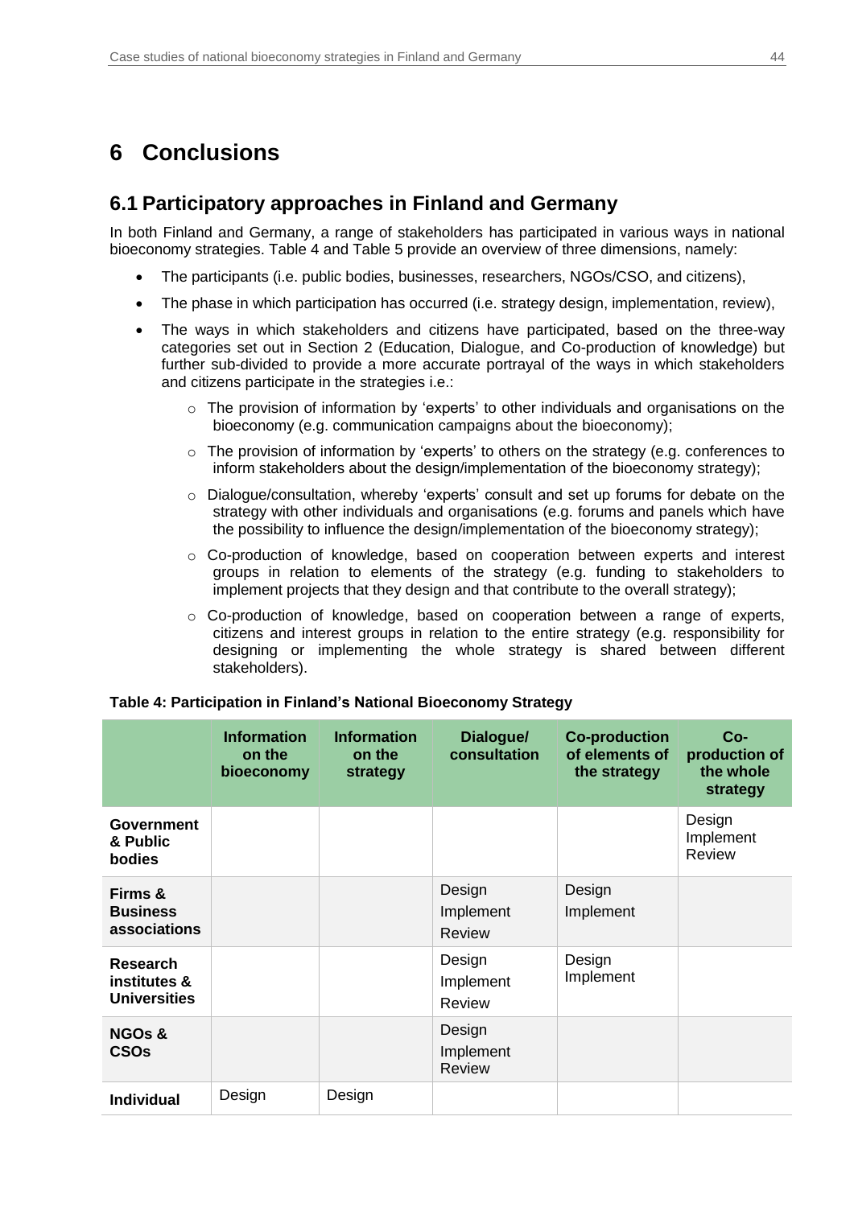# 6 Conclusions

## 6.1 Participatory approaches in Finland and Germany

In both Finland and Germany, a range of stakeholders has participated in various ways in national bioeconomy strategies. Table 4 and Table 5 provide an overview of three dimensions, namely:

- The participants (i.e. public bodies, businesses, researchers, NGOs/CSO, and citizens),
- The phase in which participation has occurred (i.e. strategy design, implementation, review),
- The ways in which stakeholders and citizens have participated, based on the three-way categories set out in Section 2 (Education, Dialogue, and Co-production of knowledge) but further sub-divided to provide a more accurate portrayal of the ways in which stakeholders and citizens participate in the strategies i.e.:
  - The provision of information by 'experts' to other individuals and organisations on the bioeconomy (e.g. communication campaigns about the bioeconomy);
  - The provision of information by 'experts' to others on the strategy (e.g. conferences to inform stakeholders about the design/implementation of the bioeconomy strategy);
  - Dialogue/consultation, whereby 'experts' consult and set up forums for debate on the strategy with other individuals and organisations (e.g. forums and panels which have the possibility to influence the design/implementation of the bioeconomy strategy);
  - Co-production of knowledge, based on cooperation between experts and interest groups in relation to elements of the strategy (e.g. funding to stakeholders to implement projects that they design and that contribute to the overall strategy);
  - Co-production of knowledge, based on cooperation between a range of experts, citizens and interest groups in relation to the entire strategy (e.g. responsibility for designing or implementing the whole strategy is shared between different stakeholders).

**Table 4: Participation in Finland's National Bioeconomy Strategy**

| | Information on the bioeconomy | Information on the strategy | Dialogue/ consultation | Co-production of elements of the strategy | Co-production of the whole strategy |
|---|---|---|---|---|---|
| **Government & Public bodies** | | | | | Design Implement Review |
| **Firms & Business associations** | | | Design Implement Review | Design Implement | |
| **Research institutes & Universities** | | | Design Implement Review | Design Implement | |
| **NGOs & CSOs** | | | Design Implement Review | | |
| **Individual** | Design | Design | | | |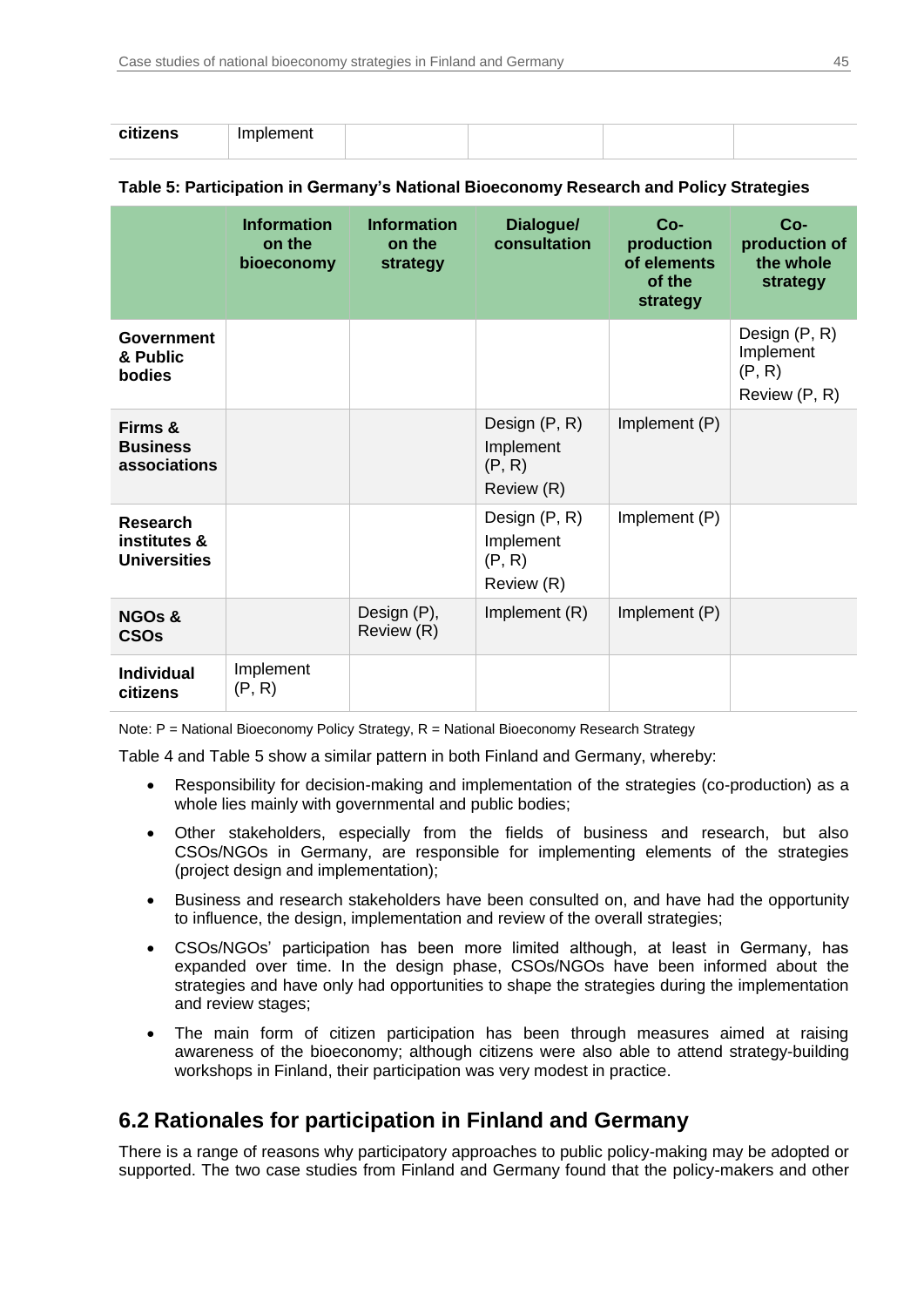| citizens | Implement | | | | |
|---|---|---|---|---|---|

**Table 5: Participation in Germany's National Bioeconomy Research and Policy Strategies**

| | Information on the bioeconomy | Information on the strategy | Dialogue/ consultation | Co-production of elements of the strategy | Co-production of the whole strategy |
|---|---|---|---|---|---|
| **Government & Public bodies** | | | | | Design (P, R) Implement (P, R) Review (P, R) |
| **Firms & Business associations** | | | Design (P, R) Implement (P, R) Review (R) | Implement (P) | |
| **Research institutes & Universities** | | | Design (P, R) Implement (P, R) Review (R) | Implement (P) | |
| **NGOs & CSOs** | | Design (P), Review (R) | Implement (R) | Implement (P) | |
| **Individual citizens** | Implement (P, R) | | | | |

Note: P = National Bioeconomy Policy Strategy, R = National Bioeconomy Research Strategy

Table 4 and Table 5 show a similar pattern in both Finland and Germany, whereby:

- Responsibility for decision-making and implementation of the strategies (co-production) as a whole lies mainly with governmental and public bodies;
- Other stakeholders, especially from the fields of business and research, but also CSOs/NGOs in Germany, are responsible for implementing elements of the strategies (project design and implementation);
- Business and research stakeholders have been consulted on, and have had the opportunity to influence, the design, implementation and review of the overall strategies;
- CSOs/NGOs' participation has been more limited although, at least in Germany, has expanded over time. In the design phase, CSOs/NGOs have been informed about the strategies and have only had opportunities to shape the strategies during the implementation and review stages;
- The main form of citizen participation has been through measures aimed at raising awareness of the bioeconomy; although citizens were also able to attend strategy-building workshops in Finland, their participation was very modest in practice.

## 6.2 Rationales for participation in Finland and Germany

There is a range of reasons why participatory approaches to public policy-making may be adopted or supported. The two case studies from Finland and Germany found that the policy-makers and other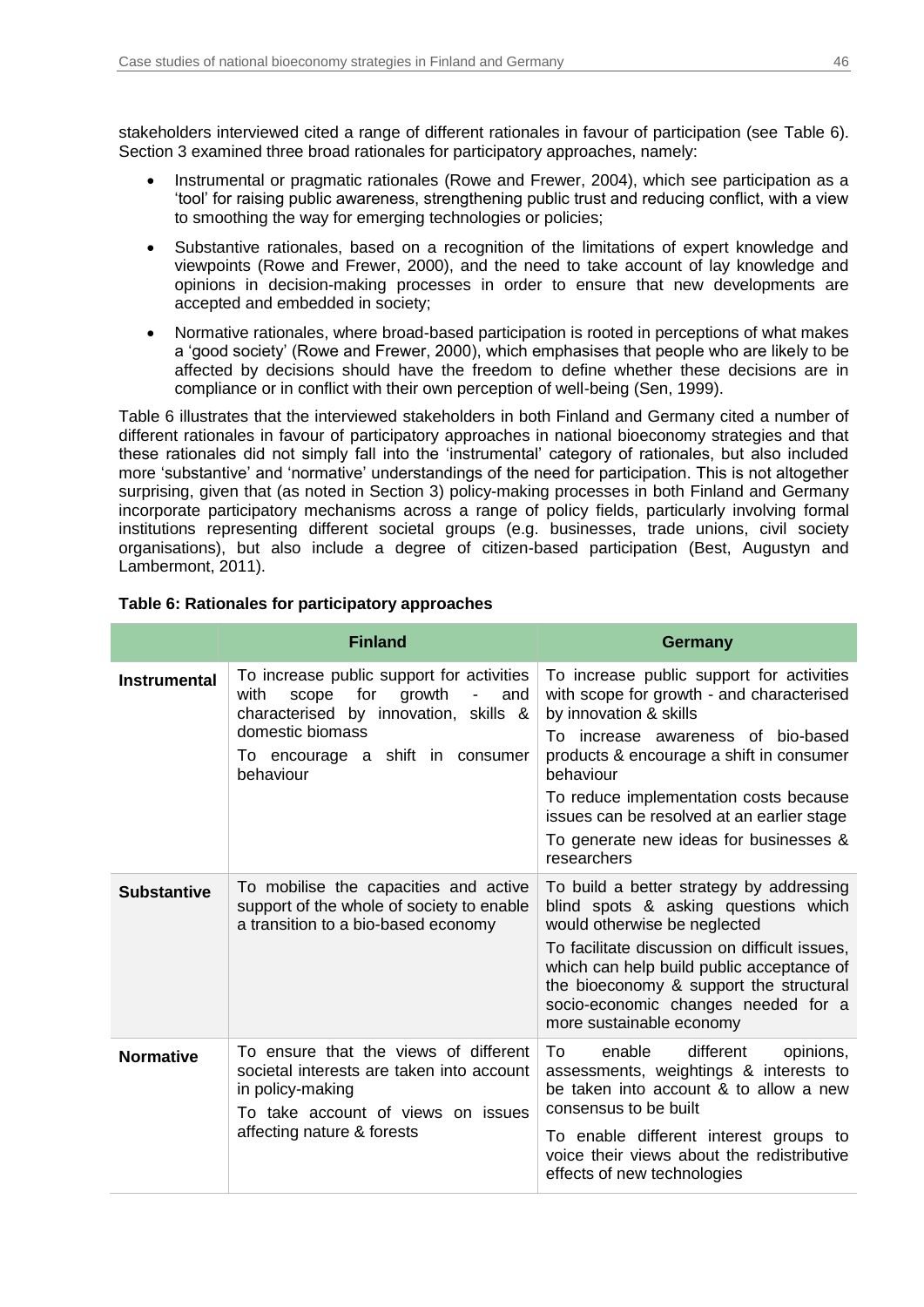stakeholders interviewed cited a range of different rationales in favour of participation (see Table 6). Section 3 examined three broad rationales for participatory approaches, namely:

- Instrumental or pragmatic rationales (Rowe and Frewer, 2004), which see participation as a 'tool' for raising public awareness, strengthening public trust and reducing conflict, with a view to smoothing the way for emerging technologies or policies;
- Substantive rationales, based on a recognition of the limitations of expert knowledge and viewpoints (Rowe and Frewer, 2000), and the need to take account of lay knowledge and opinions in decision-making processes in order to ensure that new developments are accepted and embedded in society;
- Normative rationales, where broad-based participation is rooted in perceptions of what makes a 'good society' (Rowe and Frewer, 2000), which emphasises that people who are likely to be affected by decisions should have the freedom to define whether these decisions are in compliance or in conflict with their own perception of well-being (Sen, 1999).

Table 6 illustrates that the interviewed stakeholders in both Finland and Germany cited a number of different rationales in favour of participatory approaches in national bioeconomy strategies and that these rationales did not simply fall into the 'instrumental' category of rationales, but also included more 'substantive' and 'normative' understandings of the need for participation. This is not altogether surprising, given that (as noted in Section 3) policy-making processes in both Finland and Germany incorporate participatory mechanisms across a range of policy fields, particularly involving formal institutions representing different societal groups (e.g. businesses, trade unions, civil society organisations), but also include a degree of citizen-based participation (Best, Augustyn and Lambermont, 2011).

**Table 6: Rationales for participatory approaches**

| | Finland | Germany |
|---|---|---|
| **Instrumental** | To increase public support for activities with scope for growth - and characterised by innovation, skills & domestic biomass<br>To encourage a shift in consumer behaviour | To increase public support for activities with scope for growth - and characterised by innovation & skills<br>To increase awareness of bio-based products & encourage a shift in consumer behaviour<br>To reduce implementation costs because issues can be resolved at an earlier stage<br>To generate new ideas for businesses & researchers |
| **Substantive** | To mobilise the capacities and active support of the whole of society to enable a transition to a bio-based economy | To build a better strategy by addressing blind spots & asking questions which would otherwise be neglected<br>To facilitate discussion on difficult issues, which can help build public acceptance of the bioeconomy & support the structural socio-economic changes needed for a more sustainable economy |
| **Normative** | To ensure that the views of different societal interests are taken into account in policy-making<br>To take account of views on issues affecting nature & forests | To enable different opinions, assessments, weightings & interests to be taken into account & to allow a new consensus to be built<br>To enable different interest groups to voice their views about the redistributive effects of new technologies |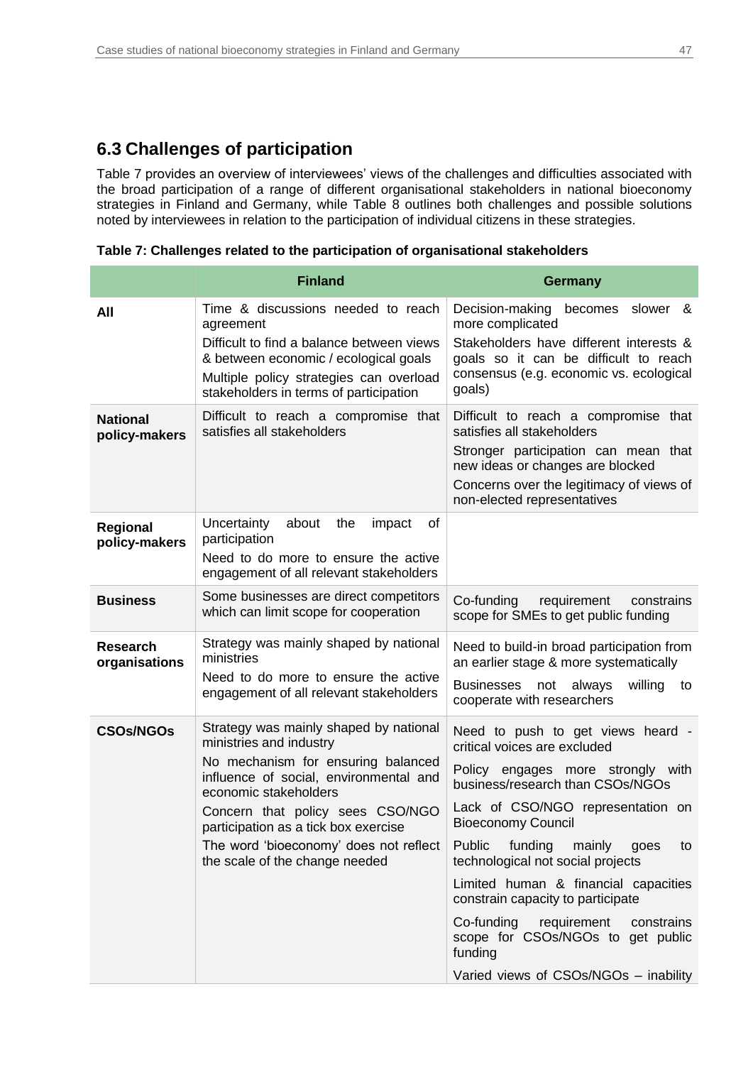## 6.3 Challenges of participation

Table 7 provides an overview of interviewees' views of the challenges and difficulties associated with the broad participation of a range of different organisational stakeholders in national bioeconomy strategies in Finland and Germany, while Table 8 outlines both challenges and possible solutions noted by interviewees in relation to the participation of individual citizens in these strategies.

**Table 7: Challenges related to the participation of organisational stakeholders**

| | Finland | Germany |
|---|---|---|
| **All** | Time & discussions needed to reach agreement<br>Difficult to find a balance between views & between economic / ecological goals<br>Multiple policy strategies can overload stakeholders in terms of participation | Decision-making becomes slower & more complicated<br>Stakeholders have different interests & goals so it can be difficult to reach consensus (e.g. economic vs. ecological goals) |
| **National policy-makers** | Difficult to reach a compromise that satisfies all stakeholders | Difficult to reach a compromise that satisfies all stakeholders<br>Stronger participation can mean that new ideas or changes are blocked<br>Concerns over the legitimacy of views of non-elected representatives |
| **Regional policy-makers** | Uncertainty about the impact of participation<br>Need to do more to ensure the active engagement of all relevant stakeholders | |
| **Business** | Some businesses are direct competitors which can limit scope for cooperation | Co-funding requirement constrains scope for SMEs to get public funding |
| **Research organisations** | Strategy was mainly shaped by national ministries<br>Need to do more to ensure the active engagement of all relevant stakeholders | Need to build-in broad participation from an earlier stage & more systematically<br>Businesses not always willing to cooperate with researchers |
| **CSOs/NGOs** | Strategy was mainly shaped by national ministries and industry<br>No mechanism for ensuring balanced influence of social, environmental and economic stakeholders<br>Concern that policy sees CSO/NGO participation as a tick box exercise<br>The word 'bioeconomy' does not reflect the scale of the change needed | Need to push to get views heard - critical voices are excluded<br>Policy engages more strongly with business/research than CSOs/NGOs<br>Lack of CSO/NGO representation on Bioeconomy Council<br>Public funding mainly goes to technological not social projects<br>Limited human & financial capacities constrain capacity to participate<br>Co-funding requirement constrains scope for CSOs/NGOs to get public funding<br>Varied views of CSOs/NGOs – inability |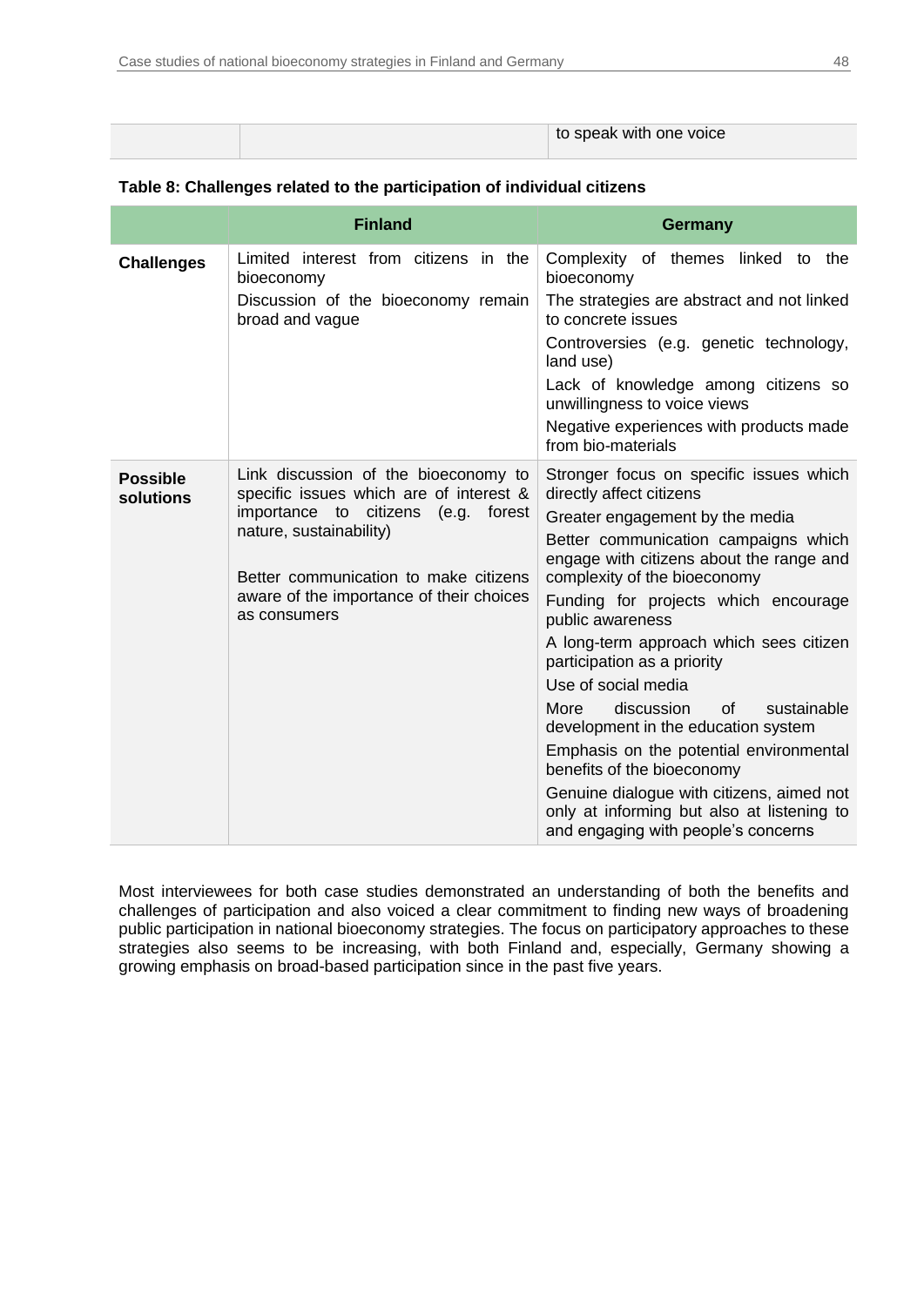| | | to speak with one voice |
|---|---|---|

**Table 8: Challenges related to the participation of individual citizens**

| | Finland | Germany |
|---|---|---|
| **Challenges** | Limited interest from citizens in the bioeconomy<br>Discussion of the bioeconomy remain broad and vague | Complexity of themes linked to the bioeconomy<br>The strategies are abstract and not linked to concrete issues<br>Controversies (e.g. genetic technology, land use)<br>Lack of knowledge among citizens so unwillingness to voice views<br>Negative experiences with products made from bio-materials |
| **Possible solutions** | Link discussion of the bioeconomy to specific issues which are of interest & importance to citizens (e.g. forest nature, sustainability)<br><br>Better communication to make citizens aware of the importance of their choices as consumers | Stronger focus on specific issues which directly affect citizens<br>Greater engagement by the media<br>Better communication campaigns which engage with citizens about the range and complexity of the bioeconomy<br>Funding for projects which encourage public awareness<br>A long-term approach which sees citizen participation as a priority<br>Use of social media<br>More discussion of sustainable development in the education system<br>Emphasis on the potential environmental benefits of the bioeconomy<br>Genuine dialogue with citizens, aimed not only at informing but also at listening to and engaging with people's concerns |

Most interviewees for both case studies demonstrated an understanding of both the benefits and challenges of participation and also voiced a clear commitment to finding new ways of broadening public participation in national bioeconomy strategies. The focus on participatory approaches to these strategies also seems to be increasing, with both Finland and, especially, Germany showing a growing emphasis on broad-based participation since in the past five years.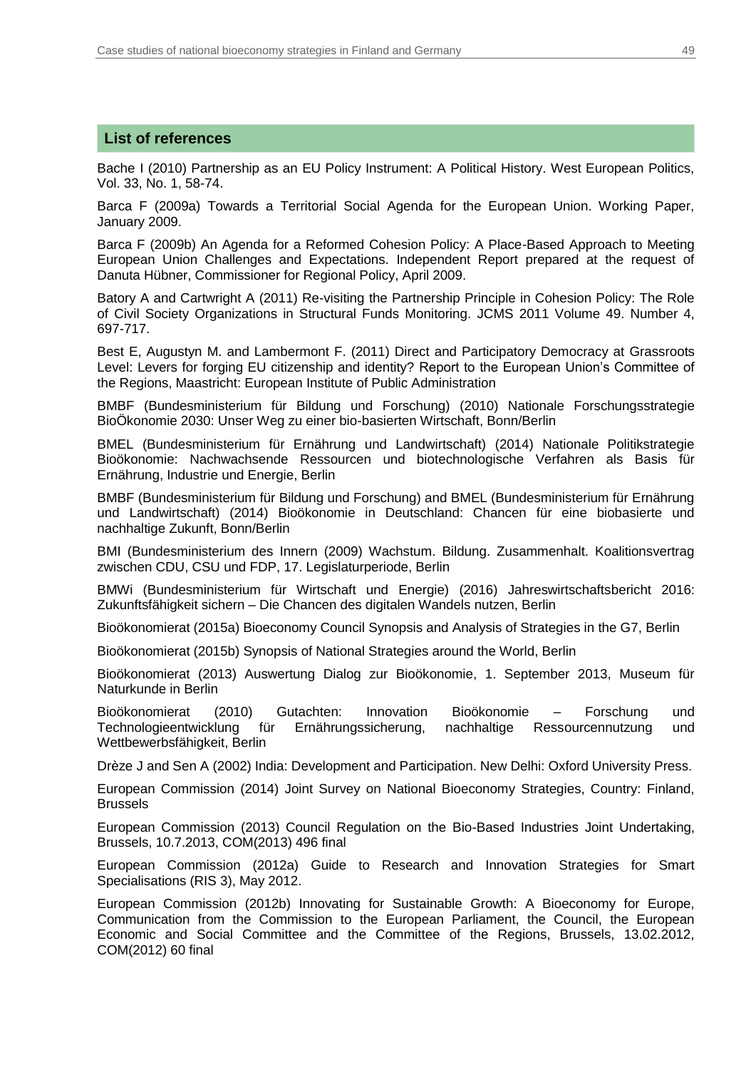## List of references

Bache I (2010) Partnership as an EU Policy Instrument: A Political History. West European Politics, Vol. 33, No. 1, 58-74.

Barca F (2009a) Towards a Territorial Social Agenda for the European Union. Working Paper, January 2009.

Barca F (2009b) An Agenda for a Reformed Cohesion Policy: A Place-Based Approach to Meeting European Union Challenges and Expectations. Independent Report prepared at the request of Danuta Hübner, Commissioner for Regional Policy, April 2009.

Batory A and Cartwright A (2011) Re-visiting the Partnership Principle in Cohesion Policy: The Role of Civil Society Organizations in Structural Funds Monitoring. JCMS 2011 Volume 49. Number 4, 697-717.

Best E, Augustyn M. and Lambermont F. (2011) Direct and Participatory Democracy at Grassroots Level: Levers for forging EU citizenship and identity? Report to the European Union's Committee of the Regions, Maastricht: European Institute of Public Administration

BMBF (Bundesministerium für Bildung und Forschung) (2010) Nationale Forschungsstrategie BioÖkonomie 2030: Unser Weg zu einer bio-basierten Wirtschaft, Bonn/Berlin

BMEL (Bundesministerium für Ernährung und Landwirtschaft) (2014) Nationale Politikstrategie Bioökonomie: Nachwachsende Ressourcen und biotechnologische Verfahren als Basis für Ernährung, Industrie und Energie, Berlin

BMBF (Bundesministerium für Bildung und Forschung) and BMEL (Bundesministerium für Ernährung und Landwirtschaft) (2014) Bioökonomie in Deutschland: Chancen für eine biobasierte und nachhaltige Zukunft, Bonn/Berlin

BMI (Bundesministerium des Innern (2009) Wachstum. Bildung. Zusammenhalt. Koalitionsvertrag zwischen CDU, CSU und FDP, 17. Legislaturperiode, Berlin

BMWi (Bundesministerium für Wirtschaft und Energie) (2016) Jahreswirtschaftsbericht 2016: Zukunftsfähigkeit sichern – Die Chancen des digitalen Wandels nutzen, Berlin

Bioökonomierat (2015a) Bioeconomy Council Synopsis and Analysis of Strategies in the G7, Berlin

Bioökonomierat (2015b) Synopsis of National Strategies around the World, Berlin

Bioökonomierat (2013) Auswertung Dialog zur Bioökonomie, 1. September 2013, Museum für Naturkunde in Berlin

Bioökonomierat (2010) Gutachten: Innovation Bioökonomie – Forschung und Technologieentwicklung für Ernährungssicherung, nachhaltige Ressourcennutzung und Wettbewerbsfähigkeit, Berlin

Drèze J and Sen A (2002) India: Development and Participation. New Delhi: Oxford University Press.

European Commission (2014) Joint Survey on National Bioeconomy Strategies, Country: Finland, Brussels

European Commission (2013) Council Regulation on the Bio-Based Industries Joint Undertaking, Brussels, 10.7.2013, COM(2013) 496 final

European Commission (2012a) Guide to Research and Innovation Strategies for Smart Specialisations (RIS 3), May 2012.

European Commission (2012b) Innovating for Sustainable Growth: A Bioeconomy for Europe, Communication from the Commission to the European Parliament, the Council, the European Economic and Social Committee and the Committee of the Regions, Brussels, 13.02.2012, COM(2012) 60 final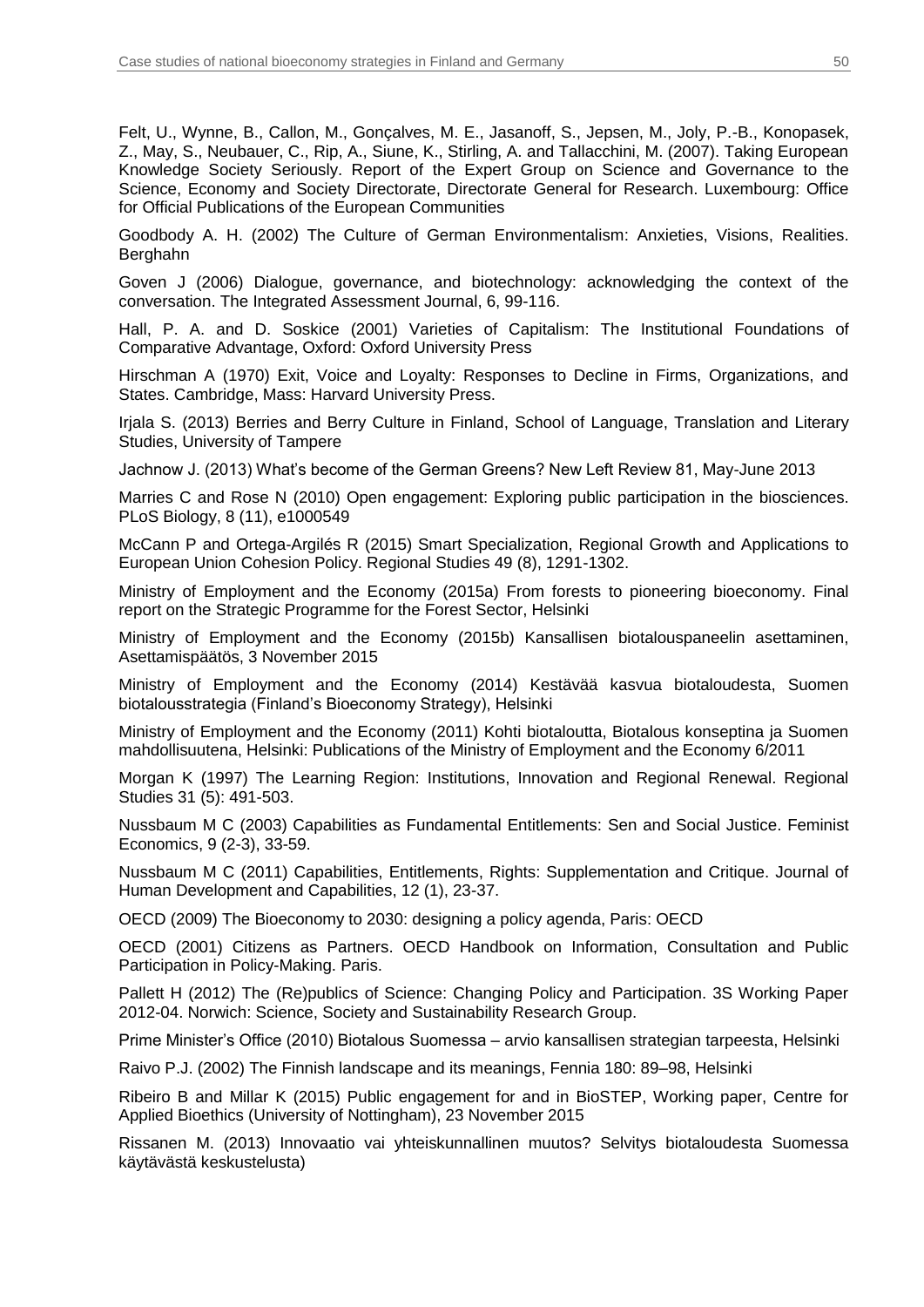Felt, U., Wynne, B., Callon, M., Gonçalves, M. E., Jasanoff, S., Jepsen, M., Joly, P.-B., Konopasek, Z., May, S., Neubauer, C., Rip, A., Siune, K., Stirling, A. and Tallacchini, M. (2007). Taking European Knowledge Society Seriously. Report of the Expert Group on Science and Governance to the Science, Economy and Society Directorate, Directorate General for Research. Luxembourg: Office for Official Publications of the European Communities

Goodbody A. H. (2002) The Culture of German Environmentalism: Anxieties, Visions, Realities. Berghahn

Goven J (2006) Dialogue, governance, and biotechnology: acknowledging the context of the conversation. The Integrated Assessment Journal, 6, 99-116.

Hall, P. A. and D. Soskice (2001) Varieties of Capitalism: The Institutional Foundations of Comparative Advantage, Oxford: Oxford University Press

Hirschman A (1970) Exit, Voice and Loyalty: Responses to Decline in Firms, Organizations, and States. Cambridge, Mass: Harvard University Press.

Irjala S. (2013) Berries and Berry Culture in Finland, School of Language, Translation and Literary Studies, University of Tampere

Jachnow J. (2013) What's become of the German Greens? New Left Review 81, May-June 2013

Marries C and Rose N (2010) Open engagement: Exploring public participation in the biosciences. PLoS Biology, 8 (11), e1000549

McCann P and Ortega-Argilés R (2015) Smart Specialization, Regional Growth and Applications to European Union Cohesion Policy. Regional Studies 49 (8), 1291-1302.

Ministry of Employment and the Economy (2015a) From forests to pioneering bioeconomy. Final report on the Strategic Programme for the Forest Sector, Helsinki

Ministry of Employment and the Economy (2015b) Kansallisen biotalouspaneelin asettaminen, Asettamispäätös, 3 November 2015

Ministry of Employment and the Economy (2014) Kestävää kasvua biotaloudesta, Suomen biotalousstrategia (Finland's Bioeconomy Strategy), Helsinki

Ministry of Employment and the Economy (2011) Kohti biotaloutta, Biotalous konseptina ja Suomen mahdollisuutena, Helsinki: Publications of the Ministry of Employment and the Economy 6/2011

Morgan K (1997) The Learning Region: Institutions, Innovation and Regional Renewal. Regional Studies 31 (5): 491-503.

Nussbaum M C (2003) Capabilities as Fundamental Entitlements: Sen and Social Justice. Feminist Economics, 9 (2-3), 33-59.

Nussbaum M C (2011) Capabilities, Entitlements, Rights: Supplementation and Critique. Journal of Human Development and Capabilities, 12 (1), 23-37.

OECD (2009) The Bioeconomy to 2030: designing a policy agenda, Paris: OECD

OECD (2001) Citizens as Partners. OECD Handbook on Information, Consultation and Public Participation in Policy-Making. Paris.

Pallett H (2012) The (Re)publics of Science: Changing Policy and Participation. 3S Working Paper 2012-04. Norwich: Science, Society and Sustainability Research Group.

Prime Minister's Office (2010) Biotalous Suomessa – arvio kansallisen strategian tarpeesta, Helsinki

Raivo P.J. (2002) The Finnish landscape and its meanings, Fennia 180: 89–98, Helsinki

Ribeiro B and Millar K (2015) Public engagement for and in BioSTEP, Working paper, Centre for Applied Bioethics (University of Nottingham), 23 November 2015

Rissanen M. (2013) Innovaatio vai yhteiskunnallinen muutos? Selvitys biotaloudesta Suomessa käytävästä keskustelusta)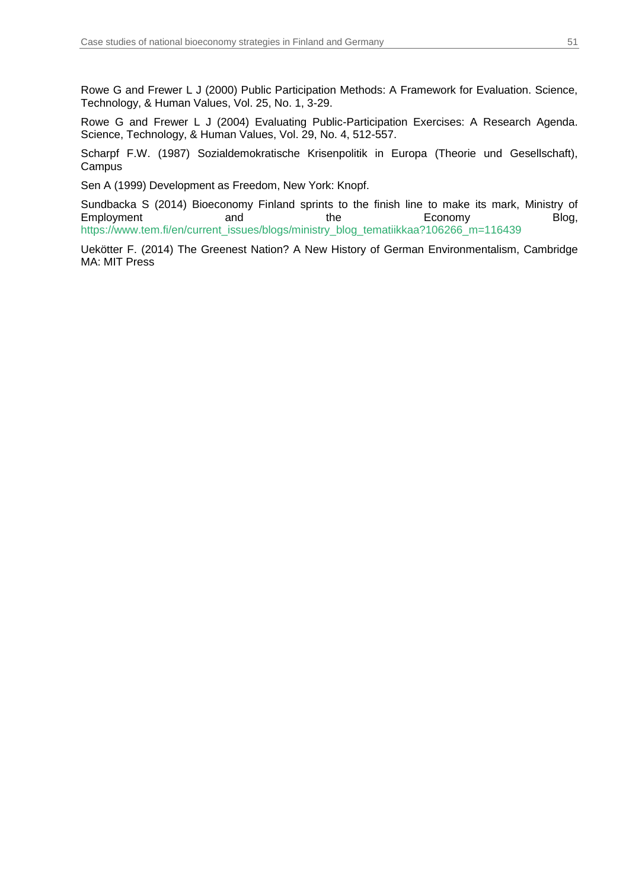Rowe G and Frewer L J (2000) Public Participation Methods: A Framework for Evaluation. Science, Technology, & Human Values, Vol. 25, No. 1, 3-29.

Rowe G and Frewer L J (2004) Evaluating Public-Participation Exercises: A Research Agenda. Science, Technology, & Human Values, Vol. 29, No. 4, 512-557.

Scharpf F.W. (1987) Sozialdemokratische Krisenpolitik in Europa (Theorie und Gesellschaft), Campus

Sen A (1999) Development as Freedom, New York: Knopf.

Sundbacka S (2014) Bioeconomy Finland sprints to the finish line to make its mark, Ministry of Employment and the Economy Blog, https://www.tem.fi/en/current_issues/blogs/ministry_blog_tematiikkaa?106266_m=116439

Uekötter F. (2014) The Greenest Nation? A New History of German Environmentalism, Cambridge MA: MIT Press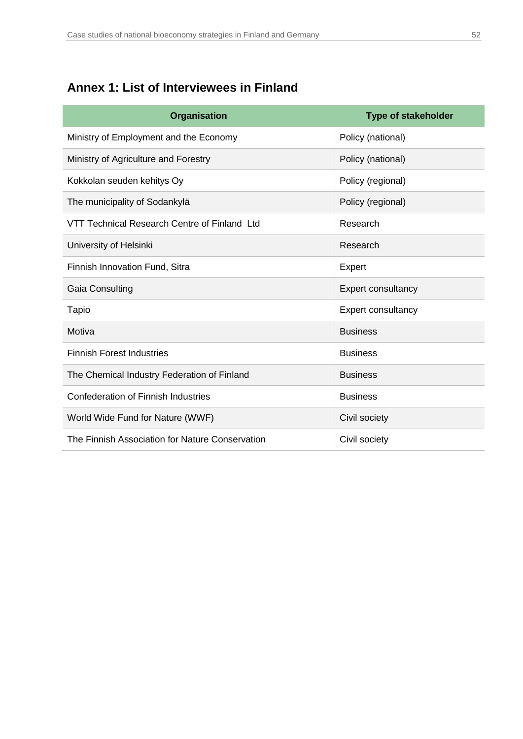## Annex 1: List of Interviewees in Finland

| Organisation | Type of stakeholder |
|---|---|
| Ministry of Employment and the Economy | Policy (national) |
| Ministry of Agriculture and Forestry | Policy (national) |
| Kokkolan seuden kehitys Oy | Policy (regional) |
| The municipality of Sodankylä | Policy (regional) |
| VTT Technical Research Centre of Finland Ltd | Research |
| University of Helsinki | Research |
| Finnish Innovation Fund, Sitra | Expert |
| Gaia Consulting | Expert consultancy |
| Tapio | Expert consultancy |
| Motiva | Business |
| Finnish Forest Industries | Business |
| The Chemical Industry Federation of Finland | Business |
| Confederation of Finnish Industries | Business |
| World Wide Fund for Nature (WWF) | Civil society |
| The Finnish Association for Nature Conservation | Civil society |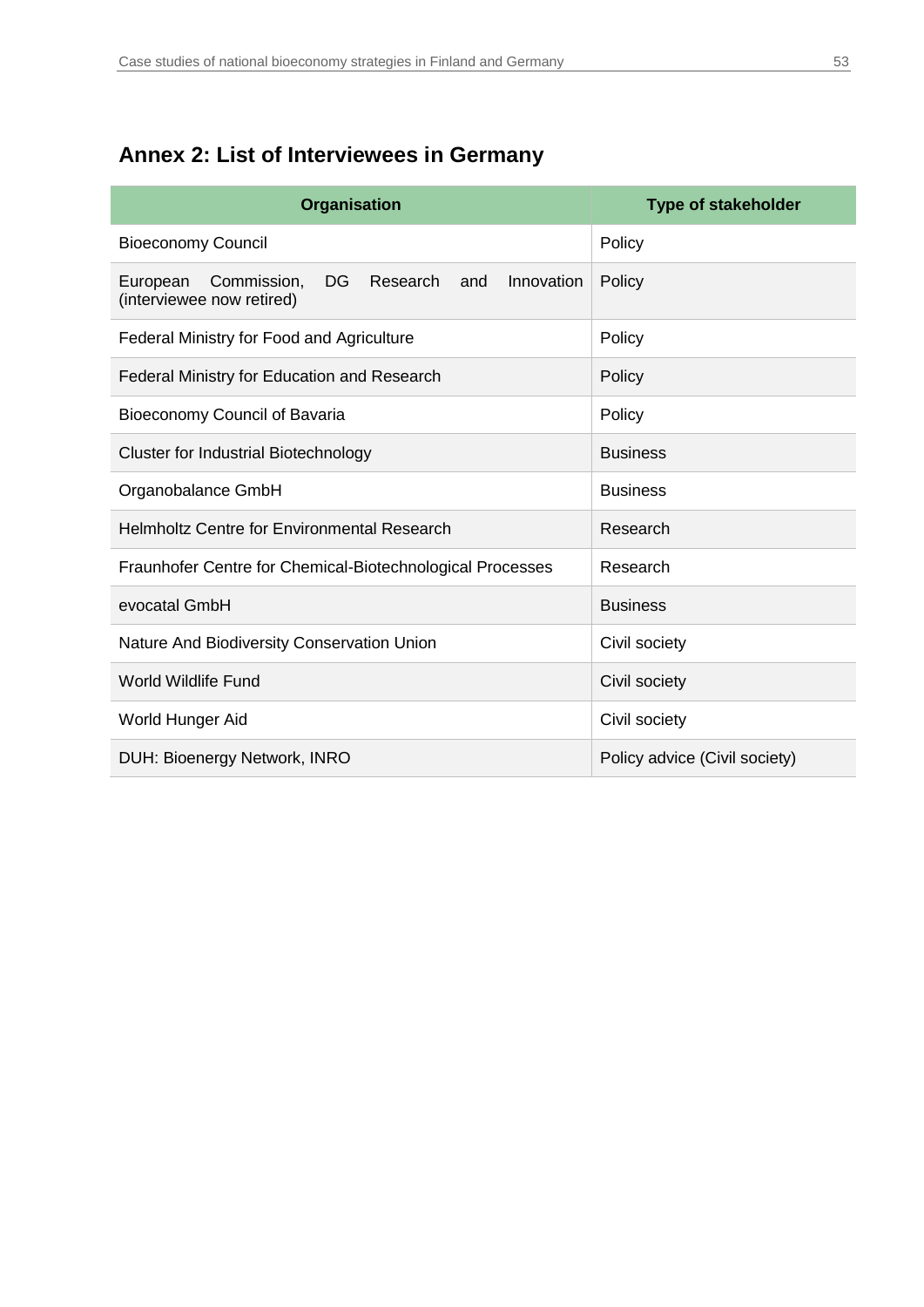## Annex 2: List of Interviewees in Germany

| Organisation | Type of stakeholder |
|---|---|
| Bioeconomy Council | Policy |
| European Commission, DG Research and Innovation (interviewee now retired) | Policy |
| Federal Ministry for Food and Agriculture | Policy |
| Federal Ministry for Education and Research | Policy |
| Bioeconomy Council of Bavaria | Policy |
| Cluster for Industrial Biotechnology | Business |
| Organobalance GmbH | Business |
| Helmholtz Centre for Environmental Research | Research |
| Fraunhofer Centre for Chemical-Biotechnological Processes | Research |
| evocatal GmbH | Business |
| Nature And Biodiversity Conservation Union | Civil society |
| World Wildlife Fund | Civil society |
| World Hunger Aid | Civil society |
| DUH: Bioenergy Network, INRO | Policy advice (Civil society) |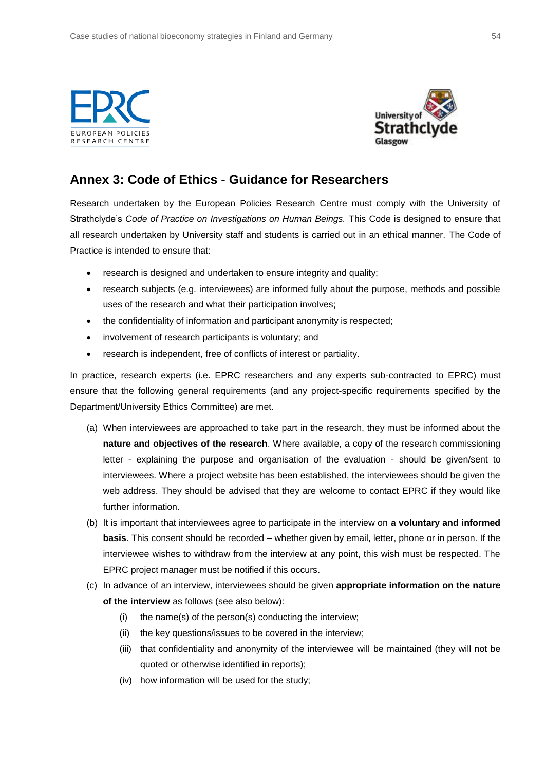## Annex 3: Code of Ethics - Guidance for Researchers

Research undertaken by the European Policies Research Centre must comply with the University of Strathclyde's *Code of Practice on Investigations on Human Beings.* This Code is designed to ensure that all research undertaken by University staff and students is carried out in an ethical manner. The Code of Practice is intended to ensure that:

- research is designed and undertaken to ensure integrity and quality;
- research subjects (e.g. interviewees) are informed fully about the purpose, methods and possible uses of the research and what their participation involves;
- the confidentiality of information and participant anonymity is respected;
- involvement of research participants is voluntary; and
- research is independent, free of conflicts of interest or partiality.

In practice, research experts (i.e. EPRC researchers and any experts sub-contracted to EPRC) must ensure that the following general requirements (and any project-specific requirements specified by the Department/University Ethics Committee) are met.

(a) When interviewees are approached to take part in the research, they must be informed about the **nature and objectives of the research**. Where available, a copy of the research commissioning letter - explaining the purpose and organisation of the evaluation - should be given/sent to interviewees. Where a project website has been established, the interviewees should be given the web address. They should be advised that they are welcome to contact EPRC if they would like further information.

(b) It is important that interviewees agree to participate in the interview on **a voluntary and informed basis**. This consent should be recorded – whether given by email, letter, phone or in person. If the interviewee wishes to withdraw from the interview at any point, this wish must be respected. The EPRC project manager must be notified if this occurs.

(c) In advance of an interview, interviewees should be given **appropriate information on the nature of the interview** as follows (see also below):

  (i) the name(s) of the person(s) conducting the interview;

  (ii) the key questions/issues to be covered in the interview;

  (iii) that confidentiality and anonymity of the interviewee will be maintained (they will not be quoted or otherwise identified in reports);

  (iv) how information will be used for the study;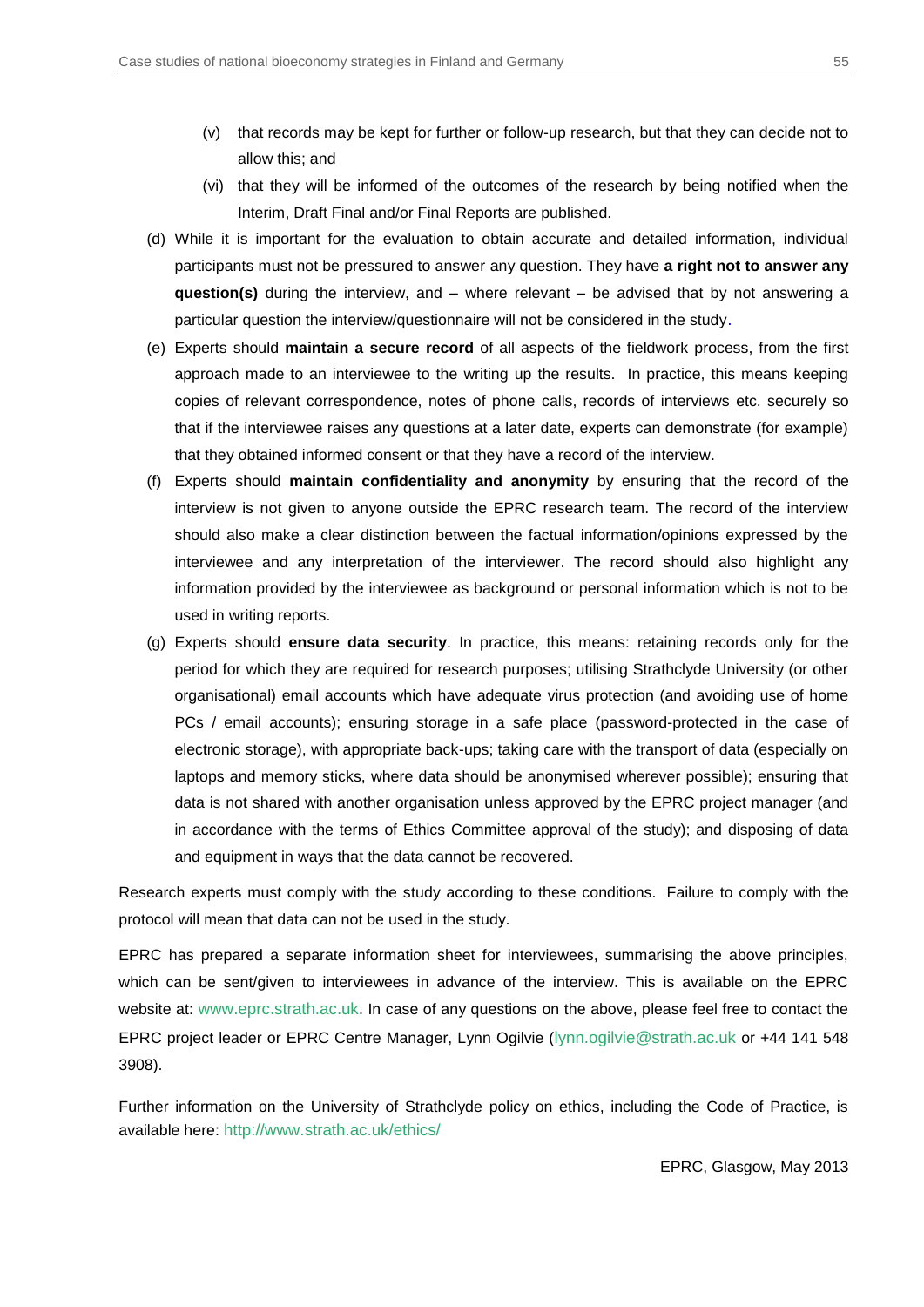(v) that records may be kept for further or follow-up research, but that they can decide not to allow this; and

(vi) that they will be informed of the outcomes of the research by being notified when the Interim, Draft Final and/or Final Reports are published.

(d) While it is important for the evaluation to obtain accurate and detailed information, individual participants must not be pressured to answer any question. They have **a right not to answer any question(s)** during the interview, and – where relevant – be advised that by not answering a particular question the interview/questionnaire will not be considered in the study.

(e) Experts should **maintain a secure record** of all aspects of the fieldwork process, from the first approach made to an interviewee to the writing up the results. In practice, this means keeping copies of relevant correspondence, notes of phone calls, records of interviews etc. securely so that if the interviewee raises any questions at a later date, experts can demonstrate (for example) that they obtained informed consent or that they have a record of the interview.

(f) Experts should **maintain confidentiality and anonymity** by ensuring that the record of the interview is not given to anyone outside the EPRC research team. The record of the interview should also make a clear distinction between the factual information/opinions expressed by the interviewee and any interpretation of the interviewer. The record should also highlight any information provided by the interviewee as background or personal information which is not to be used in writing reports.

(g) Experts should **ensure data security**. In practice, this means: retaining records only for the period for which they are required for research purposes; utilising Strathclyde University (or other organisational) email accounts which have adequate virus protection (and avoiding use of home PCs / email accounts); ensuring storage in a safe place (password-protected in the case of electronic storage), with appropriate back-ups; taking care with the transport of data (especially on laptops and memory sticks, where data should be anonymised wherever possible); ensuring that data is not shared with another organisation unless approved by the EPRC project manager (and in accordance with the terms of Ethics Committee approval of the study); and disposing of data and equipment in ways that the data cannot be recovered.

Research experts must comply with the study according to these conditions. Failure to comply with the protocol will mean that data can not be used in the study.

EPRC has prepared a separate information sheet for interviewees, summarising the above principles, which can be sent/given to interviewees in advance of the interview. This is available on the EPRC website at: www.eprc.strath.ac.uk. In case of any questions on the above, please feel free to contact the EPRC project leader or EPRC Centre Manager, Lynn Ogilvie (lynn.ogilvie@strath.ac.uk or +44 141 548 3908).

Further information on the University of Strathclyde policy on ethics, including the Code of Practice, is available here: http://www.strath.ac.uk/ethics/

EPRC, Glasgow, May 2013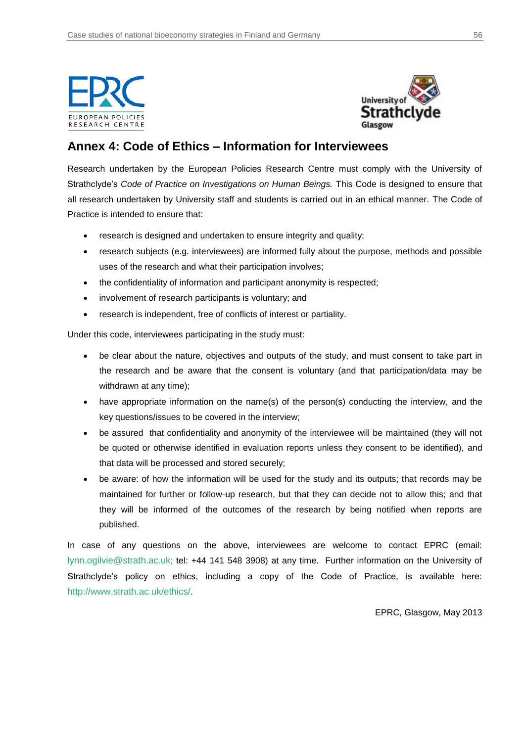EPRC
EUROPEAN POLICIES RESEARCH CENTRE

University of Strathclyde Glasgow

## Annex 4: Code of Ethics – Information for Interviewees

Research undertaken by the European Policies Research Centre must comply with the University of Strathclyde's *Code of Practice on Investigations on Human Beings.* This Code is designed to ensure that all research undertaken by University staff and students is carried out in an ethical manner. The Code of Practice is intended to ensure that:

- research is designed and undertaken to ensure integrity and quality;
- research subjects (e.g. interviewees) are informed fully about the purpose, methods and possible uses of the research and what their participation involves;
- the confidentiality of information and participant anonymity is respected;
- involvement of research participants is voluntary; and
- research is independent, free of conflicts of interest or partiality.

Under this code, interviewees participating in the study must:

- be clear about the nature, objectives and outputs of the study, and must consent to take part in the research and be aware that the consent is voluntary (and that participation/data may be withdrawn at any time);
- have appropriate information on the name(s) of the person(s) conducting the interview, and the key questions/issues to be covered in the interview;
- be assured that confidentiality and anonymity of the interviewee will be maintained (they will not be quoted or otherwise identified in evaluation reports unless they consent to be identified), and that data will be processed and stored securely;
- be aware: of how the information will be used for the study and its outputs; that records may be maintained for further or follow-up research, but that they can decide not to allow this; and that they will be informed of the outcomes of the research by being notified when reports are published.

In case of any questions on the above, interviewees are welcome to contact EPRC (email: lynn.ogilvie@strath.ac.uk; tel: +44 141 548 3908) at any time. Further information on the University of Strathclyde's policy on ethics, including a copy of the Code of Practice, is available here: http://www.strath.ac.uk/ethics/.

EPRC, Glasgow, May 2013